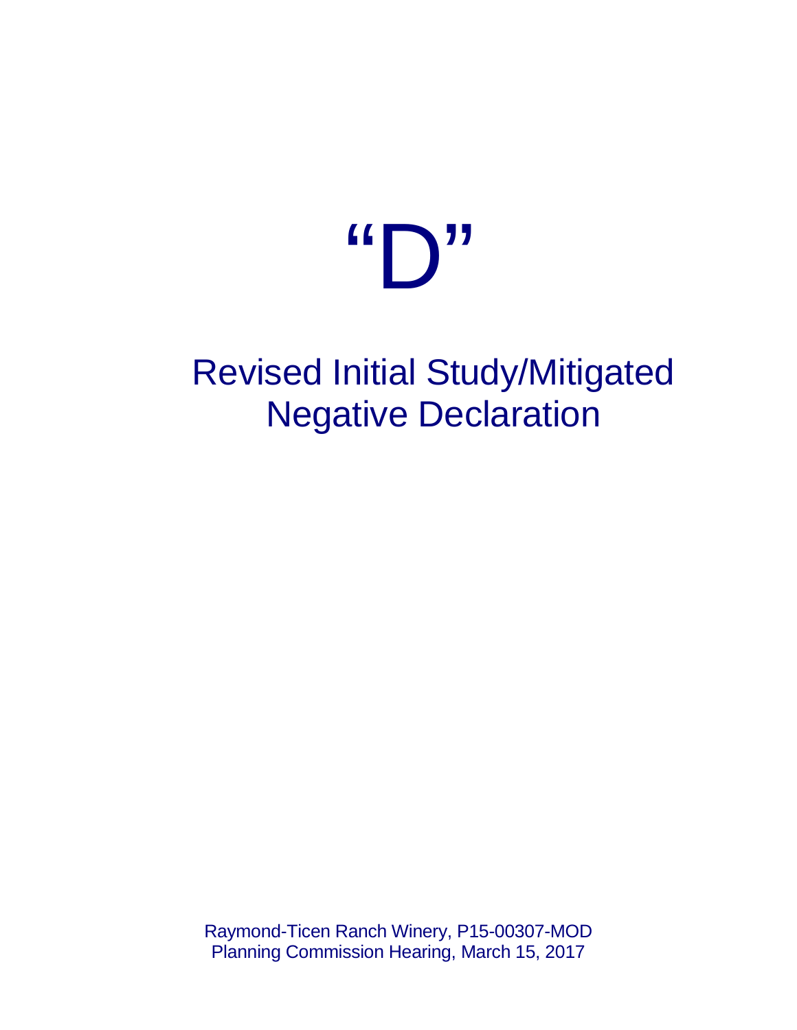# "D"

## Revised Initial Study/Mitigated Negative Declaration

Raymond-Ticen Ranch Winery, P15-00307-MOD
Planning Commission Hearing, March 15, 2017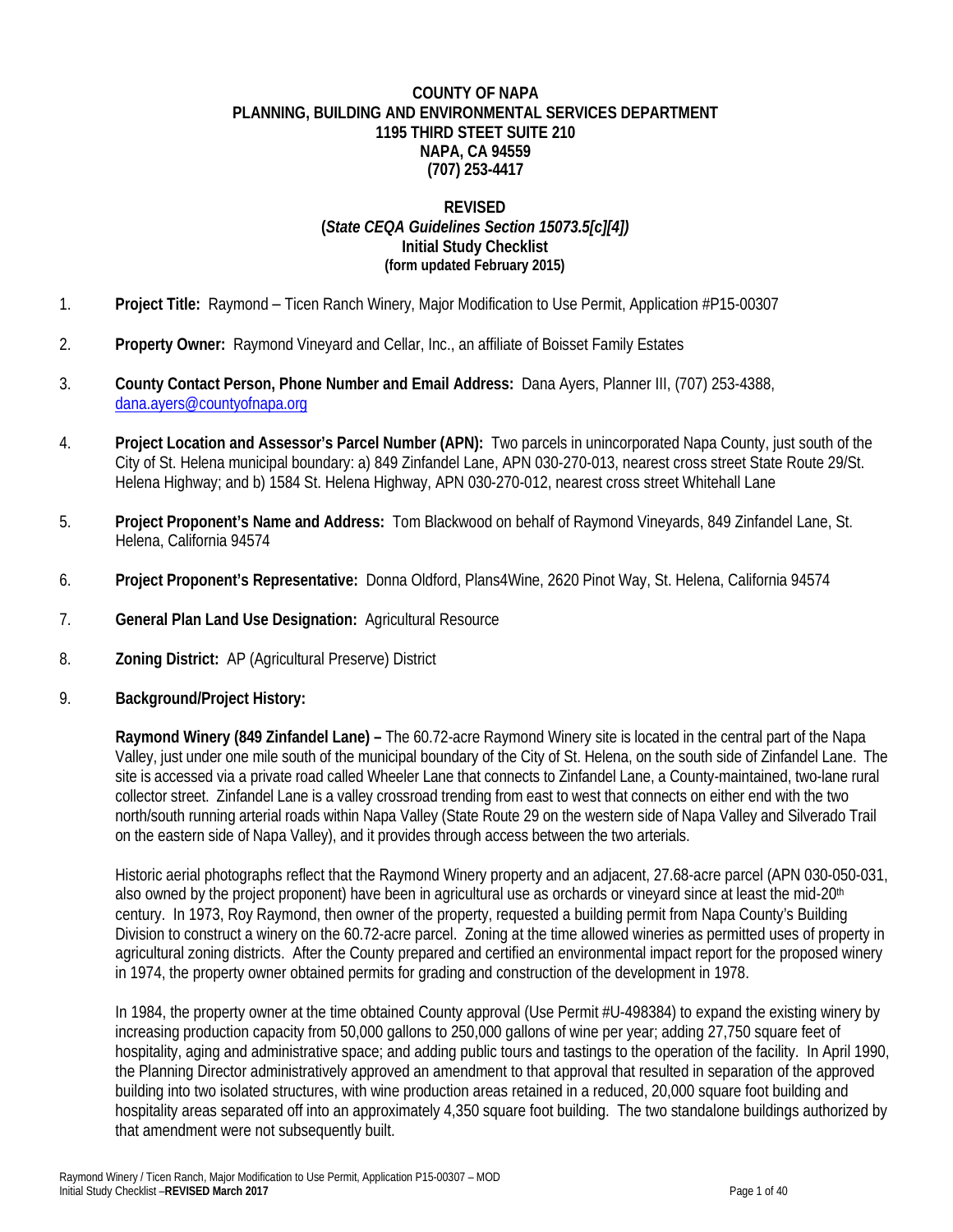**COUNTY OF NAPA**
**PLANNING, BUILDING AND ENVIRONMENTAL SERVICES DEPARTMENT**
**1195 THIRD STEET SUITE 210**
**NAPA, CA 94559**
**(707) 253-4417**

**REVISED**
**(*State CEQA Guidelines Section 15073.5[c][4])***
**Initial Study Checklist**
**(form updated February 2015)**

1. **Project Title:** Raymond – Ticen Ranch Winery, Major Modification to Use Permit, Application #P15-00307

2. **Property Owner:** Raymond Vineyard and Cellar, Inc., an affiliate of Boisset Family Estates

3. **County Contact Person, Phone Number and Email Address:** Dana Ayers, Planner III, (707) 253-4388, dana.ayers@countyofnapa.org

4. **Project Location and Assessor's Parcel Number (APN):** Two parcels in unincorporated Napa County, just south of the City of St. Helena municipal boundary: a) 849 Zinfandel Lane, APN 030-270-013, nearest cross street State Route 29/St. Helena Highway; and b) 1584 St. Helena Highway, APN 030-270-012, nearest cross street Whitehall Lane

5. **Project Proponent's Name and Address:** Tom Blackwood on behalf of Raymond Vineyards, 849 Zinfandel Lane, St. Helena, California 94574

6. **Project Proponent's Representative:** Donna Oldford, Plans4Wine, 2620 Pinot Way, St. Helena, California 94574

7. **General Plan Land Use Designation:** Agricultural Resource

8. **Zoning District:** AP (Agricultural Preserve) District

9. **Background/Project History:**

   **Raymond Winery (849 Zinfandel Lane) –** The 60.72-acre Raymond Winery site is located in the central part of the Napa Valley, just under one mile south of the municipal boundary of the City of St. Helena, on the south side of Zinfandel Lane. The site is accessed via a private road called Wheeler Lane that connects to Zinfandel Lane, a County-maintained, two-lane rural collector street. Zinfandel Lane is a valley crossroad trending from east to west that connects on either end with the two north/south running arterial roads within Napa Valley (State Route 29 on the western side of Napa Valley and Silverado Trail on the eastern side of Napa Valley), and it provides through access between the two arterials.

   Historic aerial photographs reflect that the Raymond Winery property and an adjacent, 27.68-acre parcel (APN 030-050-031, also owned by the project proponent) have been in agricultural use as orchards or vineyard since at least the mid-20th century. In 1973, Roy Raymond, then owner of the property, requested a building permit from Napa County's Building Division to construct a winery on the 60.72-acre parcel. Zoning at the time allowed wineries as permitted uses of property in agricultural zoning districts. After the County prepared and certified an environmental impact report for the proposed winery in 1974, the property owner obtained permits for grading and construction of the development in 1978.

   In 1984, the property owner at the time obtained County approval (Use Permit #U-498384) to expand the existing winery by increasing production capacity from 50,000 gallons to 250,000 gallons of wine per year; adding 27,750 square feet of hospitality, aging and administrative space; and adding public tours and tastings to the operation of the facility. In April 1990, the Planning Director administratively approved an amendment to that approval that resulted in separation of the approved building into two isolated structures, with wine production areas retained in a reduced, 20,000 square foot building and hospitality areas separated off into an approximately 4,350 square foot building. The two standalone buildings authorized by that amendment were not subsequently built.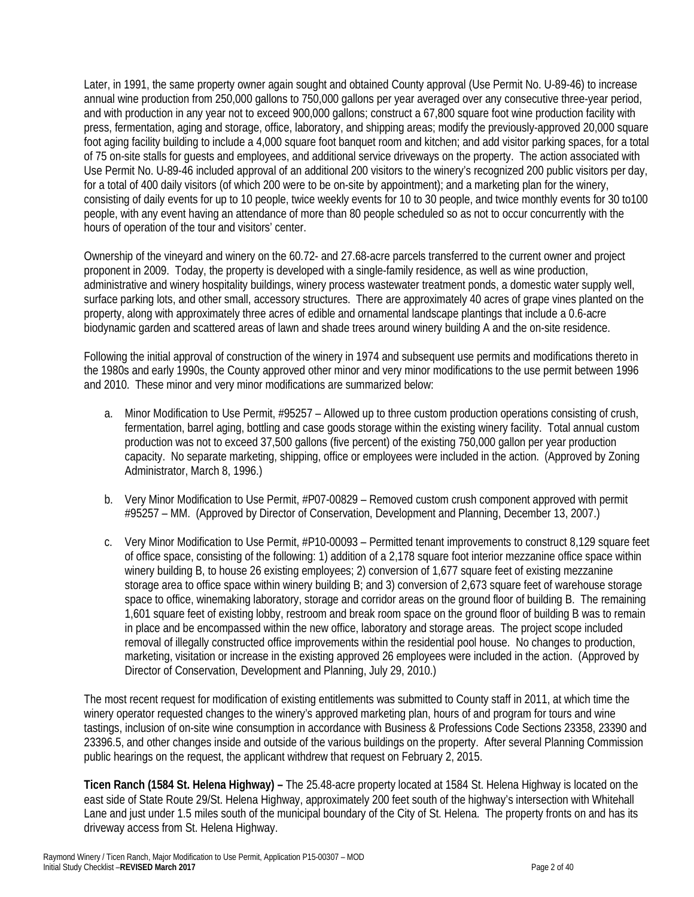Later, in 1991, the same property owner again sought and obtained County approval (Use Permit No. U-89-46) to increase annual wine production from 250,000 gallons to 750,000 gallons per year averaged over any consecutive three-year period, and with production in any year not to exceed 900,000 gallons; construct a 67,800 square foot wine production facility with press, fermentation, aging and storage, office, laboratory, and shipping areas; modify the previously-approved 20,000 square foot aging facility building to include a 4,000 square foot banquet room and kitchen; and add visitor parking spaces, for a total of 75 on-site stalls for guests and employees, and additional service driveways on the property. The action associated with Use Permit No. U-89-46 included approval of an additional 200 visitors to the winery's recognized 200 public visitors per day, for a total of 400 daily visitors (of which 200 were to be on-site by appointment); and a marketing plan for the winery, consisting of daily events for up to 10 people, twice weekly events for 10 to 30 people, and twice monthly events for 30 to100 people, with any event having an attendance of more than 80 people scheduled so as not to occur concurrently with the hours of operation of the tour and visitors' center.

Ownership of the vineyard and winery on the 60.72- and 27.68-acre parcels transferred to the current owner and project proponent in 2009. Today, the property is developed with a single-family residence, as well as wine production, administrative and winery hospitality buildings, winery process wastewater treatment ponds, a domestic water supply well, surface parking lots, and other small, accessory structures. There are approximately 40 acres of grape vines planted on the property, along with approximately three acres of edible and ornamental landscape plantings that include a 0.6-acre biodynamic garden and scattered areas of lawn and shade trees around winery building A and the on-site residence.

Following the initial approval of construction of the winery in 1974 and subsequent use permits and modifications thereto in the 1980s and early 1990s, the County approved other minor and very minor modifications to the use permit between 1996 and 2010. These minor and very minor modifications are summarized below:

a. Minor Modification to Use Permit, #95257 – Allowed up to three custom production operations consisting of crush, fermentation, barrel aging, bottling and case goods storage within the existing winery facility. Total annual custom production was not to exceed 37,500 gallons (five percent) of the existing 750,000 gallon per year production capacity. No separate marketing, shipping, office or employees were included in the action. (Approved by Zoning Administrator, March 8, 1996.)

b. Very Minor Modification to Use Permit, #P07-00829 – Removed custom crush component approved with permit #95257 – MM. (Approved by Director of Conservation, Development and Planning, December 13, 2007.)

c. Very Minor Modification to Use Permit, #P10-00093 – Permitted tenant improvements to construct 8,129 square feet of office space, consisting of the following: 1) addition of a 2,178 square foot interior mezzanine office space within winery building B, to house 26 existing employees; 2) conversion of 1,677 square feet of existing mezzanine storage area to office space within winery building B; and 3) conversion of 2,673 square feet of warehouse storage space to office, winemaking laboratory, storage and corridor areas on the ground floor of building B. The remaining 1,601 square feet of existing lobby, restroom and break room space on the ground floor of building B was to remain in place and be encompassed within the new office, laboratory and storage areas. The project scope included removal of illegally constructed office improvements within the residential pool house. No changes to production, marketing, visitation or increase in the existing approved 26 employees were included in the action. (Approved by Director of Conservation, Development and Planning, July 29, 2010.)

The most recent request for modification of existing entitlements was submitted to County staff in 2011, at which time the winery operator requested changes to the winery's approved marketing plan, hours of and program for tours and wine tastings, inclusion of on-site wine consumption in accordance with Business & Professions Code Sections 23358, 23390 and 23396.5, and other changes inside and outside of the various buildings on the property. After several Planning Commission public hearings on the request, the applicant withdrew that request on February 2, 2015.

**Ticen Ranch (1584 St. Helena Highway) –** The 25.48-acre property located at 1584 St. Helena Highway is located on the east side of State Route 29/St. Helena Highway, approximately 200 feet south of the highway's intersection with Whitehall Lane and just under 1.5 miles south of the municipal boundary of the City of St. Helena. The property fronts on and has its driveway access from St. Helena Highway.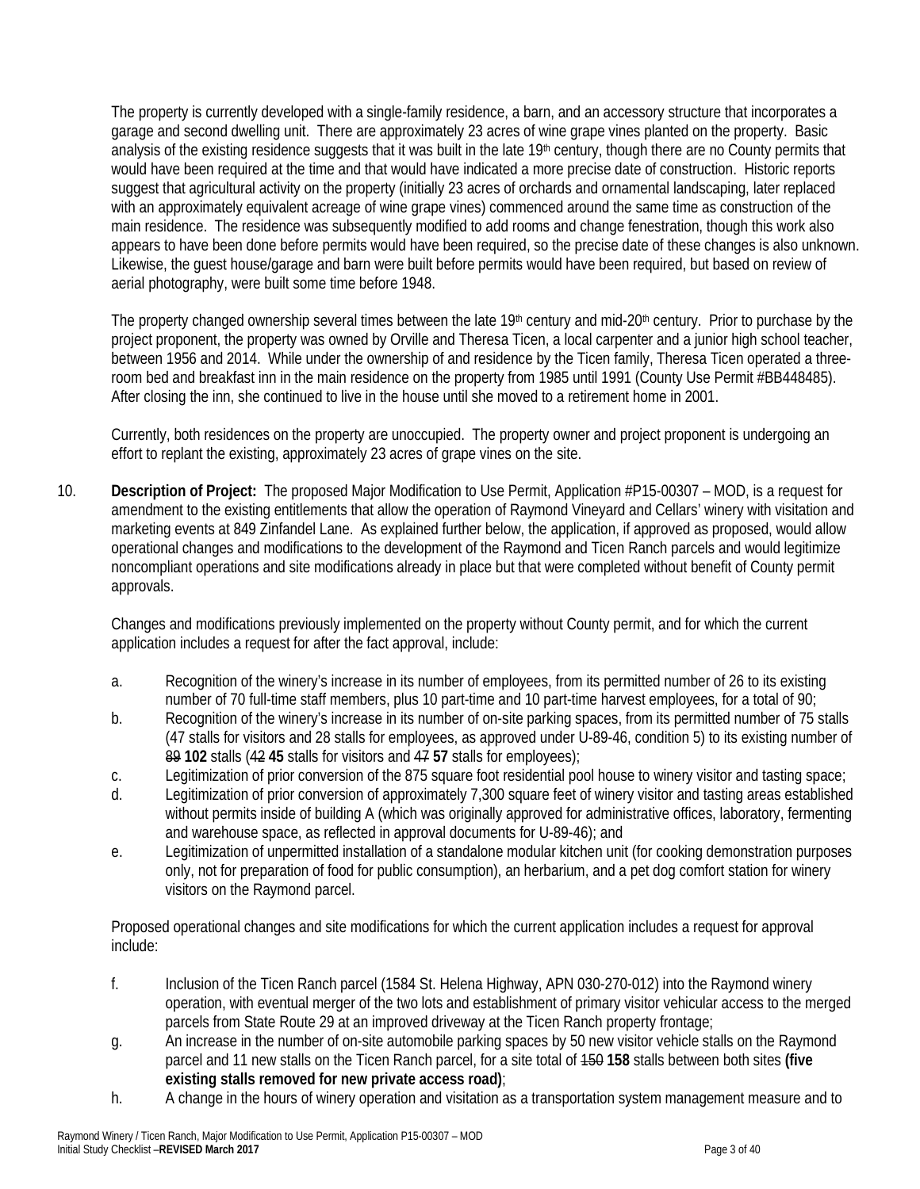The property is currently developed with a single-family residence, a barn, and an accessory structure that incorporates a garage and second dwelling unit. There are approximately 23 acres of wine grape vines planted on the property. Basic analysis of the existing residence suggests that it was built in the late 19th century, though there are no County permits that would have been required at the time and that would have indicated a more precise date of construction. Historic reports suggest that agricultural activity on the property (initially 23 acres of orchards and ornamental landscaping, later replaced with an approximately equivalent acreage of wine grape vines) commenced around the same time as construction of the main residence. The residence was subsequently modified to add rooms and change fenestration, though this work also appears to have been done before permits would have been required, so the precise date of these changes is also unknown. Likewise, the guest house/garage and barn were built before permits would have been required, but based on review of aerial photography, were built some time before 1948.

The property changed ownership several times between the late 19th century and mid-20th century. Prior to purchase by the project proponent, the property was owned by Orville and Theresa Ticen, a local carpenter and a junior high school teacher, between 1956 and 2014. While under the ownership of and residence by the Ticen family, Theresa Ticen operated a three-room bed and breakfast inn in the main residence on the property from 1985 until 1991 (County Use Permit #BB448485). After closing the inn, she continued to live in the house until she moved to a retirement home in 2001.

Currently, both residences on the property are unoccupied. The property owner and project proponent is undergoing an effort to replant the existing, approximately 23 acres of grape vines on the site.

10. **Description of Project:** The proposed Major Modification to Use Permit, Application #P15-00307 – MOD, is a request for amendment to the existing entitlements that allow the operation of Raymond Vineyard and Cellars' winery with visitation and marketing events at 849 Zinfandel Lane. As explained further below, the application, if approved as proposed, would allow operational changes and modifications to the development of the Raymond and Ticen Ranch parcels and would legitimize noncompliant operations and site modifications already in place but that were completed without benefit of County permit approvals.

    Changes and modifications previously implemented on the property without County permit, and for which the current application includes a request for after the fact approval, include:

    a. Recognition of the winery's increase in its number of employees, from its permitted number of 26 to its existing number of 70 full-time staff members, plus 10 part-time and 10 part-time harvest employees, for a total of 90;
    b. Recognition of the winery's increase in its number of on-site parking spaces, from its permitted number of 75 stalls (47 stalls for visitors and 28 stalls for employees, as approved under U-89-46, condition 5) to its existing number of ~~89~~ **102** stalls (~~42~~ **45** stalls for visitors and ~~47~~ **57** stalls for employees);
    c. Legitimization of prior conversion of the 875 square foot residential pool house to winery visitor and tasting space;
    d. Legitimization of prior conversion of approximately 7,300 square feet of winery visitor and tasting areas established without permits inside of building A (which was originally approved for administrative offices, laboratory, fermenting and warehouse space, as reflected in approval documents for U-89-46); and
    e. Legitimization of unpermitted installation of a standalone modular kitchen unit (for cooking demonstration purposes only, not for preparation of food for public consumption), an herbarium, and a pet dog comfort station for winery visitors on the Raymond parcel.

    Proposed operational changes and site modifications for which the current application includes a request for approval include:

    f. Inclusion of the Ticen Ranch parcel (1584 St. Helena Highway, APN 030-270-012) into the Raymond winery operation, with eventual merger of the two lots and establishment of primary visitor vehicular access to the merged parcels from State Route 29 at an improved driveway at the Ticen Ranch property frontage;
    g. An increase in the number of on-site automobile parking spaces by 50 new visitor vehicle stalls on the Raymond parcel and 11 new stalls on the Ticen Ranch parcel, for a site total of ~~150~~ **158** stalls between both sites **(five existing stalls removed for new private access road)**;
    h. A change in the hours of winery operation and visitation as a transportation system management measure and to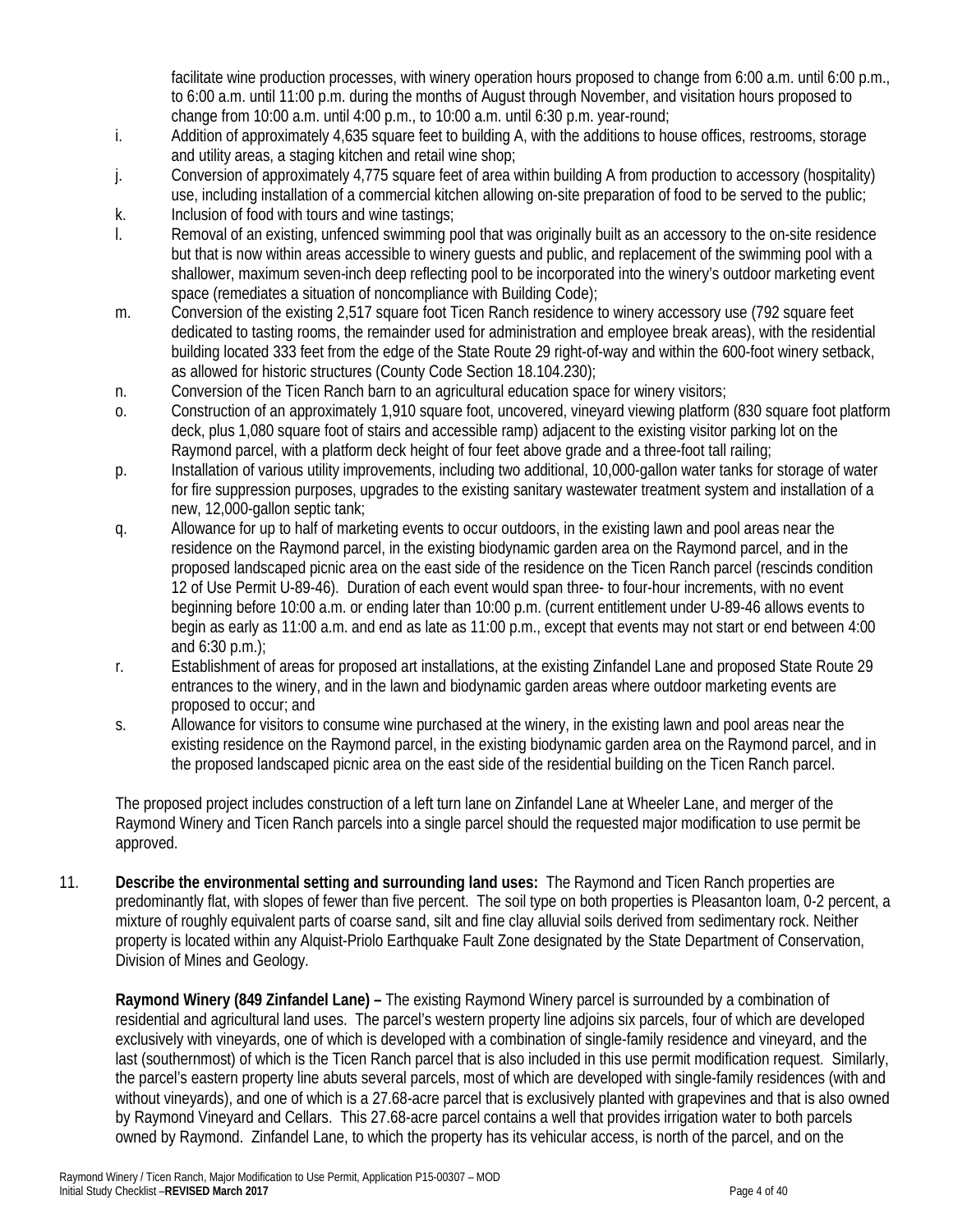facilitate wine production processes, with winery operation hours proposed to change from 6:00 a.m. until 6:00 p.m., to 6:00 a.m. until 11:00 p.m. during the months of August through November, and visitation hours proposed to change from 10:00 a.m. until 4:00 p.m., to 10:00 a.m. until 6:30 p.m. year-round;

i. Addition of approximately 4,635 square feet to building A, with the additions to house offices, restrooms, storage and utility areas, a staging kitchen and retail wine shop;

j. Conversion of approximately 4,775 square feet of area within building A from production to accessory (hospitality) use, including installation of a commercial kitchen allowing on-site preparation of food to be served to the public;

k. Inclusion of food with tours and wine tastings;

l. Removal of an existing, unfenced swimming pool that was originally built as an accessory to the on-site residence but that is now within areas accessible to winery guests and public, and replacement of the swimming pool with a shallower, maximum seven-inch deep reflecting pool to be incorporated into the winery's outdoor marketing event space (remediates a situation of noncompliance with Building Code);

m. Conversion of the existing 2,517 square foot Ticen Ranch residence to winery accessory use (792 square feet dedicated to tasting rooms, the remainder used for administration and employee break areas), with the residential building located 333 feet from the edge of the State Route 29 right-of-way and within the 600-foot winery setback, as allowed for historic structures (County Code Section 18.104.230);

n. Conversion of the Ticen Ranch barn to an agricultural education space for winery visitors;

o. Construction of an approximately 1,910 square foot, uncovered, vineyard viewing platform (830 square foot platform deck, plus 1,080 square foot of stairs and accessible ramp) adjacent to the existing visitor parking lot on the Raymond parcel, with a platform deck height of four feet above grade and a three-foot tall railing;

p. Installation of various utility improvements, including two additional, 10,000-gallon water tanks for storage of water for fire suppression purposes, upgrades to the existing sanitary wastewater treatment system and installation of a new, 12,000-gallon septic tank;

q. Allowance for up to half of marketing events to occur outdoors, in the existing lawn and pool areas near the residence on the Raymond parcel, in the existing biodynamic garden area on the Raymond parcel, and in the proposed landscaped picnic area on the east side of the residence on the Ticen Ranch parcel (rescinds condition 12 of Use Permit U-89-46). Duration of each event would span three- to four-hour increments, with no event beginning before 10:00 a.m. or ending later than 10:00 p.m. (current entitlement under U-89-46 allows events to begin as early as 11:00 a.m. and end as late as 11:00 p.m., except that events may not start or end between 4:00 and 6:30 p.m.);

r. Establishment of areas for proposed art installations, at the existing Zinfandel Lane and proposed State Route 29 entrances to the winery, and in the lawn and biodynamic garden areas where outdoor marketing events are proposed to occur; and

s. Allowance for visitors to consume wine purchased at the winery, in the existing lawn and pool areas near the existing residence on the Raymond parcel, in the existing biodynamic garden area on the Raymond parcel, and in the proposed landscaped picnic area on the east side of the residential building on the Ticen Ranch parcel.

The proposed project includes construction of a left turn lane on Zinfandel Lane at Wheeler Lane, and merger of the Raymond Winery and Ticen Ranch parcels into a single parcel should the requested major modification to use permit be approved.

11. **Describe the environmental setting and surrounding land uses:** The Raymond and Ticen Ranch properties are predominantly flat, with slopes of fewer than five percent. The soil type on both properties is Pleasanton loam, 0-2 percent, a mixture of roughly equivalent parts of coarse sand, silt and fine clay alluvial soils derived from sedimentary rock. Neither property is located within any Alquist-Priolo Earthquake Fault Zone designated by the State Department of Conservation, Division of Mines and Geology.

**Raymond Winery (849 Zinfandel Lane) –** The existing Raymond Winery parcel is surrounded by a combination of residential and agricultural land uses. The parcel's western property line adjoins six parcels, four of which are developed exclusively with vineyards, one of which is developed with a combination of single-family residence and vineyard, and the last (southernmost) of which is the Ticen Ranch parcel that is also included in this use permit modification request. Similarly, the parcel's eastern property line abuts several parcels, most of which are developed with single-family residences (with and without vineyards), and one of which is a 27.68-acre parcel that is exclusively planted with grapevines and that is also owned by Raymond Vineyard and Cellars. This 27.68-acre parcel contains a well that provides irrigation water to both parcels owned by Raymond. Zinfandel Lane, to which the property has its vehicular access, is north of the parcel, and on the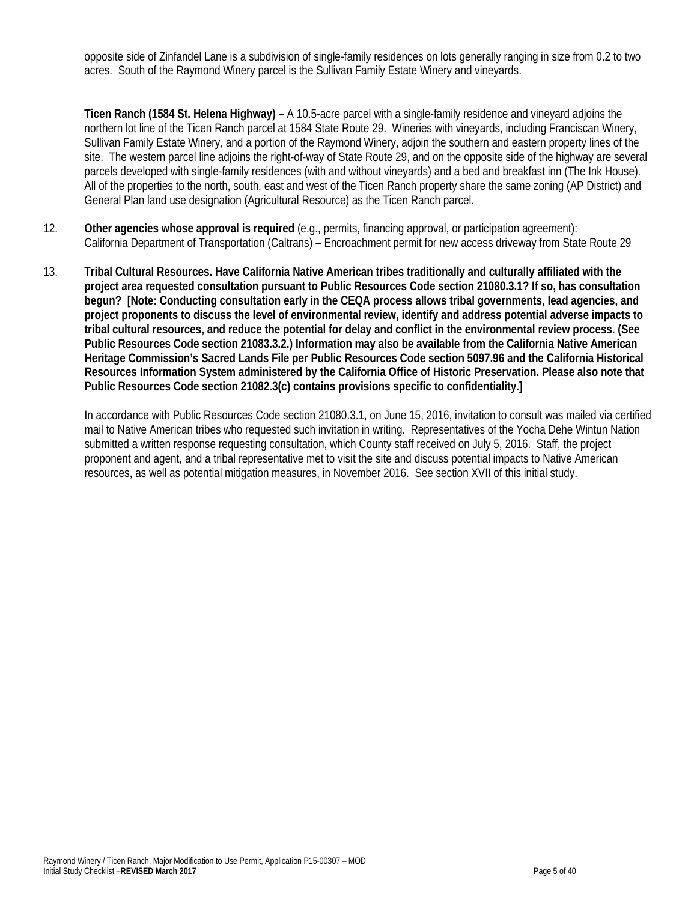opposite side of Zinfandel Lane is a subdivision of single-family residences on lots generally ranging in size from 0.2 to two acres. South of the Raymond Winery parcel is the Sullivan Family Estate Winery and vineyards.

**Ticen Ranch (1584 St. Helena Highway) –** A 10.5-acre parcel with a single-family residence and vineyard adjoins the northern lot line of the Ticen Ranch parcel at 1584 State Route 29. Wineries with vineyards, including Franciscan Winery, Sullivan Family Estate Winery, and a portion of the Raymond Winery, adjoin the southern and eastern property lines of the site. The western parcel line adjoins the right-of-way of State Route 29, and on the opposite side of the highway are several parcels developed with single-family residences (with and without vineyards) and a bed and breakfast inn (The Ink House). All of the properties to the north, south, east and west of the Ticen Ranch property share the same zoning (AP District) and General Plan land use designation (Agricultural Resource) as the Ticen Ranch parcel.

12. **Other agencies whose approval is required** (e.g., permits, financing approval, or participation agreement):
    California Department of Transportation (Caltrans) – Encroachment permit for new access driveway from State Route 29

13. **Tribal Cultural Resources. Have California Native American tribes traditionally and culturally affiliated with the project area requested consultation pursuant to Public Resources Code section 21080.3.1? If so, has consultation begun? [Note: Conducting consultation early in the CEQA process allows tribal governments, lead agencies, and project proponents to discuss the level of environmental review, identify and address potential adverse impacts to tribal cultural resources, and reduce the potential for delay and conflict in the environmental review process. (See Public Resources Code section 21083.3.2.) Information may also be available from the California Native American Heritage Commission's Sacred Lands File per Public Resources Code section 5097.96 and the California Historical Resources Information System administered by the California Office of Historic Preservation. Please also note that Public Resources Code section 21082.3(c) contains provisions specific to confidentiality.]**

    In accordance with Public Resources Code section 21080.3.1, on June 15, 2016, invitation to consult was mailed via certified mail to Native American tribes who requested such invitation in writing. Representatives of the Yocha Dehe Wintun Nation submitted a written response requesting consultation, which County staff received on July 5, 2016. Staff, the project proponent and agent, and a tribal representative met to visit the site and discuss potential impacts to Native American resources, as well as potential mitigation measures, in November 2016. See section XVII of this initial study.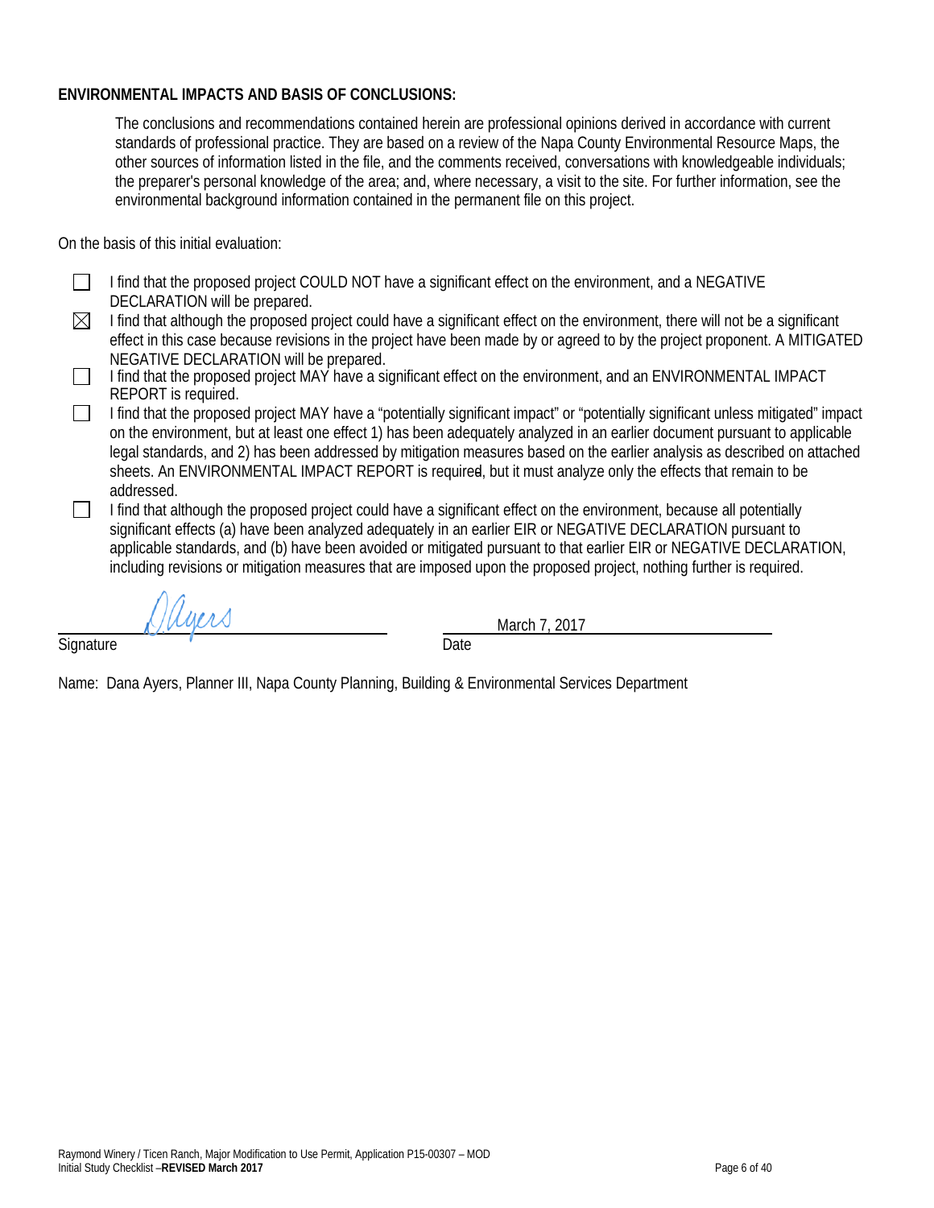**ENVIRONMENTAL IMPACTS AND BASIS OF CONCLUSIONS:**

The conclusions and recommendations contained herein are professional opinions derived in accordance with current standards of professional practice. They are based on a review of the Napa County Environmental Resource Maps, the other sources of information listed in the file, and the comments received, conversations with knowledgeable individuals; the preparer's personal knowledge of the area; and, where necessary, a visit to the site. For further information, see the environmental background information contained in the permanent file on this project.

On the basis of this initial evaluation:

- ☐ I find that the proposed project COULD NOT have a significant effect on the environment, and a NEGATIVE DECLARATION will be prepared.
- ☒ I find that although the proposed project could have a significant effect on the environment, there will not be a significant effect in this case because revisions in the project have been made by or agreed to by the project proponent. A MITIGATED NEGATIVE DECLARATION will be prepared.
- ☐ I find that the proposed project MAY have a significant effect on the environment, and an ENVIRONMENTAL IMPACT REPORT is required.
- ☐ I find that the proposed project MAY have a "potentially significant impact" or "potentially significant unless mitigated" impact on the environment, but at least one effect 1) has been adequately analyzed in an earlier document pursuant to applicable legal standards, and 2) has been addressed by mitigation measures based on the earlier analysis as described on attached sheets. An ENVIRONMENTAL IMPACT REPORT is required, but it must analyze only the effects that remain to be addressed.
- ☐ I find that although the proposed project could have a significant effect on the environment, because all potentially significant effects (a) have been analyzed adequately in an earlier EIR or NEGATIVE DECLARATION pursuant to applicable standards, and (b) have been avoided or mitigated pursuant to that earlier EIR or NEGATIVE DECLARATION, including revisions or mitigation measures that are imposed upon the proposed project, nothing further is required.

D. Ayers
Signature

March 7, 2017
Date

Name: Dana Ayers, Planner III, Napa County Planning, Building & Environmental Services Department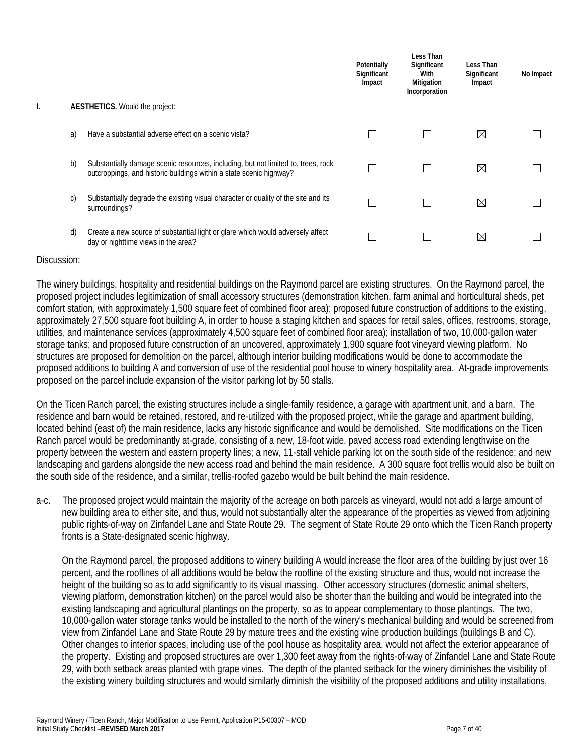| | | | Potentially Significant Impact | Less Than Significant With Mitigation Incorporation | Less Than Significant Impact | No Impact |
|---|---|---|---|---|---|---|
| **I.** | | **AESTHETICS.** Would the project: | | | | |
| | a) | Have a substantial adverse effect on a scenic vista? | ☐ | ☐ | ☒ | ☐ |
| | b) | Substantially damage scenic resources, including, but not limited to, trees, rock outcroppings, and historic buildings within a state scenic highway? | ☐ | ☐ | ☒ | ☐ |
| | c) | Substantially degrade the existing visual character or quality of the site and its surroundings? | ☐ | ☐ | ☒ | ☐ |
| | d) | Create a new source of substantial light or glare which would adversely affect day or nighttime views in the area? | ☐ | ☐ | ☒ | ☐ |

Discussion:

The winery buildings, hospitality and residential buildings on the Raymond parcel are existing structures. On the Raymond parcel, the proposed project includes legitimization of small accessory structures (demonstration kitchen, farm animal and horticultural sheds, pet comfort station, with approximately 1,500 square feet of combined floor area); proposed future construction of additions to the existing, approximately 27,500 square foot building A, in order to house a staging kitchen and spaces for retail sales, offices, restrooms, storage, utilities, and maintenance services (approximately 4,500 square feet of combined floor area); installation of two, 10,000-gallon water storage tanks; and proposed future construction of an uncovered, approximately 1,900 square foot vineyard viewing platform. No structures are proposed for demolition on the parcel, although interior building modifications would be done to accommodate the proposed additions to building A and conversion of use of the residential pool house to winery hospitality area. At-grade improvements proposed on the parcel include expansion of the visitor parking lot by 50 stalls.

On the Ticen Ranch parcel, the existing structures include a single-family residence, a garage with apartment unit, and a barn. The residence and barn would be retained, restored, and re-utilized with the proposed project, while the garage and apartment building, located behind (east of) the main residence, lacks any historic significance and would be demolished. Site modifications on the Ticen Ranch parcel would be predominantly at-grade, consisting of a new, 18-foot wide, paved access road extending lengthwise on the property between the western and eastern property lines; a new, 11-stall vehicle parking lot on the south side of the residence; and new landscaping and gardens alongside the new access road and behind the main residence. A 300 square foot trellis would also be built on the south side of the residence, and a similar, trellis-roofed gazebo would be built behind the main residence.

a-c. The proposed project would maintain the majority of the acreage on both parcels as vineyard, would not add a large amount of new building area to either site, and thus, would not substantially alter the appearance of the properties as viewed from adjoining public rights-of-way on Zinfandel Lane and State Route 29. The segment of State Route 29 onto which the Ticen Ranch property fronts is a State-designated scenic highway.

On the Raymond parcel, the proposed additions to winery building A would increase the floor area of the building by just over 16 percent, and the rooflines of all additions would be below the roofline of the existing structure and thus, would not increase the height of the building so as to add significantly to its visual massing. Other accessory structures (domestic animal shelters, viewing platform, demonstration kitchen) on the parcel would also be shorter than the building and would be integrated into the existing landscaping and agricultural plantings on the property, so as to appear complementary to those plantings. The two, 10,000-gallon water storage tanks would be installed to the north of the winery's mechanical building and would be screened from view from Zinfandel Lane and State Route 29 by mature trees and the existing wine production buildings (buildings B and C). Other changes to interior spaces, including use of the pool house as hospitality area, would not affect the exterior appearance of the property. Existing and proposed structures are over 1,300 feet away from the rights-of-way of Zinfandel Lane and State Route 29, with both setback areas planted with grape vines. The depth of the planted setback for the winery diminishes the visibility of the existing winery building structures and would similarly diminish the visibility of the proposed additions and utility installations.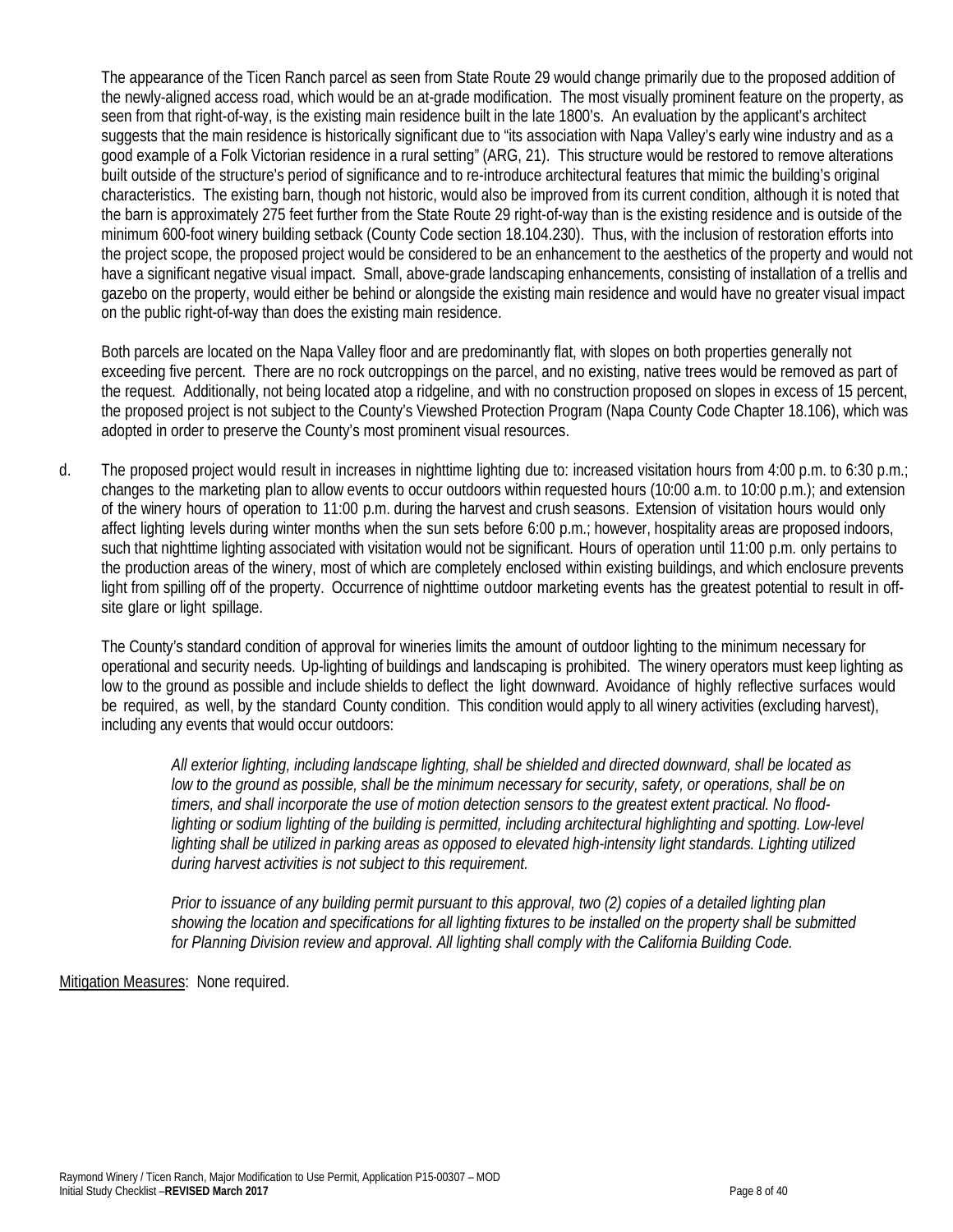The appearance of the Ticen Ranch parcel as seen from State Route 29 would change primarily due to the proposed addition of the newly-aligned access road, which would be an at-grade modification. The most visually prominent feature on the property, as seen from that right-of-way, is the existing main residence built in the late 1800's. An evaluation by the applicant's architect suggests that the main residence is historically significant due to "its association with Napa Valley's early wine industry and as a good example of a Folk Victorian residence in a rural setting" (ARG, 21). This structure would be restored to remove alterations built outside of the structure's period of significance and to re-introduce architectural features that mimic the building's original characteristics. The existing barn, though not historic, would also be improved from its current condition, although it is noted that the barn is approximately 275 feet further from the State Route 29 right-of-way than is the existing residence and is outside of the minimum 600-foot winery building setback (County Code section 18.104.230). Thus, with the inclusion of restoration efforts into the project scope, the proposed project would be considered to be an enhancement to the aesthetics of the property and would not have a significant negative visual impact. Small, above-grade landscaping enhancements, consisting of installation of a trellis and gazebo on the property, would either be behind or alongside the existing main residence and would have no greater visual impact on the public right-of-way than does the existing main residence.

Both parcels are located on the Napa Valley floor and are predominantly flat, with slopes on both properties generally not exceeding five percent. There are no rock outcroppings on the parcel, and no existing, native trees would be removed as part of the request. Additionally, not being located atop a ridgeline, and with no construction proposed on slopes in excess of 15 percent, the proposed project is not subject to the County's Viewshed Protection Program (Napa County Code Chapter 18.106), which was adopted in order to preserve the County's most prominent visual resources.

d. The proposed project would result in increases in nighttime lighting due to: increased visitation hours from 4:00 p.m. to 6:30 p.m.; changes to the marketing plan to allow events to occur outdoors within requested hours (10:00 a.m. to 10:00 p.m.); and extension of the winery hours of operation to 11:00 p.m. during the harvest and crush seasons. Extension of visitation hours would only affect lighting levels during winter months when the sun sets before 6:00 p.m.; however, hospitality areas are proposed indoors, such that nighttime lighting associated with visitation would not be significant. Hours of operation until 11:00 p.m. only pertains to the production areas of the winery, most of which are completely enclosed within existing buildings, and which enclosure prevents light from spilling off of the property. Occurrence of nighttime outdoor marketing events has the greatest potential to result in off-site glare or light spillage.

The County's standard condition of approval for wineries limits the amount of outdoor lighting to the minimum necessary for operational and security needs. Up-lighting of buildings and landscaping is prohibited. The winery operators must keep lighting as low to the ground as possible and include shields to deflect the light downward. Avoidance of highly reflective surfaces would be required, as well, by the standard County condition. This condition would apply to all winery activities (excluding harvest), including any events that would occur outdoors:

> *All exterior lighting, including landscape lighting, shall be shielded and directed downward, shall be located as low to the ground as possible, shall be the minimum necessary for security, safety, or operations, shall be on timers, and shall incorporate the use of motion detection sensors to the greatest extent practical. No flood-lighting or sodium lighting of the building is permitted, including architectural highlighting and spotting. Low-level lighting shall be utilized in parking areas as opposed to elevated high-intensity light standards. Lighting utilized during harvest activities is not subject to this requirement.*
>
> *Prior to issuance of any building permit pursuant to this approval, two (2) copies of a detailed lighting plan showing the location and specifications for all lighting fixtures to be installed on the property shall be submitted for Planning Division review and approval. All lighting shall comply with the California Building Code.*

Mitigation Measures: None required.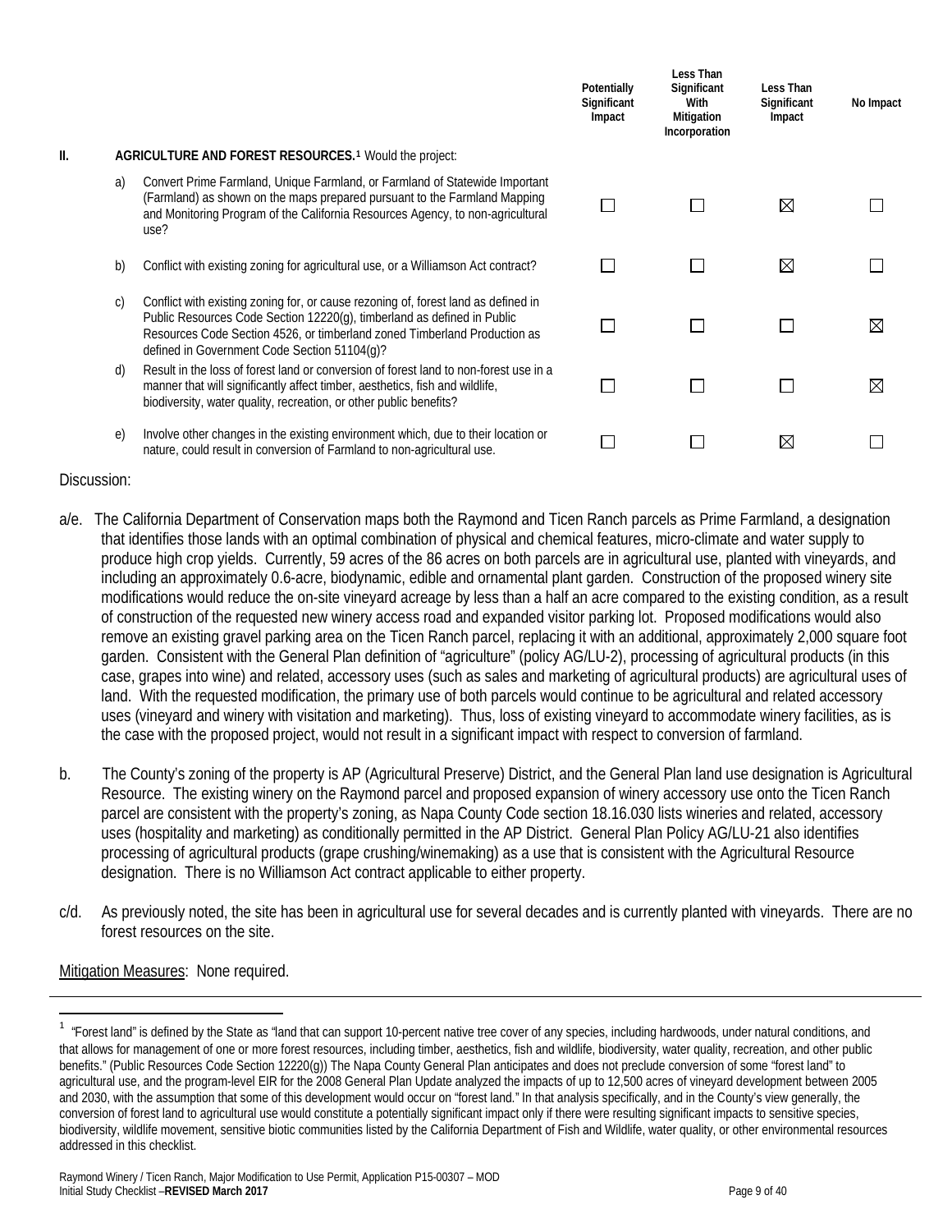| | | Potentially Significant Impact | Less Than Significant With Mitigation Incorporation | Less Than Significant Impact | No Impact |
|---|---|---|---|---|---|
| **II.** | **AGRICULTURE AND FOREST RESOURCES.**[1] Would the project: | | | | |
| a) | Convert Prime Farmland, Unique Farmland, or Farmland of Statewide Important (Farmland) as shown on the maps prepared pursuant to the Farmland Mapping and Monitoring Program of the California Resources Agency, to non-agricultural use? | ☐ | ☐ | ☒ | ☐ |
| b) | Conflict with existing zoning for agricultural use, or a Williamson Act contract? | ☐ | ☐ | ☒ | ☐ |
| c) | Conflict with existing zoning for, or cause rezoning of, forest land as defined in Public Resources Code Section 12220(g), timberland as defined in Public Resources Code Section 4526, or timberland zoned Timberland Production as defined in Government Code Section 51104(g)? | ☐ | ☐ | ☐ | ☒ |
| d) | Result in the loss of forest land or conversion of forest land to non-forest use in a manner that will significantly affect timber, aesthetics, fish and wildlife, biodiversity, water quality, recreation, or other public benefits? | ☐ | ☐ | ☐ | ☒ |
| e) | Involve other changes in the existing environment which, due to their location or nature, could result in conversion of Farmland to non-agricultural use. | ☐ | ☐ | ☒ | ☐ |

Discussion:

a/e. The California Department of Conservation maps both the Raymond and Ticen Ranch parcels as Prime Farmland, a designation that identifies those lands with an optimal combination of physical and chemical features, micro-climate and water supply to produce high crop yields. Currently, 59 acres of the 86 acres on both parcels are in agricultural use, planted with vineyards, and including an approximately 0.6-acre, biodynamic, edible and ornamental plant garden. Construction of the proposed winery site modifications would reduce the on-site vineyard acreage by less than a half an acre compared to the existing condition, as a result of construction of the requested new winery access road and expanded visitor parking lot. Proposed modifications would also remove an existing gravel parking area on the Ticen Ranch parcel, replacing it with an additional, approximately 2,000 square foot garden. Consistent with the General Plan definition of "agriculture" (policy AG/LU-2), processing of agricultural products (in this case, grapes into wine) and related, accessory uses (such as sales and marketing of agricultural products) are agricultural uses of land. With the requested modification, the primary use of both parcels would continue to be agricultural and related accessory uses (vineyard and winery with visitation and marketing). Thus, loss of existing vineyard to accommodate winery facilities, as is the case with the proposed project, would not result in a significant impact with respect to conversion of farmland.

b. The County's zoning of the property is AP (Agricultural Preserve) District, and the General Plan land use designation is Agricultural Resource. The existing winery on the Raymond parcel and proposed expansion of winery accessory use onto the Ticen Ranch parcel are consistent with the property's zoning, as Napa County Code section 18.16.030 lists wineries and related, accessory uses (hospitality and marketing) as conditionally permitted in the AP District. General Plan Policy AG/LU-21 also identifies processing of agricultural products (grape crushing/winemaking) as a use that is consistent with the Agricultural Resource designation. There is no Williamson Act contract applicable to either property.

c/d. As previously noted, the site has been in agricultural use for several decades and is currently planted with vineyards. There are no forest resources on the site.

Mitigation Measures: None required.

---

[1] "Forest land" is defined by the State as "land that can support 10-percent native tree cover of any species, including hardwoods, under natural conditions, and that allows for management of one or more forest resources, including timber, aesthetics, fish and wildlife, biodiversity, water quality, recreation, and other public benefits." (Public Resources Code Section 12220(g)) The Napa County General Plan anticipates and does not preclude conversion of some "forest land" to agricultural use, and the program-level EIR for the 2008 General Plan Update analyzed the impacts of up to 12,500 acres of vineyard development between 2005 and 2030, with the assumption that some of this development would occur on "forest land." In that analysis specifically, and in the County's view generally, the conversion of forest land to agricultural use would constitute a potentially significant impact only if there were resulting significant impacts to sensitive species, biodiversity, wildlife movement, sensitive biotic communities listed by the California Department of Fish and Wildlife, water quality, or other environmental resources addressed in this checklist.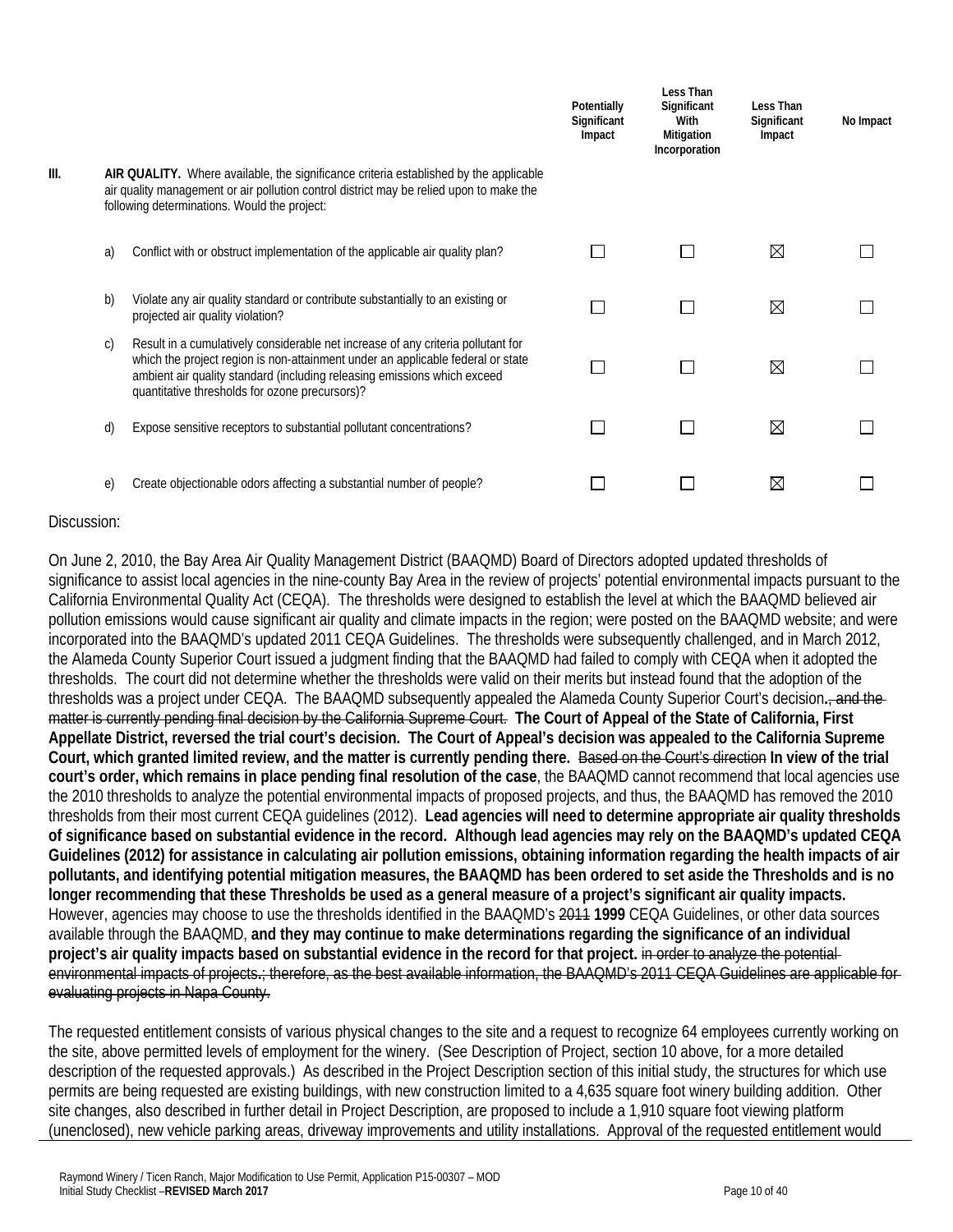| | | | Potentially Significant Impact | Less Than Significant With Mitigation Incorporation | Less Than Significant Impact | No Impact |
|---|---|---|---|---|---|---|
| III. | | **AIR QUALITY.** Where available, the significance criteria established by the applicable air quality management or air pollution control district may be relied upon to make the following determinations. Would the project: | | | | |
| | a) | Conflict with or obstruct implementation of the applicable air quality plan? | ☐ | ☐ | ☒ | ☐ |
| | b) | Violate any air quality standard or contribute substantially to an existing or projected air quality violation? | ☐ | ☐ | ☒ | ☐ |
| | c) | Result in a cumulatively considerable net increase of any criteria pollutant for which the project region is non-attainment under an applicable federal or state ambient air quality standard (including releasing emissions which exceed quantitative thresholds for ozone precursors)? | ☐ | ☐ | ☒ | ☐ |
| | d) | Expose sensitive receptors to substantial pollutant concentrations? | ☐ | ☐ | ☒ | ☐ |
| | e) | Create objectionable odors affecting a substantial number of people? | ☐ | ☐ | ☒ | ☐ |

Discussion:

On June 2, 2010, the Bay Area Air Quality Management District (BAAQMD) Board of Directors adopted updated thresholds of significance to assist local agencies in the nine-county Bay Area in the review of projects' potential environmental impacts pursuant to the California Environmental Quality Act (CEQA). The thresholds were designed to establish the level at which the BAAQMD believed air pollution emissions would cause significant air quality and climate impacts in the region; were posted on the BAAQMD website; and were incorporated into the BAAQMD's updated 2011 CEQA Guidelines. The thresholds were subsequently challenged, and in March 2012, the Alameda County Superior Court issued a judgment finding that the BAAQMD had failed to comply with CEQA when it adopted the thresholds. The court did not determine whether the thresholds were valid on their merits but instead found that the adoption of the thresholds was a project under CEQA. The BAAQMD subsequently appealed the Alameda County Superior Court's decision**.**~~, and the matter is currently pending final decision by the California Supreme Court.~~ **The Court of Appeal of the State of California, First Appellate District, reversed the trial court's decision. The Court of Appeal's decision was appealed to the California Supreme Court, which granted limited review, and the matter is currently pending there.** ~~Based on the Court's direction~~ **In view of the trial court's order, which remains in place pending final resolution of the case**, the BAAQMD cannot recommend that local agencies use the 2010 thresholds to analyze the potential environmental impacts of proposed projects, and thus, the BAAQMD has removed the 2010 thresholds from their most current CEQA guidelines (2012). **Lead agencies will need to determine appropriate air quality thresholds of significance based on substantial evidence in the record. Although lead agencies may rely on the BAAQMD's updated CEQA Guidelines (2012) for assistance in calculating air pollution emissions, obtaining information regarding the health impacts of air pollutants, and identifying potential mitigation measures, the BAAQMD has been ordered to set aside the Thresholds and is no longer recommending that these Thresholds be used as a general measure of a project's significant air quality impacts.** However, agencies may choose to use the thresholds identified in the BAAQMD's ~~2011~~ **1999** CEQA Guidelines, or other data sources available through the BAAQMD, **and they may continue to make determinations regarding the significance of an individual project's air quality impacts based on substantial evidence in the record for that project.** ~~in order to analyze the potential environmental impacts of projects~~**.**~~; therefore, as the best available information, the BAAQMD's 2011 CEQA Guidelines are applicable for evaluating projects in Napa County.~~

The requested entitlement consists of various physical changes to the site and a request to recognize 64 employees currently working on the site, above permitted levels of employment for the winery. (See Description of Project, section 10 above, for a more detailed description of the requested approvals.) As described in the Project Description section of this initial study, the structures for which use permits are being requested are existing buildings, with new construction limited to a 4,635 square foot winery building addition. Other site changes, also described in further detail in Project Description, are proposed to include a 1,910 square foot viewing platform (unenclosed), new vehicle parking areas, driveway improvements and utility installations. Approval of the requested entitlement would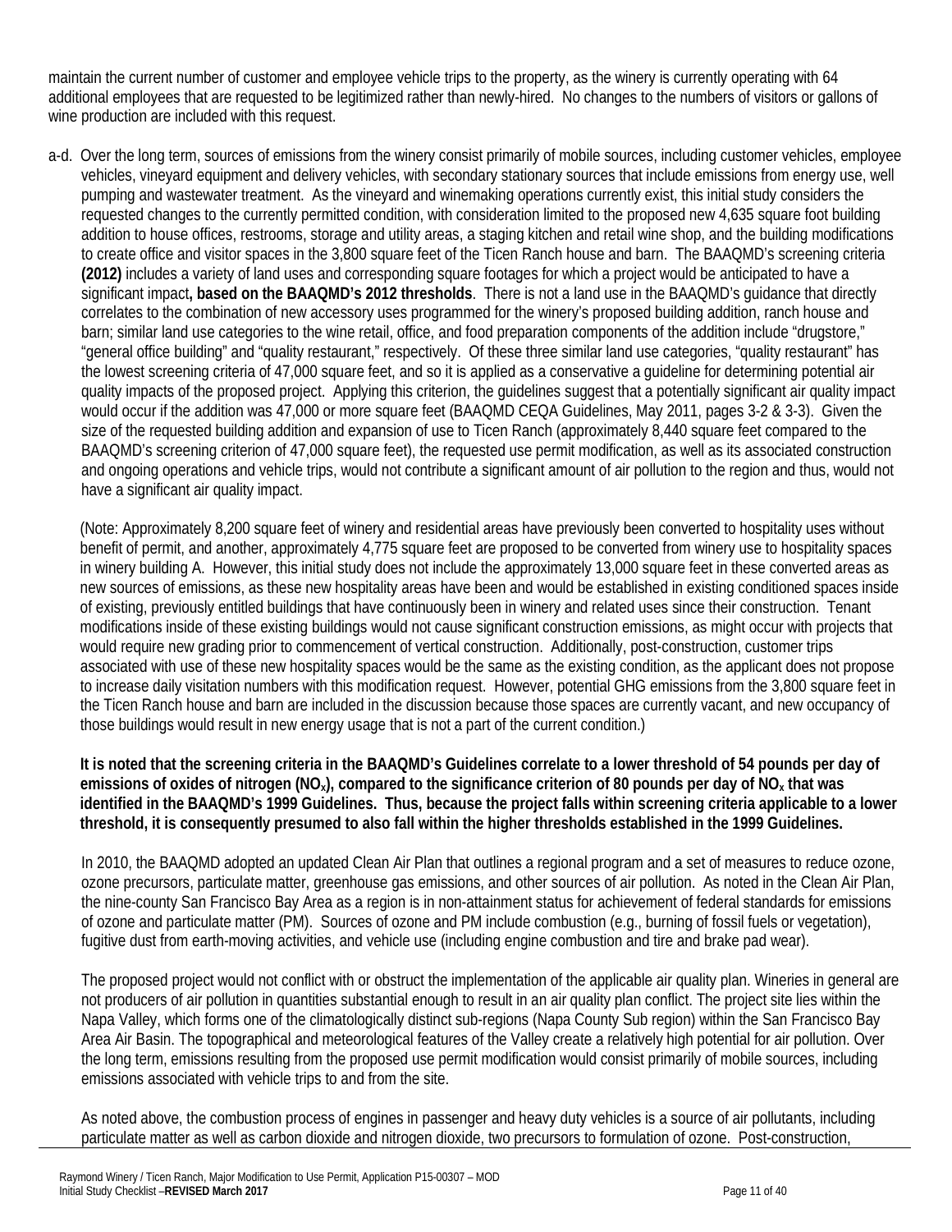maintain the current number of customer and employee vehicle trips to the property, as the winery is currently operating with 64 additional employees that are requested to be legitimized rather than newly-hired. No changes to the numbers of visitors or gallons of wine production are included with this request.

a-d. Over the long term, sources of emissions from the winery consist primarily of mobile sources, including customer vehicles, employee vehicles, vineyard equipment and delivery vehicles, with secondary stationary sources that include emissions from energy use, well pumping and wastewater treatment. As the vineyard and winemaking operations currently exist, this initial study considers the requested changes to the currently permitted condition, with consideration limited to the proposed new 4,635 square foot building addition to house offices, restrooms, storage and utility areas, a staging kitchen and retail wine shop, and the building modifications to create office and visitor spaces in the 3,800 square feet of the Ticen Ranch house and barn. The BAAQMD's screening criteria **(2012)** includes a variety of land uses and corresponding square footages for which a project would be anticipated to have a significant impact**, based on the BAAQMD's 2012 thresholds**. There is not a land use in the BAAQMD's guidance that directly correlates to the combination of new accessory uses programmed for the winery's proposed building addition, ranch house and barn; similar land use categories to the wine retail, office, and food preparation components of the addition include "drugstore," "general office building" and "quality restaurant," respectively. Of these three similar land use categories, "quality restaurant" has the lowest screening criteria of 47,000 square feet, and so it is applied as a conservative a guideline for determining potential air quality impacts of the proposed project. Applying this criterion, the guidelines suggest that a potentially significant air quality impact would occur if the addition was 47,000 or more square feet (BAAQMD CEQA Guidelines, May 2011, pages 3-2 & 3-3). Given the size of the requested building addition and expansion of use to Ticen Ranch (approximately 8,440 square feet compared to the BAAQMD's screening criterion of 47,000 square feet), the requested use permit modification, as well as its associated construction and ongoing operations and vehicle trips, would not contribute a significant amount of air pollution to the region and thus, would not have a significant air quality impact.

(Note: Approximately 8,200 square feet of winery and residential areas have previously been converted to hospitality uses without benefit of permit, and another, approximately 4,775 square feet are proposed to be converted from winery use to hospitality spaces in winery building A. However, this initial study does not include the approximately 13,000 square feet in these converted areas as new sources of emissions, as these new hospitality areas have been and would be established in existing conditioned spaces inside of existing, previously entitled buildings that have continuously been in winery and related uses since their construction. Tenant modifications inside of these existing buildings would not cause significant construction emissions, as might occur with projects that would require new grading prior to commencement of vertical construction. Additionally, post-construction, customer trips associated with use of these new hospitality spaces would be the same as the existing condition, as the applicant does not propose to increase daily visitation numbers with this modification request. However, potential GHG emissions from the 3,800 square feet in the Ticen Ranch house and barn are included in the discussion because those spaces are currently vacant, and new occupancy of those buildings would result in new energy usage that is not a part of the current condition.)

**It is noted that the screening criteria in the BAAQMD's Guidelines correlate to a lower threshold of 54 pounds per day of emissions of oxides of nitrogen ($NO_x$), compared to the significance criterion of 80 pounds per day of $NO_x$ that was identified in the BAAQMD's 1999 Guidelines. Thus, because the project falls within screening criteria applicable to a lower threshold, it is consequently presumed to also fall within the higher thresholds established in the 1999 Guidelines.**

In 2010, the BAAQMD adopted an updated Clean Air Plan that outlines a regional program and a set of measures to reduce ozone, ozone precursors, particulate matter, greenhouse gas emissions, and other sources of air pollution. As noted in the Clean Air Plan, the nine-county San Francisco Bay Area as a region is in non-attainment status for achievement of federal standards for emissions of ozone and particulate matter (PM). Sources of ozone and PM include combustion (e.g., burning of fossil fuels or vegetation), fugitive dust from earth-moving activities, and vehicle use (including engine combustion and tire and brake pad wear).

The proposed project would not conflict with or obstruct the implementation of the applicable air quality plan. Wineries in general are not producers of air pollution in quantities substantial enough to result in an air quality plan conflict. The project site lies within the Napa Valley, which forms one of the climatologically distinct sub-regions (Napa County Sub region) within the San Francisco Bay Area Air Basin. The topographical and meteorological features of the Valley create a relatively high potential for air pollution. Over the long term, emissions resulting from the proposed use permit modification would consist primarily of mobile sources, including emissions associated with vehicle trips to and from the site.

As noted above, the combustion process of engines in passenger and heavy duty vehicles is a source of air pollutants, including particulate matter as well as carbon dioxide and nitrogen dioxide, two precursors to formulation of ozone. Post-construction,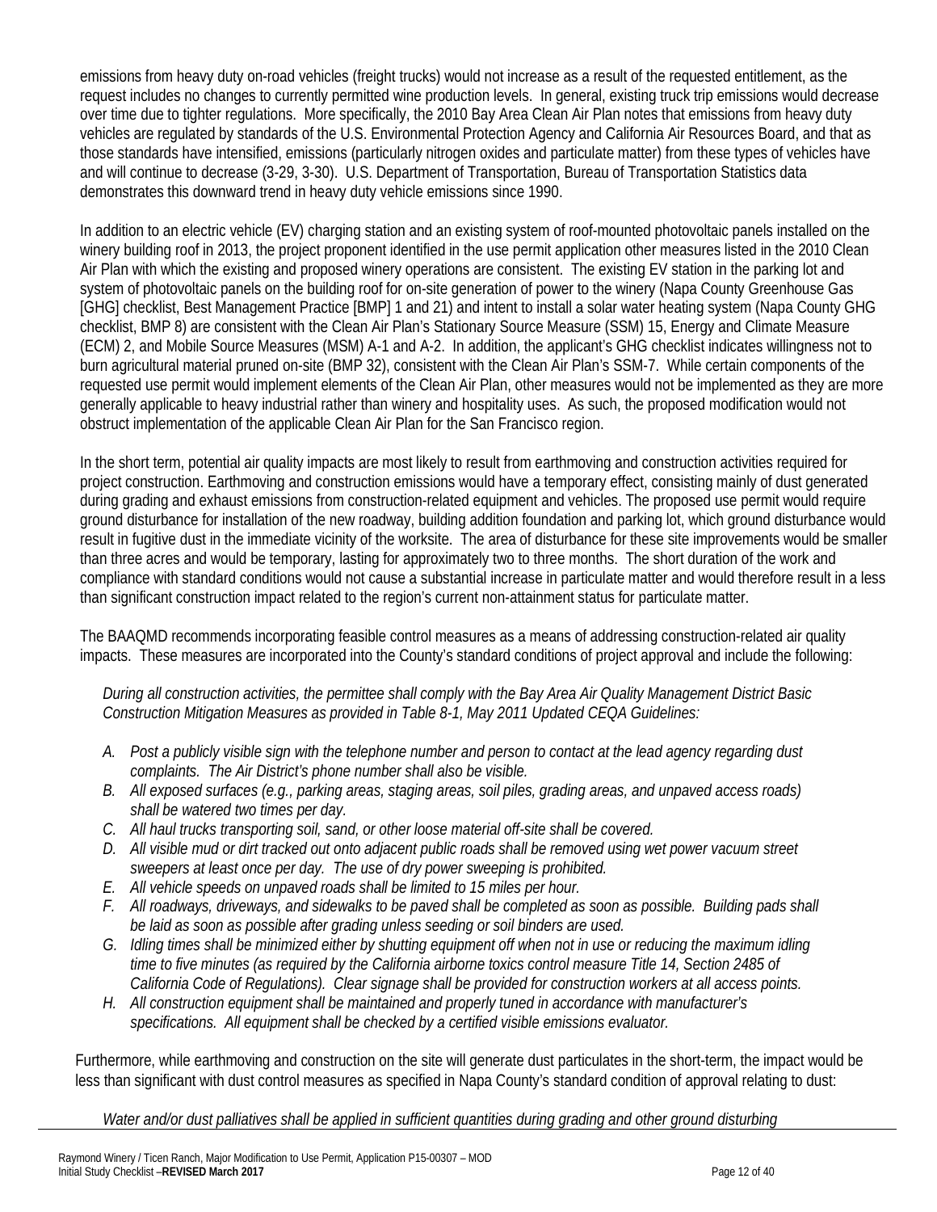emissions from heavy duty on-road vehicles (freight trucks) would not increase as a result of the requested entitlement, as the request includes no changes to currently permitted wine production levels. In general, existing truck trip emissions would decrease over time due to tighter regulations. More specifically, the 2010 Bay Area Clean Air Plan notes that emissions from heavy duty vehicles are regulated by standards of the U.S. Environmental Protection Agency and California Air Resources Board, and that as those standards have intensified, emissions (particularly nitrogen oxides and particulate matter) from these types of vehicles have and will continue to decrease (3-29, 3-30). U.S. Department of Transportation, Bureau of Transportation Statistics data demonstrates this downward trend in heavy duty vehicle emissions since 1990.

In addition to an electric vehicle (EV) charging station and an existing system of roof-mounted photovoltaic panels installed on the winery building roof in 2013, the project proponent identified in the use permit application other measures listed in the 2010 Clean Air Plan with which the existing and proposed winery operations are consistent. The existing EV station in the parking lot and system of photovoltaic panels on the building roof for on-site generation of power to the winery (Napa County Greenhouse Gas [GHG] checklist, Best Management Practice [BMP] 1 and 21) and intent to install a solar water heating system (Napa County GHG checklist, BMP 8) are consistent with the Clean Air Plan's Stationary Source Measure (SSM) 15, Energy and Climate Measure (ECM) 2, and Mobile Source Measures (MSM) A-1 and A-2. In addition, the applicant's GHG checklist indicates willingness not to burn agricultural material pruned on-site (BMP 32), consistent with the Clean Air Plan's SSM-7. While certain components of the requested use permit would implement elements of the Clean Air Plan, other measures would not be implemented as they are more generally applicable to heavy industrial rather than winery and hospitality uses. As such, the proposed modification would not obstruct implementation of the applicable Clean Air Plan for the San Francisco region.

In the short term, potential air quality impacts are most likely to result from earthmoving and construction activities required for project construction. Earthmoving and construction emissions would have a temporary effect, consisting mainly of dust generated during grading and exhaust emissions from construction-related equipment and vehicles. The proposed use permit would require ground disturbance for installation of the new roadway, building addition foundation and parking lot, which ground disturbance would result in fugitive dust in the immediate vicinity of the worksite. The area of disturbance for these site improvements would be smaller than three acres and would be temporary, lasting for approximately two to three months. The short duration of the work and compliance with standard conditions would not cause a substantial increase in particulate matter and would therefore result in a less than significant construction impact related to the region's current non-attainment status for particulate matter.

The BAAQMD recommends incorporating feasible control measures as a means of addressing construction-related air quality impacts. These measures are incorporated into the County's standard conditions of project approval and include the following:

*During all construction activities, the permittee shall comply with the Bay Area Air Quality Management District Basic Construction Mitigation Measures as provided in Table 8-1, May 2011 Updated CEQA Guidelines:*

- *A. Post a publicly visible sign with the telephone number and person to contact at the lead agency regarding dust complaints. The Air District's phone number shall also be visible.*
- *B. All exposed surfaces (e.g., parking areas, staging areas, soil piles, grading areas, and unpaved access roads) shall be watered two times per day.*
- *C. All haul trucks transporting soil, sand, or other loose material off-site shall be covered.*
- *D. All visible mud or dirt tracked out onto adjacent public roads shall be removed using wet power vacuum street sweepers at least once per day. The use of dry power sweeping is prohibited.*
- *E. All vehicle speeds on unpaved roads shall be limited to 15 miles per hour.*
- *F. All roadways, driveways, and sidewalks to be paved shall be completed as soon as possible. Building pads shall be laid as soon as possible after grading unless seeding or soil binders are used.*
- *G. Idling times shall be minimized either by shutting equipment off when not in use or reducing the maximum idling time to five minutes (as required by the California airborne toxics control measure Title 14, Section 2485 of California Code of Regulations). Clear signage shall be provided for construction workers at all access points.*
- *H. All construction equipment shall be maintained and properly tuned in accordance with manufacturer's specifications. All equipment shall be checked by a certified visible emissions evaluator.*

Furthermore, while earthmoving and construction on the site will generate dust particulates in the short-term, the impact would be less than significant with dust control measures as specified in Napa County's standard condition of approval relating to dust:

*Water and/or dust palliatives shall be applied in sufficient quantities during grading and other ground disturbing*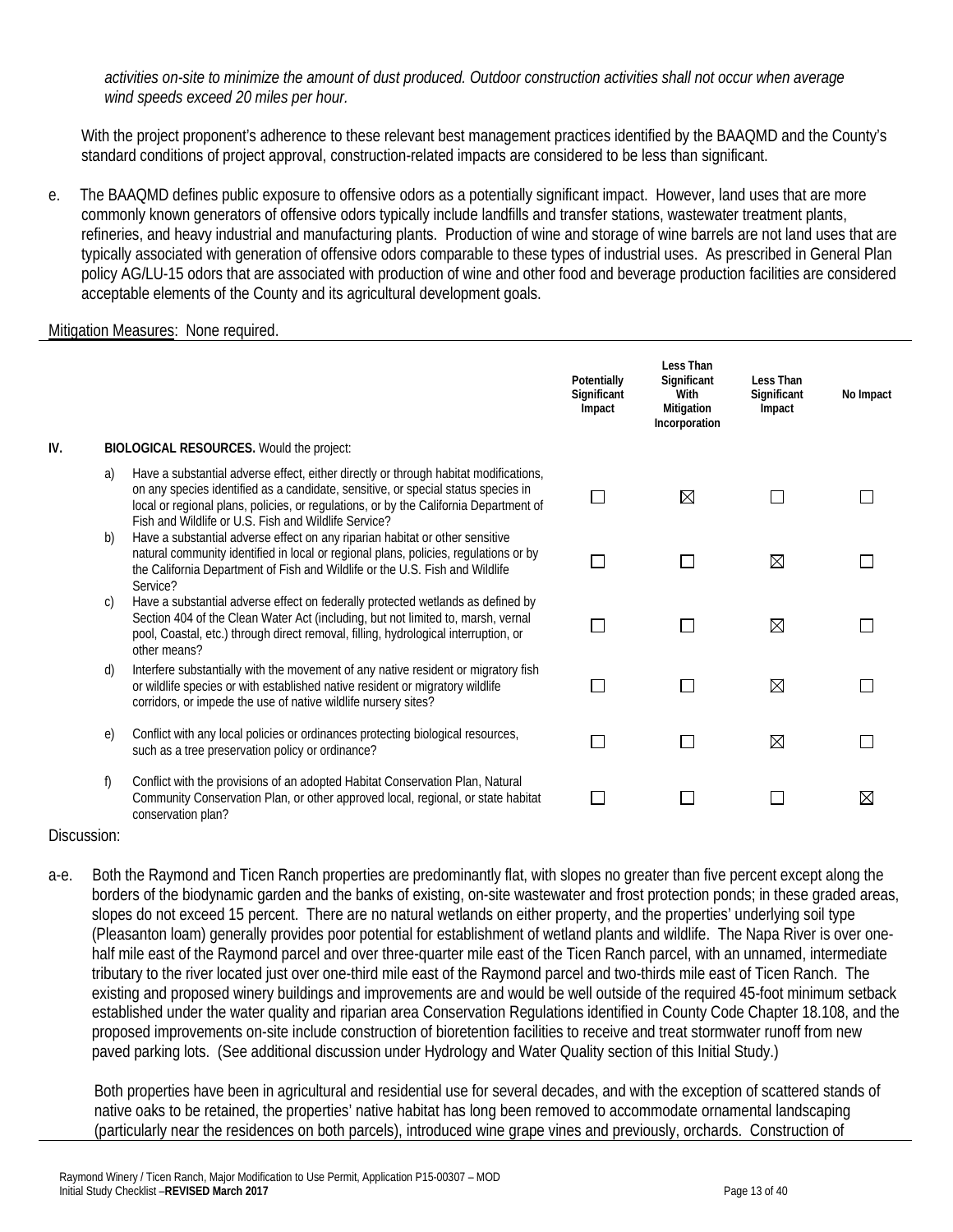*activities on-site to minimize the amount of dust produced. Outdoor construction activities shall not occur when average wind speeds exceed 20 miles per hour.*

With the project proponent's adherence to these relevant best management practices identified by the BAAQMD and the County's standard conditions of project approval, construction-related impacts are considered to be less than significant.

e. The BAAQMD defines public exposure to offensive odors as a potentially significant impact. However, land uses that are more commonly known generators of offensive odors typically include landfills and transfer stations, wastewater treatment plants, refineries, and heavy industrial and manufacturing plants. Production of wine and storage of wine barrels are not land uses that are typically associated with generation of offensive odors comparable to these types of industrial uses. As prescribed in General Plan policy AG/LU-15 odors that are associated with production of wine and other food and beverage production facilities are considered acceptable elements of the County and its agricultural development goals.

Mitigation Measures: None required.

| | | | Potentially Significant Impact | Less Than Significant With Mitigation Incorporation | Less Than Significant Impact | No Impact |
|---|---|---|---|---|---|---|
| **IV.** | | **BIOLOGICAL RESOURCES.** Would the project: | | | | |
| | a) | Have a substantial adverse effect, either directly or through habitat modifications, on any species identified as a candidate, sensitive, or special status species in local or regional plans, policies, or regulations, or by the California Department of Fish and Wildlife or U.S. Fish and Wildlife Service? | ☐ | ☒ | ☐ | ☐ |
| | b) | Have a substantial adverse effect on any riparian habitat or other sensitive natural community identified in local or regional plans, policies, regulations or by the California Department of Fish and Wildlife or the U.S. Fish and Wildlife Service? | ☐ | ☐ | ☒ | ☐ |
| | c) | Have a substantial adverse effect on federally protected wetlands as defined by Section 404 of the Clean Water Act (including, but not limited to, marsh, vernal pool, Coastal, etc.) through direct removal, filling, hydrological interruption, or other means? | ☐ | ☐ | ☒ | ☐ |
| | d) | Interfere substantially with the movement of any native resident or migratory fish or wildlife species or with established native resident or migratory wildlife corridors, or impede the use of native wildlife nursery sites? | ☐ | ☐ | ☒ | ☐ |
| | e) | Conflict with any local policies or ordinances protecting biological resources, such as a tree preservation policy or ordinance? | ☐ | ☐ | ☒ | ☐ |
| | f) | Conflict with the provisions of an adopted Habitat Conservation Plan, Natural Community Conservation Plan, or other approved local, regional, or state habitat conservation plan? | ☐ | ☐ | ☐ | ☒ |

Discussion:

a-e. Both the Raymond and Ticen Ranch properties are predominantly flat, with slopes no greater than five percent except along the borders of the biodynamic garden and the banks of existing, on-site wastewater and frost protection ponds; in these graded areas, slopes do not exceed 15 percent. There are no natural wetlands on either property, and the properties' underlying soil type (Pleasanton loam) generally provides poor potential for establishment of wetland plants and wildlife. The Napa River is over one-half mile east of the Raymond parcel and over three-quarter mile east of the Ticen Ranch parcel, with an unnamed, intermediate tributary to the river located just over one-third mile east of the Raymond parcel and two-thirds mile east of Ticen Ranch. The existing and proposed winery buildings and improvements are and would be well outside of the required 45-foot minimum setback established under the water quality and riparian area Conservation Regulations identified in County Code Chapter 18.108, and the proposed improvements on-site include construction of bioretention facilities to receive and treat stormwater runoff from new paved parking lots. (See additional discussion under Hydrology and Water Quality section of this Initial Study.)

Both properties have been in agricultural and residential use for several decades, and with the exception of scattered stands of native oaks to be retained, the properties' native habitat has long been removed to accommodate ornamental landscaping (particularly near the residences on both parcels), introduced wine grape vines and previously, orchards. Construction of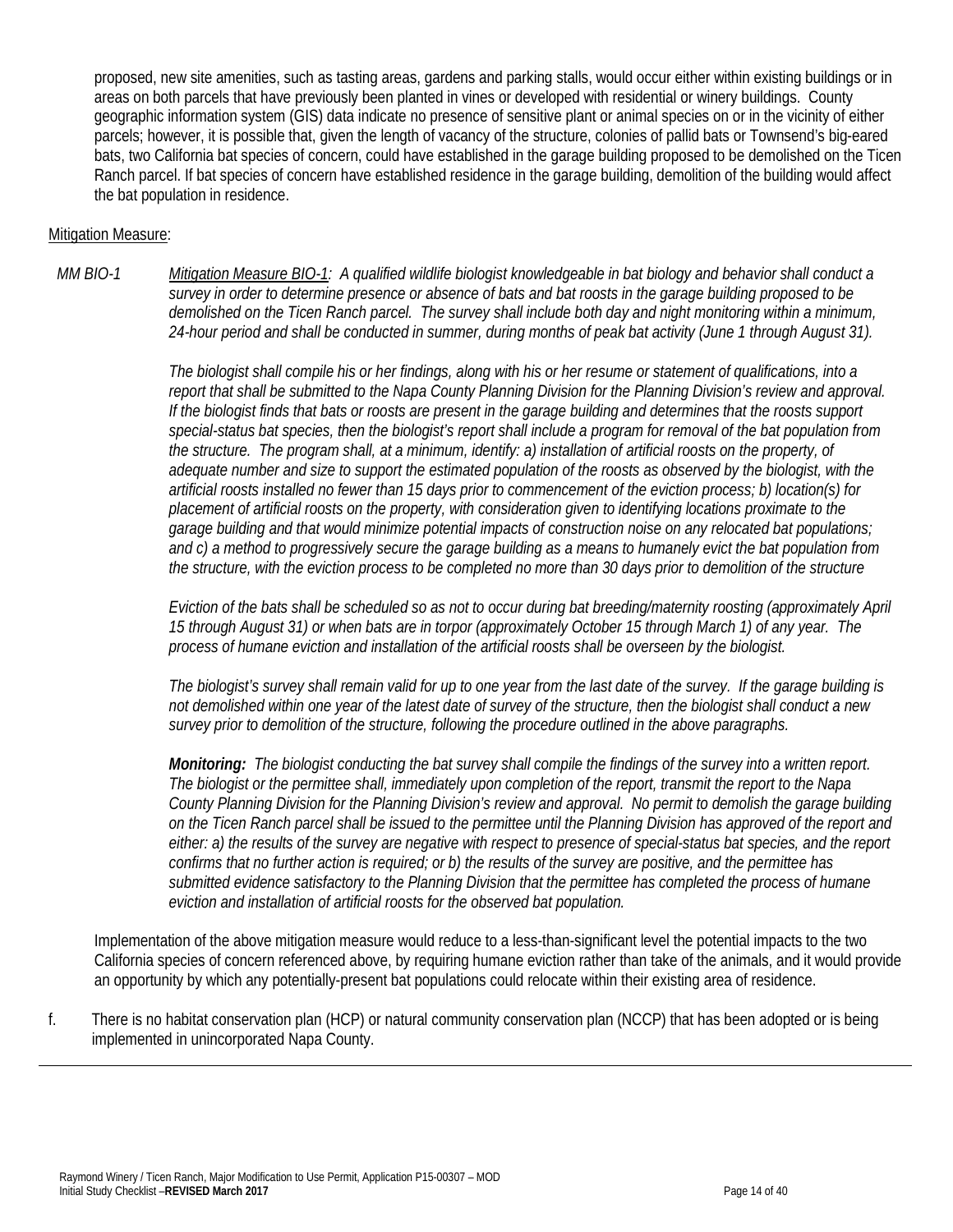proposed, new site amenities, such as tasting areas, gardens and parking stalls, would occur either within existing buildings or in areas on both parcels that have previously been planted in vines or developed with residential or winery buildings. County geographic information system (GIS) data indicate no presence of sensitive plant or animal species on or in the vicinity of either parcels; however, it is possible that, given the length of vacancy of the structure, colonies of pallid bats or Townsend's big-eared bats, two California bat species of concern, could have established in the garage building proposed to be demolished on the Ticen Ranch parcel. If bat species of concern have established residence in the garage building, demolition of the building would affect the bat population in residence.

Mitigation Measure:

*MM BIO-1* *Mitigation Measure BIO-1: A qualified wildlife biologist knowledgeable in bat biology and behavior shall conduct a survey in order to determine presence or absence of bats and bat roosts in the garage building proposed to be demolished on the Ticen Ranch parcel. The survey shall include both day and night monitoring within a minimum, 24-hour period and shall be conducted in summer, during months of peak bat activity (June 1 through August 31).*

*The biologist shall compile his or her findings, along with his or her resume or statement of qualifications, into a report that shall be submitted to the Napa County Planning Division for the Planning Division's review and approval. If the biologist finds that bats or roosts are present in the garage building and determines that the roosts support special-status bat species, then the biologist's report shall include a program for removal of the bat population from the structure. The program shall, at a minimum, identify: a) installation of artificial roosts on the property, of adequate number and size to support the estimated population of the roosts as observed by the biologist, with the artificial roosts installed no fewer than 15 days prior to commencement of the eviction process; b) location(s) for placement of artificial roosts on the property, with consideration given to identifying locations proximate to the garage building and that would minimize potential impacts of construction noise on any relocated bat populations; and c) a method to progressively secure the garage building as a means to humanely evict the bat population from the structure, with the eviction process to be completed no more than 30 days prior to demolition of the structure*

*Eviction of the bats shall be scheduled so as not to occur during bat breeding/maternity roosting (approximately April 15 through August 31) or when bats are in torpor (approximately October 15 through March 1) of any year. The process of humane eviction and installation of the artificial roosts shall be overseen by the biologist.*

*The biologist's survey shall remain valid for up to one year from the last date of the survey. If the garage building is not demolished within one year of the latest date of survey of the structure, then the biologist shall conduct a new survey prior to demolition of the structure, following the procedure outlined in the above paragraphs.*

***Monitoring:*** *The biologist conducting the bat survey shall compile the findings of the survey into a written report. The biologist or the permittee shall, immediately upon completion of the report, transmit the report to the Napa County Planning Division for the Planning Division's review and approval. No permit to demolish the garage building on the Ticen Ranch parcel shall be issued to the permittee until the Planning Division has approved of the report and either: a) the results of the survey are negative with respect to presence of special-status bat species, and the report confirms that no further action is required; or b) the results of the survey are positive, and the permittee has submitted evidence satisfactory to the Planning Division that the permittee has completed the process of humane eviction and installation of artificial roosts for the observed bat population.*

Implementation of the above mitigation measure would reduce to a less-than-significant level the potential impacts to the two California species of concern referenced above, by requiring humane eviction rather than take of the animals, and it would provide an opportunity by which any potentially-present bat populations could relocate within their existing area of residence.

f. There is no habitat conservation plan (HCP) or natural community conservation plan (NCCP) that has been adopted or is being implemented in unincorporated Napa County.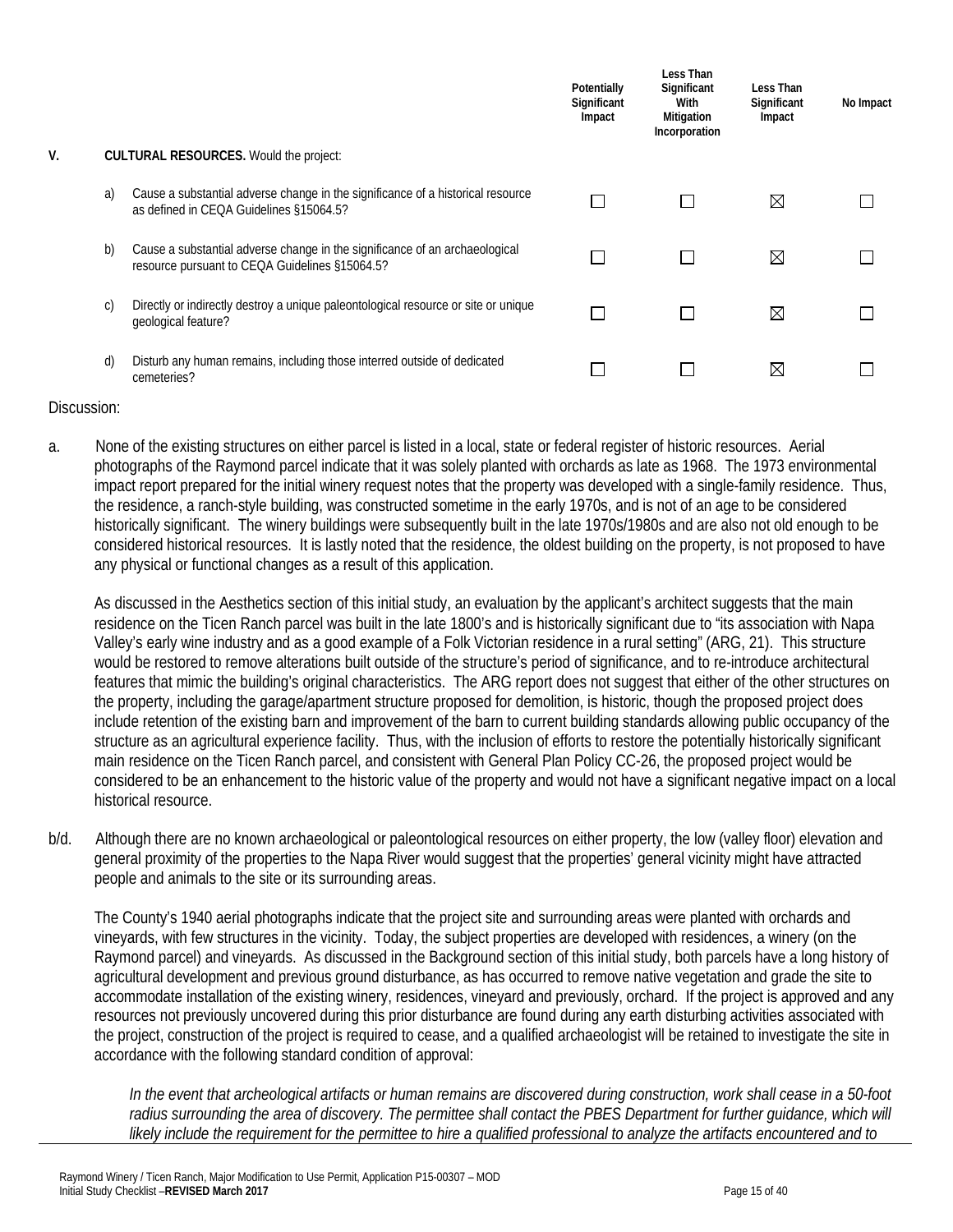| | | | Potentially Significant Impact | Less Than Significant With Mitigation Incorporation | Less Than Significant Impact | No Impact |
|---|---|---|---|---|---|---|
| **V.** | | **CULTURAL RESOURCES.** Would the project: | | | | |
| | a) | Cause a substantial adverse change in the significance of a historical resource as defined in CEQA Guidelines §15064.5? | ☐ | ☐ | ☒ | ☐ |
| | b) | Cause a substantial adverse change in the significance of an archaeological resource pursuant to CEQA Guidelines §15064.5? | ☐ | ☐ | ☒ | ☐ |
| | c) | Directly or indirectly destroy a unique paleontological resource or site or unique geological feature? | ☐ | ☐ | ☒ | ☐ |
| | d) | Disturb any human remains, including those interred outside of dedicated cemeteries? | ☐ | ☐ | ☒ | ☐ |

Discussion:

a. None of the existing structures on either parcel is listed in a local, state or federal register of historic resources. Aerial photographs of the Raymond parcel indicate that it was solely planted with orchards as late as 1968. The 1973 environmental impact report prepared for the initial winery request notes that the property was developed with a single-family residence. Thus, the residence, a ranch-style building, was constructed sometime in the early 1970s, and is not of an age to be considered historically significant. The winery buildings were subsequently built in the late 1970s/1980s and are also not old enough to be considered historical resources. It is lastly noted that the residence, the oldest building on the property, is not proposed to have any physical or functional changes as a result of this application.

As discussed in the Aesthetics section of this initial study, an evaluation by the applicant's architect suggests that the main residence on the Ticen Ranch parcel was built in the late 1800's and is historically significant due to "its association with Napa Valley's early wine industry and as a good example of a Folk Victorian residence in a rural setting" (ARG, 21). This structure would be restored to remove alterations built outside of the structure's period of significance, and to re-introduce architectural features that mimic the building's original characteristics. The ARG report does not suggest that either of the other structures on the property, including the garage/apartment structure proposed for demolition, is historic, though the proposed project does include retention of the existing barn and improvement of the barn to current building standards allowing public occupancy of the structure as an agricultural experience facility. Thus, with the inclusion of efforts to restore the potentially historically significant main residence on the Ticen Ranch parcel, and consistent with General Plan Policy CC-26, the proposed project would be considered to be an enhancement to the historic value of the property and would not have a significant negative impact on a local historical resource.

b/d. Although there are no known archaeological or paleontological resources on either property, the low (valley floor) elevation and general proximity of the properties to the Napa River would suggest that the properties' general vicinity might have attracted people and animals to the site or its surrounding areas.

The County's 1940 aerial photographs indicate that the project site and surrounding areas were planted with orchards and vineyards, with few structures in the vicinity. Today, the subject properties are developed with residences, a winery (on the Raymond parcel) and vineyards. As discussed in the Background section of this initial study, both parcels have a long history of agricultural development and previous ground disturbance, as has occurred to remove native vegetation and grade the site to accommodate installation of the existing winery, residences, vineyard and previously, orchard. If the project is approved and any resources not previously uncovered during this prior disturbance are found during any earth disturbing activities associated with the project, construction of the project is required to cease, and a qualified archaeologist will be retained to investigate the site in accordance with the following standard condition of approval:

*In the event that archeological artifacts or human remains are discovered during construction, work shall cease in a 50-foot radius surrounding the area of discovery. The permittee shall contact the PBES Department for further guidance, which will likely include the requirement for the permittee to hire a qualified professional to analyze the artifacts encountered and to*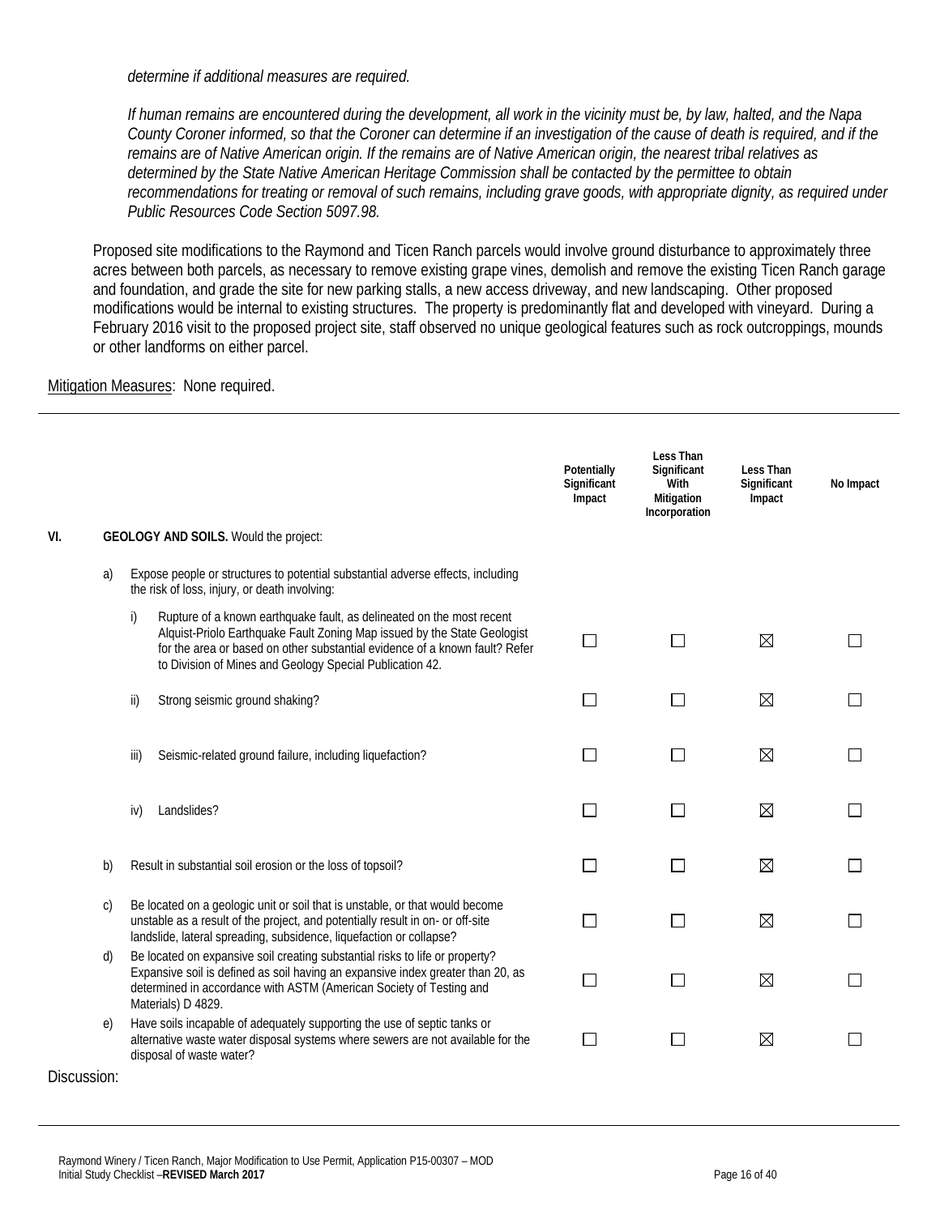*determine if additional measures are required.*

*If human remains are encountered during the development, all work in the vicinity must be, by law, halted, and the Napa County Coroner informed, so that the Coroner can determine if an investigation of the cause of death is required, and if the remains are of Native American origin. If the remains are of Native American origin, the nearest tribal relatives as determined by the State Native American Heritage Commission shall be contacted by the permittee to obtain recommendations for treating or removal of such remains, including grave goods, with appropriate dignity, as required under Public Resources Code Section 5097.98.*

Proposed site modifications to the Raymond and Ticen Ranch parcels would involve ground disturbance to approximately three acres between both parcels, as necessary to remove existing grape vines, demolish and remove the existing Ticen Ranch garage and foundation, and grade the site for new parking stalls, a new access driveway, and new landscaping. Other proposed modifications would be internal to existing structures. The property is predominantly flat and developed with vineyard. During a February 2016 visit to the proposed project site, staff observed no unique geological features such as rock outcroppings, mounds or other landforms on either parcel.

Mitigation Measures: None required.

| | | | | Potentially Significant Impact | Less Than Significant With Mitigation Incorporation | Less Than Significant Impact | No Impact |
|---|---|---|---|---|---|---|---|
| VI. | **GEOLOGY AND SOILS.** Would the project: | | | | | | |
| | a) | Expose people or structures to potential substantial adverse effects, including the risk of loss, injury, or death involving: | | | | | |
| | | i) | Rupture of a known earthquake fault, as delineated on the most recent Alquist-Priolo Earthquake Fault Zoning Map issued by the State Geologist for the area or based on other substantial evidence of a known fault? Refer to Division of Mines and Geology Special Publication 42. | ☐ | ☐ | ☒ | ☐ |
| | | ii) | Strong seismic ground shaking? | ☐ | ☐ | ☒ | ☐ |
| | | iii) | Seismic-related ground failure, including liquefaction? | ☐ | ☐ | ☒ | ☐ |
| | | iv) | Landslides? | ☐ | ☐ | ☒ | ☐ |
| | b) | Result in substantial soil erosion or the loss of topsoil? | | ☐ | ☐ | ☒ | ☐ |
| | c) | Be located on a geologic unit or soil that is unstable, or that would become unstable as a result of the project, and potentially result in on- or off-site landslide, lateral spreading, subsidence, liquefaction or collapse? | | ☐ | ☐ | ☒ | ☐ |
| | d) | Be located on expansive soil creating substantial risks to life or property? Expansive soil is defined as soil having an expansive index greater than 20, as determined in accordance with ASTM (American Society of Testing and Materials) D 4829. | | ☐ | ☐ | ☒ | ☐ |
| | e) | Have soils incapable of adequately supporting the use of septic tanks or alternative waste water disposal systems where sewers are not available for the disposal of waste water? | | ☐ | ☐ | ☒ | ☐ |

Discussion: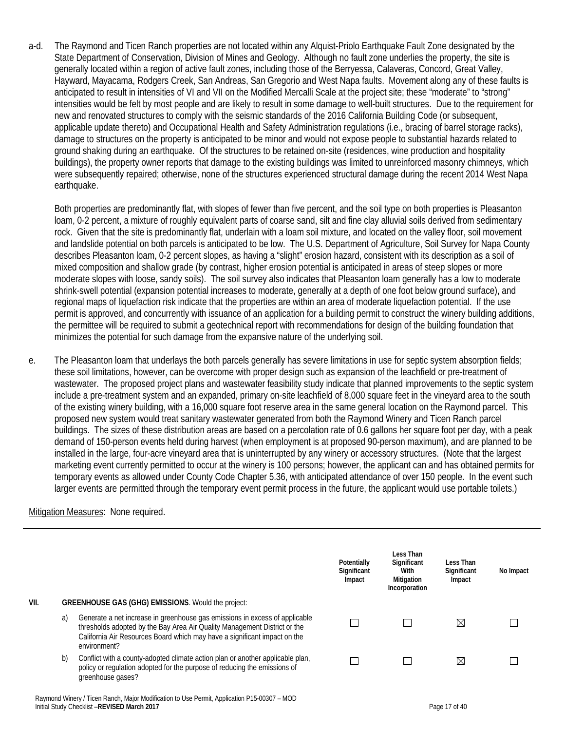a-d. The Raymond and Ticen Ranch properties are not located within any Alquist-Priolo Earthquake Fault Zone designated by the State Department of Conservation, Division of Mines and Geology. Although no fault zone underlies the property, the site is generally located within a region of active fault zones, including those of the Berryessa, Calaveras, Concord, Great Valley, Hayward, Mayacama, Rodgers Creek, San Andreas, San Gregorio and West Napa faults. Movement along any of these faults is anticipated to result in intensities of VI and VII on the Modified Mercalli Scale at the project site; these "moderate" to "strong" intensities would be felt by most people and are likely to result in some damage to well-built structures. Due to the requirement for new and renovated structures to comply with the seismic standards of the 2016 California Building Code (or subsequent, applicable update thereto) and Occupational Health and Safety Administration regulations (i.e., bracing of barrel storage racks), damage to structures on the property is anticipated to be minor and would not expose people to substantial hazards related to ground shaking during an earthquake. Of the structures to be retained on-site (residences, wine production and hospitality buildings), the property owner reports that damage to the existing buildings was limited to unreinforced masonry chimneys, which were subsequently repaired; otherwise, none of the structures experienced structural damage during the recent 2014 West Napa earthquake.

Both properties are predominantly flat, with slopes of fewer than five percent, and the soil type on both properties is Pleasanton loam, 0-2 percent, a mixture of roughly equivalent parts of coarse sand, silt and fine clay alluvial soils derived from sedimentary rock. Given that the site is predominantly flat, underlain with a loam soil mixture, and located on the valley floor, soil movement and landslide potential on both parcels is anticipated to be low. The U.S. Department of Agriculture, Soil Survey for Napa County describes Pleasanton loam, 0-2 percent slopes, as having a "slight" erosion hazard, consistent with its description as a soil of mixed composition and shallow grade (by contrast, higher erosion potential is anticipated in areas of steep slopes or more moderate slopes with loose, sandy soils). The soil survey also indicates that Pleasanton loam generally has a low to moderate shrink-swell potential (expansion potential increases to moderate, generally at a depth of one foot below ground surface), and regional maps of liquefaction risk indicate that the properties are within an area of moderate liquefaction potential. If the use permit is approved, and concurrently with issuance of an application for a building permit to construct the winery building additions, the permittee will be required to submit a geotechnical report with recommendations for design of the building foundation that minimizes the potential for such damage from the expansive nature of the underlying soil.

e. The Pleasanton loam that underlays the both parcels generally has severe limitations in use for septic system absorption fields; these soil limitations, however, can be overcome with proper design such as expansion of the leachfield or pre-treatment of wastewater. The proposed project plans and wastewater feasibility study indicate that planned improvements to the septic system include a pre-treatment system and an expanded, primary on-site leachfield of 8,000 square feet in the vineyard area to the south of the existing winery building, with a 16,000 square foot reserve area in the same general location on the Raymond parcel. This proposed new system would treat sanitary wastewater generated from both the Raymond Winery and Ticen Ranch parcel buildings. The sizes of these distribution areas are based on a percolation rate of 0.6 gallons her square foot per day, with a peak demand of 150-person events held during harvest (when employment is at proposed 90-person maximum), and are planned to be installed in the large, four-acre vineyard area that is uninterrupted by any winery or accessory structures. (Note that the largest marketing event currently permitted to occur at the winery is 100 persons; however, the applicant can and has obtained permits for temporary events as allowed under County Code Chapter 5.36, with anticipated attendance of over 150 people. In the event such larger events are permitted through the temporary event permit process in the future, the applicant would use portable toilets.)

<u>Mitigation Measures</u>: None required.

| | | Potentially Significant Impact | Less Than Significant With Mitigation Incorporation | Less Than Significant Impact | No Impact |
|---|---|---|---|---|---|
| **VII.** | **GREENHOUSE GAS (GHG) EMISSIONS**. Would the project: | | | | |
| | a) Generate a net increase in greenhouse gas emissions in excess of applicable thresholds adopted by the Bay Area Air Quality Management District or the California Air Resources Board which may have a significant impact on the environment? | ☐ | ☐ | ☒ | ☐ |
| | b) Conflict with a county-adopted climate action plan or another applicable plan, policy or regulation adopted for the purpose of reducing the emissions of greenhouse gases? | ☐ | ☐ | ☒ | ☐ |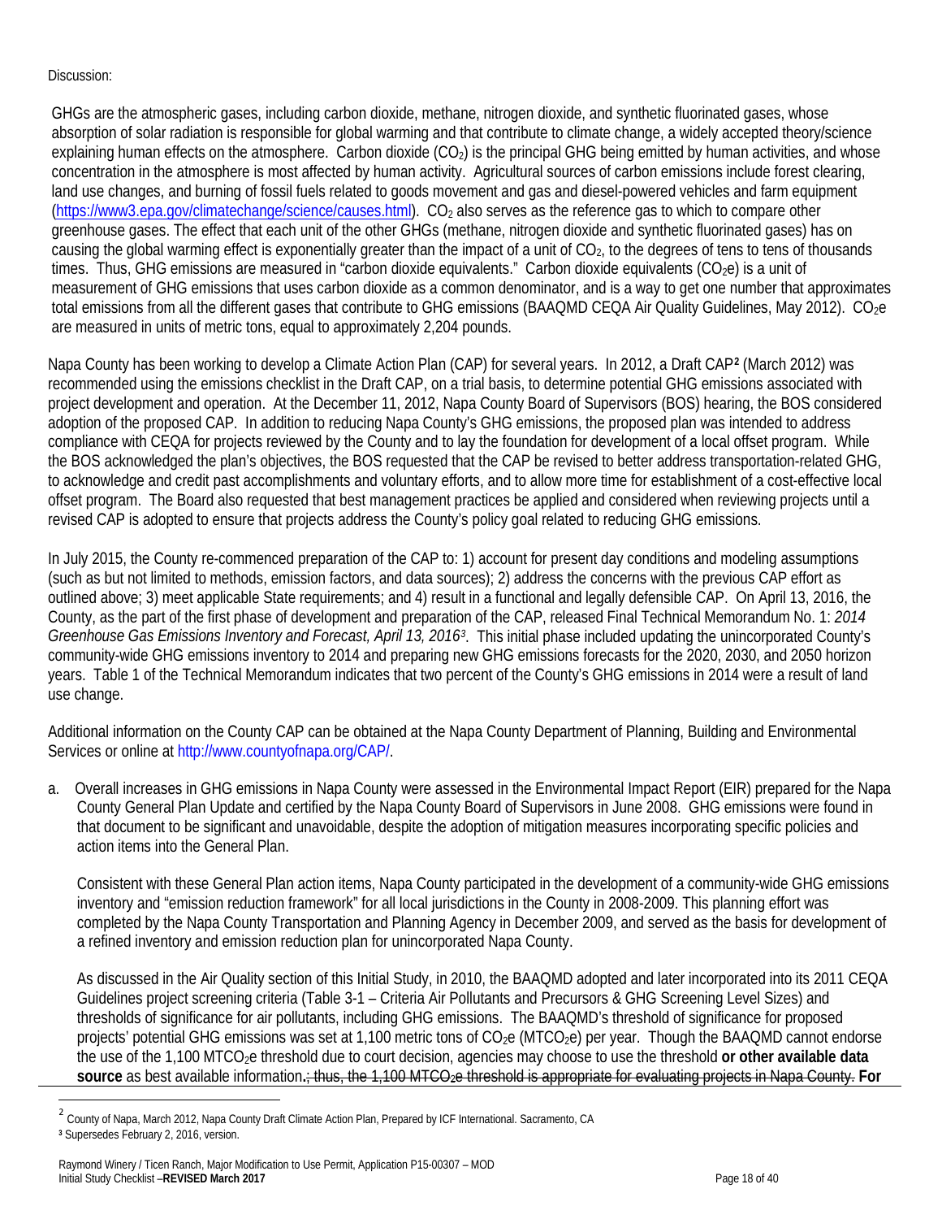Discussion:

GHGs are the atmospheric gases, including carbon dioxide, methane, nitrogen dioxide, and synthetic fluorinated gases, whose absorption of solar radiation is responsible for global warming and that contribute to climate change, a widely accepted theory/science explaining human effects on the atmosphere. Carbon dioxide ($CO_2$) is the principal GHG being emitted by human activities, and whose concentration in the atmosphere is most affected by human activity. Agricultural sources of carbon emissions include forest clearing, land use changes, and burning of fossil fuels related to goods movement and gas and diesel-powered vehicles and farm equipment (https://www3.epa.gov/climatechange/science/causes.html). $CO_2$ also serves as the reference gas to which to compare other greenhouse gases. The effect that each unit of the other GHGs (methane, nitrogen dioxide and synthetic fluorinated gases) has on causing the global warming effect is exponentially greater than the impact of a unit of $CO_2$, to the degrees of tens to tens of thousands times. Thus, GHG emissions are measured in "carbon dioxide equivalents." Carbon dioxide equivalents ($CO_2e$) is a unit of measurement of GHG emissions that uses carbon dioxide as a common denominator, and is a way to get one number that approximates total emissions from all the different gases that contribute to GHG emissions (BAAQMD CEQA Air Quality Guidelines, May 2012). $CO_2e$ are measured in units of metric tons, equal to approximately 2,204 pounds.

Napa County has been working to develop a Climate Action Plan (CAP) for several years. In 2012, a Draft CAP[2] (March 2012) was recommended using the emissions checklist in the Draft CAP, on a trial basis, to determine potential GHG emissions associated with project development and operation. At the December 11, 2012, Napa County Board of Supervisors (BOS) hearing, the BOS considered adoption of the proposed CAP. In addition to reducing Napa County's GHG emissions, the proposed plan was intended to address compliance with CEQA for projects reviewed by the County and to lay the foundation for development of a local offset program. While the BOS acknowledged the plan's objectives, the BOS requested that the CAP be revised to better address transportation-related GHG, to acknowledge and credit past accomplishments and voluntary efforts, and to allow more time for establishment of a cost-effective local offset program. The Board also requested that best management practices be applied and considered when reviewing projects until a revised CAP is adopted to ensure that projects address the County's policy goal related to reducing GHG emissions.

In July 2015, the County re-commenced preparation of the CAP to: 1) account for present day conditions and modeling assumptions (such as but not limited to methods, emission factors, and data sources); 2) address the concerns with the previous CAP effort as outlined above; 3) meet applicable State requirements; and 4) result in a functional and legally defensible CAP. On April 13, 2016, the County, as the part of the first phase of development and preparation of the CAP, released Final Technical Memorandum No. 1: *2014 Greenhouse Gas Emissions Inventory and Forecast, April 13, 2016*[3]. This initial phase included updating the unincorporated County's community-wide GHG emissions inventory to 2014 and preparing new GHG emissions forecasts for the 2020, 2030, and 2050 horizon years. Table 1 of the Technical Memorandum indicates that two percent of the County's GHG emissions in 2014 were a result of land use change.

Additional information on the County CAP can be obtained at the Napa County Department of Planning, Building and Environmental Services or online at http://www.countyofnapa.org/CAP/.

a. Overall increases in GHG emissions in Napa County were assessed in the Environmental Impact Report (EIR) prepared for the Napa County General Plan Update and certified by the Napa County Board of Supervisors in June 2008. GHG emissions were found in that document to be significant and unavoidable, despite the adoption of mitigation measures incorporating specific policies and action items into the General Plan.

   Consistent with these General Plan action items, Napa County participated in the development of a community-wide GHG emissions inventory and "emission reduction framework" for all local jurisdictions in the County in 2008-2009. This planning effort was completed by the Napa County Transportation and Planning Agency in December 2009, and served as the basis for development of a refined inventory and emission reduction plan for unincorporated Napa County.

   As discussed in the Air Quality section of this Initial Study, in 2010, the BAAQMD adopted and later incorporated into its 2011 CEQA Guidelines project screening criteria (Table 3-1 – Criteria Air Pollutants and Precursors & GHG Screening Level Sizes) and thresholds of significance for air pollutants, including GHG emissions. The BAAQMD's threshold of significance for proposed projects' potential GHG emissions was set at 1,100 metric tons of $CO_2e$ ($MTCO_2e$) per year. Though the BAAQMD cannot endorse the use of the 1,100 $MTCO_2e$ threshold due to court decision, agencies may choose to use the threshold **or other available data source** as best available information**.**~~; thus, the 1,100 $MTCO_2e$ threshold is appropriate for evaluating projects in Napa County.~~ **For**

[2] County of Napa, March 2012, Napa County Draft Climate Action Plan, Prepared by ICF International. Sacramento, CA

[3] Supersedes February 2, 2016, version.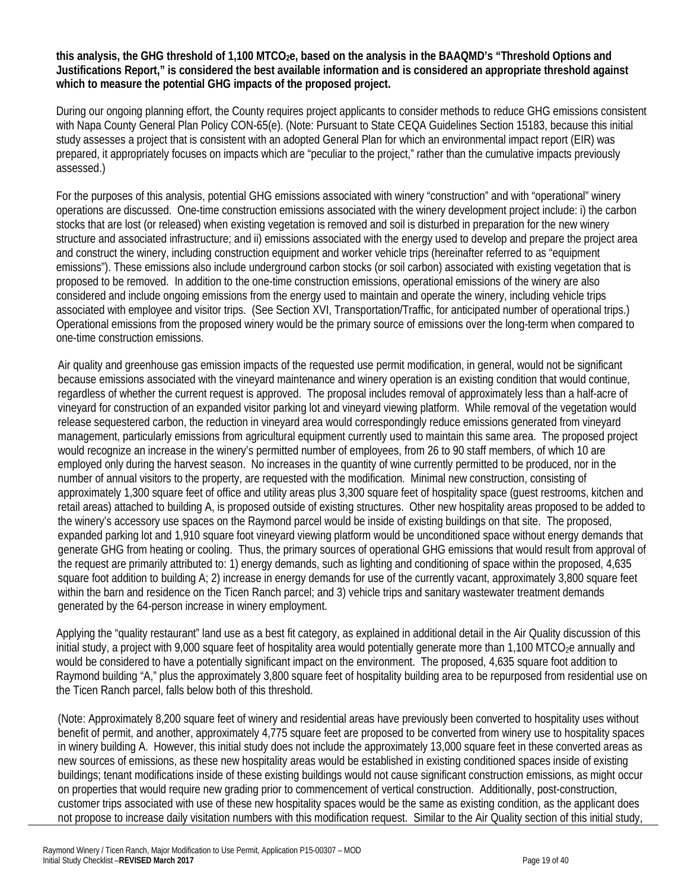**this analysis, the GHG threshold of 1,100 $MTCO_2e$, based on the analysis in the BAAQMD's "Threshold Options and Justifications Report," is considered the best available information and is considered an appropriate threshold against which to measure the potential GHG impacts of the proposed project.**

During our ongoing planning effort, the County requires project applicants to consider methods to reduce GHG emissions consistent with Napa County General Plan Policy CON-65(e). (Note: Pursuant to State CEQA Guidelines Section 15183, because this initial study assesses a project that is consistent with an adopted General Plan for which an environmental impact report (EIR) was prepared, it appropriately focuses on impacts which are "peculiar to the project," rather than the cumulative impacts previously assessed.)

For the purposes of this analysis, potential GHG emissions associated with winery "construction" and with "operational" winery operations are discussed. One-time construction emissions associated with the winery development project include: i) the carbon stocks that are lost (or released) when existing vegetation is removed and soil is disturbed in preparation for the new winery structure and associated infrastructure; and ii) emissions associated with the energy used to develop and prepare the project area and construct the winery, including construction equipment and worker vehicle trips (hereinafter referred to as "equipment emissions"). These emissions also include underground carbon stocks (or soil carbon) associated with existing vegetation that is proposed to be removed. In addition to the one-time construction emissions, operational emissions of the winery are also considered and include ongoing emissions from the energy used to maintain and operate the winery, including vehicle trips associated with employee and visitor trips. (See Section XVI, Transportation/Traffic, for anticipated number of operational trips.) Operational emissions from the proposed winery would be the primary source of emissions over the long-term when compared to one-time construction emissions.

Air quality and greenhouse gas emission impacts of the requested use permit modification, in general, would not be significant because emissions associated with the vineyard maintenance and winery operation is an existing condition that would continue, regardless of whether the current request is approved. The proposal includes removal of approximately less than a half-acre of vineyard for construction of an expanded visitor parking lot and vineyard viewing platform. While removal of the vegetation would release sequestered carbon, the reduction in vineyard area would correspondingly reduce emissions generated from vineyard management, particularly emissions from agricultural equipment currently used to maintain this same area. The proposed project would recognize an increase in the winery's permitted number of employees, from 26 to 90 staff members, of which 10 are employed only during the harvest season. No increases in the quantity of wine currently permitted to be produced, nor in the number of annual visitors to the property, are requested with the modification. Minimal new construction, consisting of approximately 1,300 square feet of office and utility areas plus 3,300 square feet of hospitality space (guest restrooms, kitchen and retail areas) attached to building A, is proposed outside of existing structures. Other new hospitality areas proposed to be added to the winery's accessory use spaces on the Raymond parcel would be inside of existing buildings on that site. The proposed, expanded parking lot and 1,910 square foot vineyard viewing platform would be unconditioned space without energy demands that generate GHG from heating or cooling. Thus, the primary sources of operational GHG emissions that would result from approval of the request are primarily attributed to: 1) energy demands, such as lighting and conditioning of space within the proposed, 4,635 square foot addition to building A; 2) increase in energy demands for use of the currently vacant, approximately 3,800 square feet within the barn and residence on the Ticen Ranch parcel; and 3) vehicle trips and sanitary wastewater treatment demands generated by the 64-person increase in winery employment.

Applying the "quality restaurant" land use as a best fit category, as explained in additional detail in the Air Quality discussion of this initial study, a project with 9,000 square feet of hospitality area would potentially generate more than 1,100 $MTCO_2e$ annually and would be considered to have a potentially significant impact on the environment. The proposed, 4,635 square foot addition to Raymond building "A," plus the approximately 3,800 square feet of hospitality building area to be repurposed from residential use on the Ticen Ranch parcel, falls below both of this threshold.

(Note: Approximately 8,200 square feet of winery and residential areas have previously been converted to hospitality uses without benefit of permit, and another, approximately 4,775 square feet are proposed to be converted from winery use to hospitality spaces in winery building A. However, this initial study does not include the approximately 13,000 square feet in these converted areas as new sources of emissions, as these new hospitality areas would be established in existing conditioned spaces inside of existing buildings; tenant modifications inside of these existing buildings would not cause significant construction emissions, as might occur on properties that would require new grading prior to commencement of vertical construction. Additionally, post-construction, customer trips associated with use of these new hospitality spaces would be the same as existing condition, as the applicant does not propose to increase daily visitation numbers with this modification request. Similar to the Air Quality section of this initial study,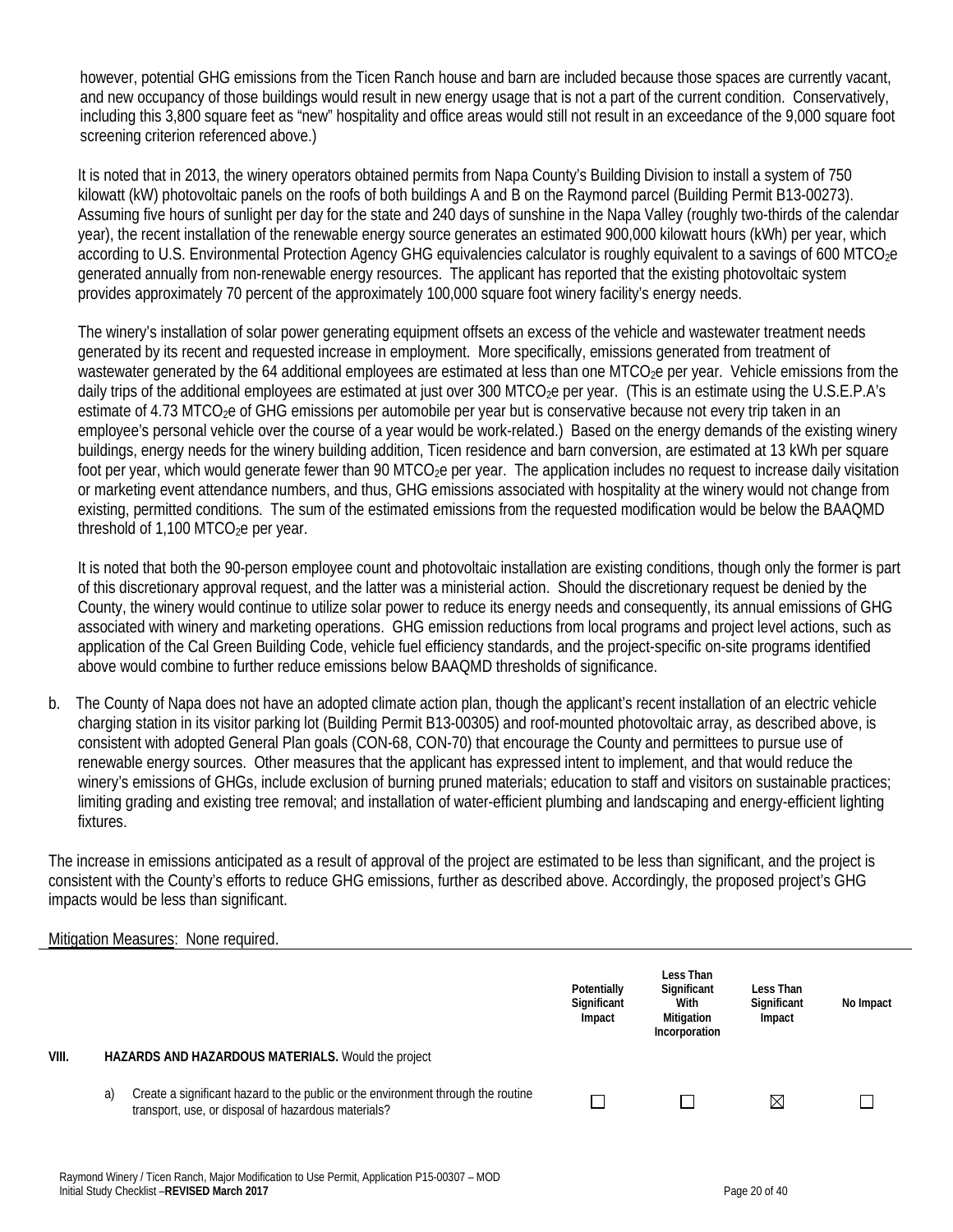however, potential GHG emissions from the Ticen Ranch house and barn are included because those spaces are currently vacant, and new occupancy of those buildings would result in new energy usage that is not a part of the current condition. Conservatively, including this 3,800 square feet as "new" hospitality and office areas would still not result in an exceedance of the 9,000 square foot screening criterion referenced above.)

It is noted that in 2013, the winery operators obtained permits from Napa County's Building Division to install a system of 750 kilowatt (kW) photovoltaic panels on the roofs of both buildings A and B on the Raymond parcel (Building Permit B13-00273). Assuming five hours of sunlight per day for the state and 240 days of sunshine in the Napa Valley (roughly two-thirds of the calendar year), the recent installation of the renewable energy source generates an estimated 900,000 kilowatt hours (kWh) per year, which according to U.S. Environmental Protection Agency GHG equivalencies calculator is roughly equivalent to a savings of 600 $MTCO_2e$ generated annually from non-renewable energy resources. The applicant has reported that the existing photovoltaic system provides approximately 70 percent of the approximately 100,000 square foot winery facility's energy needs.

The winery's installation of solar power generating equipment offsets an excess of the vehicle and wastewater treatment needs generated by its recent and requested increase in employment. More specifically, emissions generated from treatment of wastewater generated by the 64 additional employees are estimated at less than one $MTCO_2e$ per year. Vehicle emissions from the daily trips of the additional employees are estimated at just over 300 $MTCO_2e$ per year. (This is an estimate using the U.S.E.P.A's estimate of 4.73 $MTCO_2e$ of GHG emissions per automobile per year but is conservative because not every trip taken in an employee's personal vehicle over the course of a year would be work-related.) Based on the energy demands of the existing winery buildings, energy needs for the winery building addition, Ticen residence and barn conversion, are estimated at 13 kWh per square foot per year, which would generate fewer than 90 $MTCO_2e$ per year. The application includes no request to increase daily visitation or marketing event attendance numbers, and thus, GHG emissions associated with hospitality at the winery would not change from existing, permitted conditions. The sum of the estimated emissions from the requested modification would be below the BAAQMD threshold of 1,100 $MTCO_2e$ per year.

It is noted that both the 90-person employee count and photovoltaic installation are existing conditions, though only the former is part of this discretionary approval request, and the latter was a ministerial action. Should the discretionary request be denied by the County, the winery would continue to utilize solar power to reduce its energy needs and consequently, its annual emissions of GHG associated with winery and marketing operations. GHG emission reductions from local programs and project level actions, such as application of the Cal Green Building Code, vehicle fuel efficiency standards, and the project-specific on-site programs identified above would combine to further reduce emissions below BAAQMD thresholds of significance.

b. The County of Napa does not have an adopted climate action plan, though the applicant's recent installation of an electric vehicle charging station in its visitor parking lot (Building Permit B13-00305) and roof-mounted photovoltaic array, as described above, is consistent with adopted General Plan goals (CON-68, CON-70) that encourage the County and permittees to pursue use of renewable energy sources. Other measures that the applicant has expressed intent to implement, and that would reduce the winery's emissions of GHGs, include exclusion of burning pruned materials; education to staff and visitors on sustainable practices; limiting grading and existing tree removal; and installation of water-efficient plumbing and landscaping and energy-efficient lighting fixtures.

The increase in emissions anticipated as a result of approval of the project are estimated to be less than significant, and the project is consistent with the County's efforts to reduce GHG emissions, further as described above. Accordingly, the proposed project's GHG impacts would be less than significant.

Mitigation Measures: None required.

| | Potentially Significant Impact | Less Than Significant With Mitigation Incorporation | Less Than Significant Impact | No Impact |
|---|---|---|---|---|
| **VIII. HAZARDS AND HAZARDOUS MATERIALS.** Would the project | | | | |
| a) Create a significant hazard to the public or the environment through the routine transport, use, or disposal of hazardous materials? | ☐ | ☐ | ☒ | ☐ |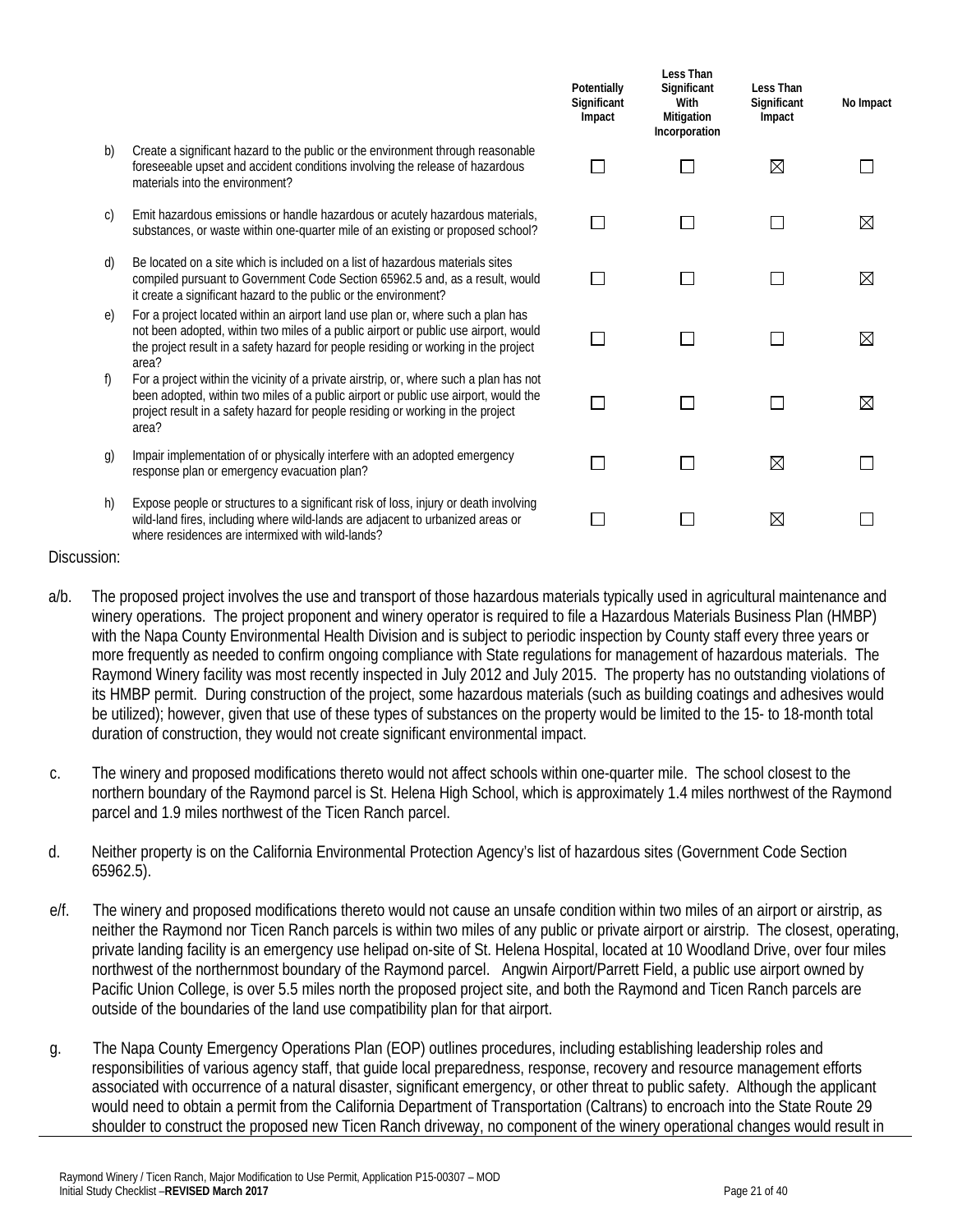| | | Potentially Significant Impact | Less Than Significant With Mitigation Incorporation | Less Than Significant Impact | No Impact |
|---|---|---|---|---|---|
| b) | Create a significant hazard to the public or the environment through reasonable foreseeable upset and accident conditions involving the release of hazardous materials into the environment? | ☐ | ☐ | ☒ | ☐ |
| c) | Emit hazardous emissions or handle hazardous or acutely hazardous materials, substances, or waste within one-quarter mile of an existing or proposed school? | ☐ | ☐ | ☐ | ☒ |
| d) | Be located on a site which is included on a list of hazardous materials sites compiled pursuant to Government Code Section 65962.5 and, as a result, would it create a significant hazard to the public or the environment? | ☐ | ☐ | ☐ | ☒ |
| e) | For a project located within an airport land use plan or, where such a plan has not been adopted, within two miles of a public airport or public use airport, would the project result in a safety hazard for people residing or working in the project area? | ☐ | ☐ | ☐ | ☒ |
| f) | For a project within the vicinity of a private airstrip, or, where such a plan has not been adopted, within two miles of a public airport or public use airport, would the project result in a safety hazard for people residing or working in the project area? | ☐ | ☐ | ☐ | ☒ |
| g) | Impair implementation of or physically interfere with an adopted emergency response plan or emergency evacuation plan? | ☐ | ☐ | ☒ | ☐ |
| h) | Expose people or structures to a significant risk of loss, injury or death involving wild-land fires, including where wild-lands are adjacent to urbanized areas or where residences are intermixed with wild-lands? | ☐ | ☐ | ☒ | ☐ |

Discussion:

a/b. The proposed project involves the use and transport of those hazardous materials typically used in agricultural maintenance and winery operations. The project proponent and winery operator is required to file a Hazardous Materials Business Plan (HMBP) with the Napa County Environmental Health Division and is subject to periodic inspection by County staff every three years or more frequently as needed to confirm ongoing compliance with State regulations for management of hazardous materials. The Raymond Winery facility was most recently inspected in July 2012 and July 2015. The property has no outstanding violations of its HMBP permit. During construction of the project, some hazardous materials (such as building coatings and adhesives would be utilized); however, given that use of these types of substances on the property would be limited to the 15- to 18-month total duration of construction, they would not create significant environmental impact.

c. The winery and proposed modifications thereto would not affect schools within one-quarter mile. The school closest to the northern boundary of the Raymond parcel is St. Helena High School, which is approximately 1.4 miles northwest of the Raymond parcel and 1.9 miles northwest of the Ticen Ranch parcel.

d. Neither property is on the California Environmental Protection Agency's list of hazardous sites (Government Code Section 65962.5).

e/f. The winery and proposed modifications thereto would not cause an unsafe condition within two miles of an airport or airstrip, as neither the Raymond nor Ticen Ranch parcels is within two miles of any public or private airport or airstrip. The closest, operating, private landing facility is an emergency use helipad on-site of St. Helena Hospital, located at 10 Woodland Drive, over four miles northwest of the northernmost boundary of the Raymond parcel. Angwin Airport/Parrett Field, a public use airport owned by Pacific Union College, is over 5.5 miles north the proposed project site, and both the Raymond and Ticen Ranch parcels are outside of the boundaries of the land use compatibility plan for that airport.

g. The Napa County Emergency Operations Plan (EOP) outlines procedures, including establishing leadership roles and responsibilities of various agency staff, that guide local preparedness, response, recovery and resource management efforts associated with occurrence of a natural disaster, significant emergency, or other threat to public safety. Although the applicant would need to obtain a permit from the California Department of Transportation (Caltrans) to encroach into the State Route 29 shoulder to construct the proposed new Ticen Ranch driveway, no component of the winery operational changes would result in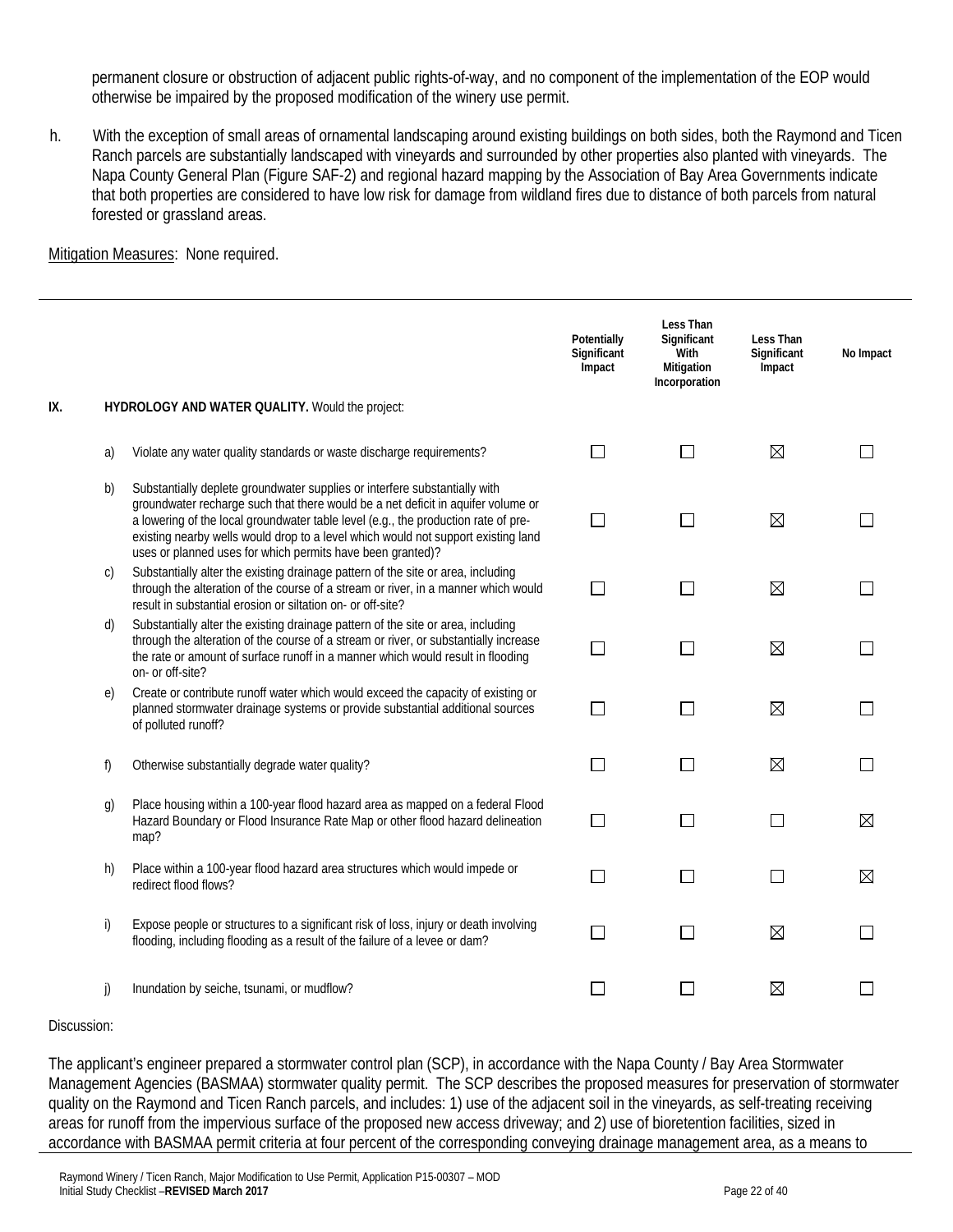permanent closure or obstruction of adjacent public rights-of-way, and no component of the implementation of the EOP would otherwise be impaired by the proposed modification of the winery use permit.

h. With the exception of small areas of ornamental landscaping around existing buildings on both sides, both the Raymond and Ticen Ranch parcels are substantially landscaped with vineyards and surrounded by other properties also planted with vineyards. The Napa County General Plan (Figure SAF-2) and regional hazard mapping by the Association of Bay Area Governments indicate that both properties are considered to have low risk for damage from wildland fires due to distance of both parcels from natural forested or grassland areas.

Mitigation Measures: None required.

| | | | Potentially Significant Impact | Less Than Significant With Mitigation Incorporation | Less Than Significant Impact | No Impact |
|---|---|---|---|---|---|---|
| IX. | | **HYDROLOGY AND WATER QUALITY.** Would the project: | | | | |
| | a) | Violate any water quality standards or waste discharge requirements? | ☐ | ☐ | ☒ | ☐ |
| | b) | Substantially deplete groundwater supplies or interfere substantially with groundwater recharge such that there would be a net deficit in aquifer volume or a lowering of the local groundwater table level (e.g., the production rate of pre-existing nearby wells would drop to a level which would not support existing land uses or planned uses for which permits have been granted)? | ☐ | ☐ | ☒ | ☐ |
| | c) | Substantially alter the existing drainage pattern of the site or area, including through the alteration of the course of a stream or river, in a manner which would result in substantial erosion or siltation on- or off-site? | ☐ | ☐ | ☒ | ☐ |
| | d) | Substantially alter the existing drainage pattern of the site or area, including through the alteration of the course of a stream or river, or substantially increase the rate or amount of surface runoff in a manner which would result in flooding on- or off-site? | ☐ | ☐ | ☒ | ☐ |
| | e) | Create or contribute runoff water which would exceed the capacity of existing or planned stormwater drainage systems or provide substantial additional sources of polluted runoff? | ☐ | ☐ | ☒ | ☐ |
| | f) | Otherwise substantially degrade water quality? | ☐ | ☐ | ☒ | ☐ |
| | g) | Place housing within a 100-year flood hazard area as mapped on a federal Flood Hazard Boundary or Flood Insurance Rate Map or other flood hazard delineation map? | ☐ | ☐ | ☐ | ☒ |
| | h) | Place within a 100-year flood hazard area structures which would impede or redirect flood flows? | ☐ | ☐ | ☐ | ☒ |
| | i) | Expose people or structures to a significant risk of loss, injury or death involving flooding, including flooding as a result of the failure of a levee or dam? | ☐ | ☐ | ☒ | ☐ |
| | j) | Inundation by seiche, tsunami, or mudflow? | ☐ | ☐ | ☒ | ☐ |

Discussion:

The applicant's engineer prepared a stormwater control plan (SCP), in accordance with the Napa County / Bay Area Stormwater Management Agencies (BASMAA) stormwater quality permit. The SCP describes the proposed measures for preservation of stormwater quality on the Raymond and Ticen Ranch parcels, and includes: 1) use of the adjacent soil in the vineyards, as self-treating receiving areas for runoff from the impervious surface of the proposed new access driveway; and 2) use of bioretention facilities, sized in accordance with BASMAA permit criteria at four percent of the corresponding conveying drainage management area, as a means to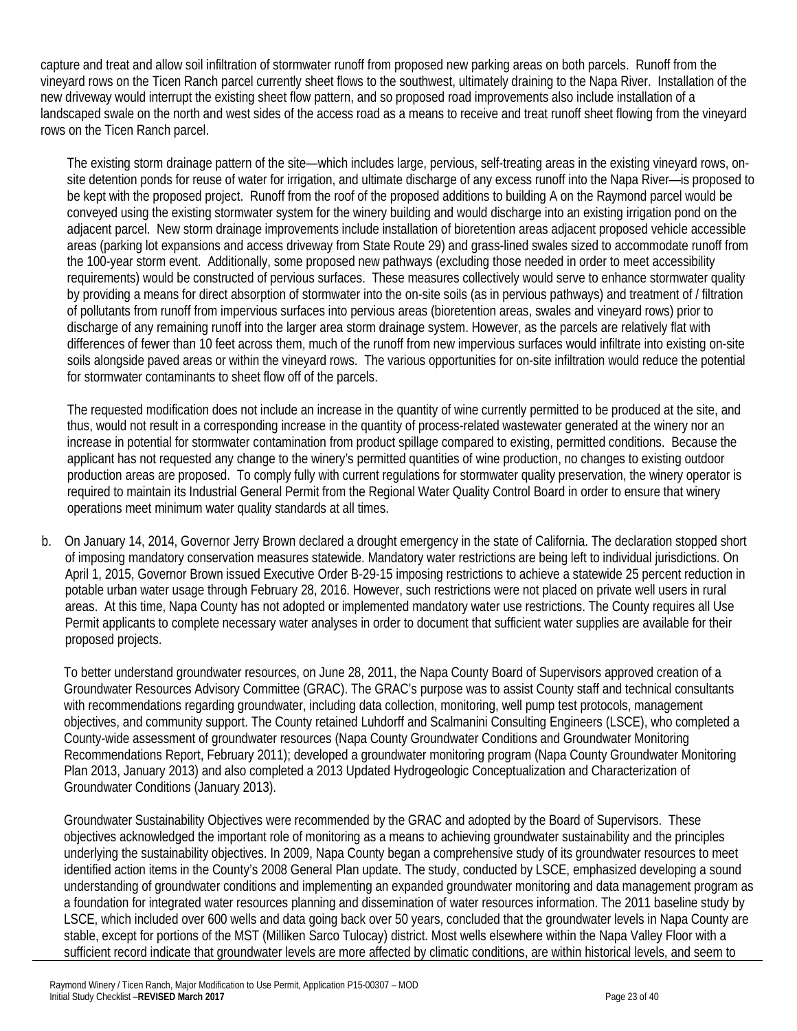capture and treat and allow soil infiltration of stormwater runoff from proposed new parking areas on both parcels. Runoff from the vineyard rows on the Ticen Ranch parcel currently sheet flows to the southwest, ultimately draining to the Napa River. Installation of the new driveway would interrupt the existing sheet flow pattern, and so proposed road improvements also include installation of a landscaped swale on the north and west sides of the access road as a means to receive and treat runoff sheet flowing from the vineyard rows on the Ticen Ranch parcel.

The existing storm drainage pattern of the site—which includes large, pervious, self-treating areas in the existing vineyard rows, on-site detention ponds for reuse of water for irrigation, and ultimate discharge of any excess runoff into the Napa River—is proposed to be kept with the proposed project. Runoff from the roof of the proposed additions to building A on the Raymond parcel would be conveyed using the existing stormwater system for the winery building and would discharge into an existing irrigation pond on the adjacent parcel. New storm drainage improvements include installation of bioretention areas adjacent proposed vehicle accessible areas (parking lot expansions and access driveway from State Route 29) and grass-lined swales sized to accommodate runoff from the 100-year storm event. Additionally, some proposed new pathways (excluding those needed in order to meet accessibility requirements) would be constructed of pervious surfaces. These measures collectively would serve to enhance stormwater quality by providing a means for direct absorption of stormwater into the on-site soils (as in pervious pathways) and treatment of / filtration of pollutants from runoff from impervious surfaces into pervious areas (bioretention areas, swales and vineyard rows) prior to discharge of any remaining runoff into the larger area storm drainage system. However, as the parcels are relatively flat with differences of fewer than 10 feet across them, much of the runoff from new impervious surfaces would infiltrate into existing on-site soils alongside paved areas or within the vineyard rows. The various opportunities for on-site infiltration would reduce the potential for stormwater contaminants to sheet flow off of the parcels.

The requested modification does not include an increase in the quantity of wine currently permitted to be produced at the site, and thus, would not result in a corresponding increase in the quantity of process-related wastewater generated at the winery nor an increase in potential for stormwater contamination from product spillage compared to existing, permitted conditions. Because the applicant has not requested any change to the winery's permitted quantities of wine production, no changes to existing outdoor production areas are proposed. To comply fully with current regulations for stormwater quality preservation, the winery operator is required to maintain its Industrial General Permit from the Regional Water Quality Control Board in order to ensure that winery operations meet minimum water quality standards at all times.

b. On January 14, 2014, Governor Jerry Brown declared a drought emergency in the state of California. The declaration stopped short of imposing mandatory conservation measures statewide. Mandatory water restrictions are being left to individual jurisdictions. On April 1, 2015, Governor Brown issued Executive Order B-29-15 imposing restrictions to achieve a statewide 25 percent reduction in potable urban water usage through February 28, 2016. However, such restrictions were not placed on private well users in rural areas. At this time, Napa County has not adopted or implemented mandatory water use restrictions. The County requires all Use Permit applicants to complete necessary water analyses in order to document that sufficient water supplies are available for their proposed projects.

   To better understand groundwater resources, on June 28, 2011, the Napa County Board of Supervisors approved creation of a Groundwater Resources Advisory Committee (GRAC). The GRAC's purpose was to assist County staff and technical consultants with recommendations regarding groundwater, including data collection, monitoring, well pump test protocols, management objectives, and community support. The County retained Luhdorff and Scalmanini Consulting Engineers (LSCE), who completed a County-wide assessment of groundwater resources (Napa County Groundwater Conditions and Groundwater Monitoring Recommendations Report, February 2011); developed a groundwater monitoring program (Napa County Groundwater Monitoring Plan 2013, January 2013) and also completed a 2013 Updated Hydrogeologic Conceptualization and Characterization of Groundwater Conditions (January 2013).

   Groundwater Sustainability Objectives were recommended by the GRAC and adopted by the Board of Supervisors. These objectives acknowledged the important role of monitoring as a means to achieving groundwater sustainability and the principles underlying the sustainability objectives. In 2009, Napa County began a comprehensive study of its groundwater resources to meet identified action items in the County's 2008 General Plan update. The study, conducted by LSCE, emphasized developing a sound understanding of groundwater conditions and implementing an expanded groundwater monitoring and data management program as a foundation for integrated water resources planning and dissemination of water resources information. The 2011 baseline study by LSCE, which included over 600 wells and data going back over 50 years, concluded that the groundwater levels in Napa County are stable, except for portions of the MST (Milliken Sarco Tulocay) district. Most wells elsewhere within the Napa Valley Floor with a sufficient record indicate that groundwater levels are more affected by climatic conditions, are within historical levels, and seem to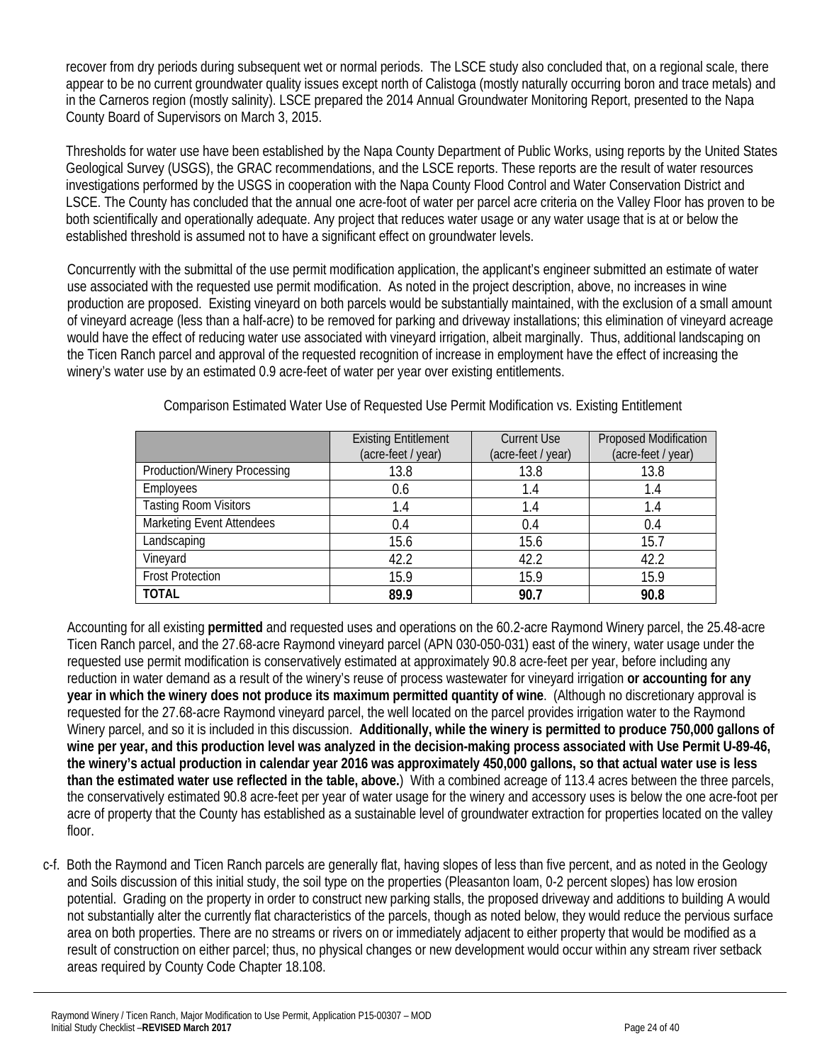recover from dry periods during subsequent wet or normal periods. The LSCE study also concluded that, on a regional scale, there appear to be no current groundwater quality issues except north of Calistoga (mostly naturally occurring boron and trace metals) and in the Carneros region (mostly salinity). LSCE prepared the 2014 Annual Groundwater Monitoring Report, presented to the Napa County Board of Supervisors on March 3, 2015.

Thresholds for water use have been established by the Napa County Department of Public Works, using reports by the United States Geological Survey (USGS), the GRAC recommendations, and the LSCE reports. These reports are the result of water resources investigations performed by the USGS in cooperation with the Napa County Flood Control and Water Conservation District and LSCE. The County has concluded that the annual one acre-foot of water per parcel acre criteria on the Valley Floor has proven to be both scientifically and operationally adequate. Any project that reduces water usage or any water usage that is at or below the established threshold is assumed not to have a significant effect on groundwater levels.

Concurrently with the submittal of the use permit modification application, the applicant's engineer submitted an estimate of water use associated with the requested use permit modification. As noted in the project description, above, no increases in wine production are proposed. Existing vineyard on both parcels would be substantially maintained, with the exclusion of a small amount of vineyard acreage (less than a half-acre) to be removed for parking and driveway installations; this elimination of vineyard acreage would have the effect of reducing water use associated with vineyard irrigation, albeit marginally. Thus, additional landscaping on the Ticen Ranch parcel and approval of the requested recognition of increase in employment have the effect of increasing the winery's water use by an estimated 0.9 acre-feet of water per year over existing entitlements.

Comparison Estimated Water Use of Requested Use Permit Modification vs. Existing Entitlement

| | Existing Entitlement (acre-feet / year) | Current Use (acre-feet / year) | Proposed Modification (acre-feet / year) |
|---|---|---|---|
| Production/Winery Processing | 13.8 | 13.8 | 13.8 |
| Employees | 0.6 | 1.4 | 1.4 |
| Tasting Room Visitors | 1.4 | 1.4 | 1.4 |
| Marketing Event Attendees | 0.4 | 0.4 | 0.4 |
| Landscaping | 15.6 | 15.6 | 15.7 |
| Vineyard | 42.2 | 42.2 | 42.2 |
| Frost Protection | 15.9 | 15.9 | 15.9 |
| **TOTAL** | **89.9** | **90.7** | **90.8** |

Accounting for all existing **permitted** and requested uses and operations on the 60.2-acre Raymond Winery parcel, the 25.48-acre Ticen Ranch parcel, and the 27.68-acre Raymond vineyard parcel (APN 030-050-031) east of the winery, water usage under the requested use permit modification is conservatively estimated at approximately 90.8 acre-feet per year, before including any reduction in water demand as a result of the winery's reuse of process wastewater for vineyard irrigation **or accounting for any year in which the winery does not produce its maximum permitted quantity of wine**. (Although no discretionary approval is requested for the 27.68-acre Raymond vineyard parcel, the well located on the parcel provides irrigation water to the Raymond Winery parcel, and so it is included in this discussion. **Additionally, while the winery is permitted to produce 750,000 gallons of wine per year, and this production level was analyzed in the decision-making process associated with Use Permit U-89-46, the winery's actual production in calendar year 2016 was approximately 450,000 gallons, so that actual water use is less than the estimated water use reflected in the table, above.**) With a combined acreage of 113.4 acres between the three parcels, the conservatively estimated 90.8 acre-feet per year of water usage for the winery and accessory uses is below the one acre-foot per acre of property that the County has established as a sustainable level of groundwater extraction for properties located on the valley floor.

c-f. Both the Raymond and Ticen Ranch parcels are generally flat, having slopes of less than five percent, and as noted in the Geology and Soils discussion of this initial study, the soil type on the properties (Pleasanton loam, 0-2 percent slopes) has low erosion potential. Grading on the property in order to construct new parking stalls, the proposed driveway and additions to building A would not substantially alter the currently flat characteristics of the parcels, though as noted below, they would reduce the pervious surface area on both properties. There are no streams or rivers on or immediately adjacent to either property that would be modified as a result of construction on either parcel; thus, no physical changes or new development would occur within any stream river setback areas required by County Code Chapter 18.108.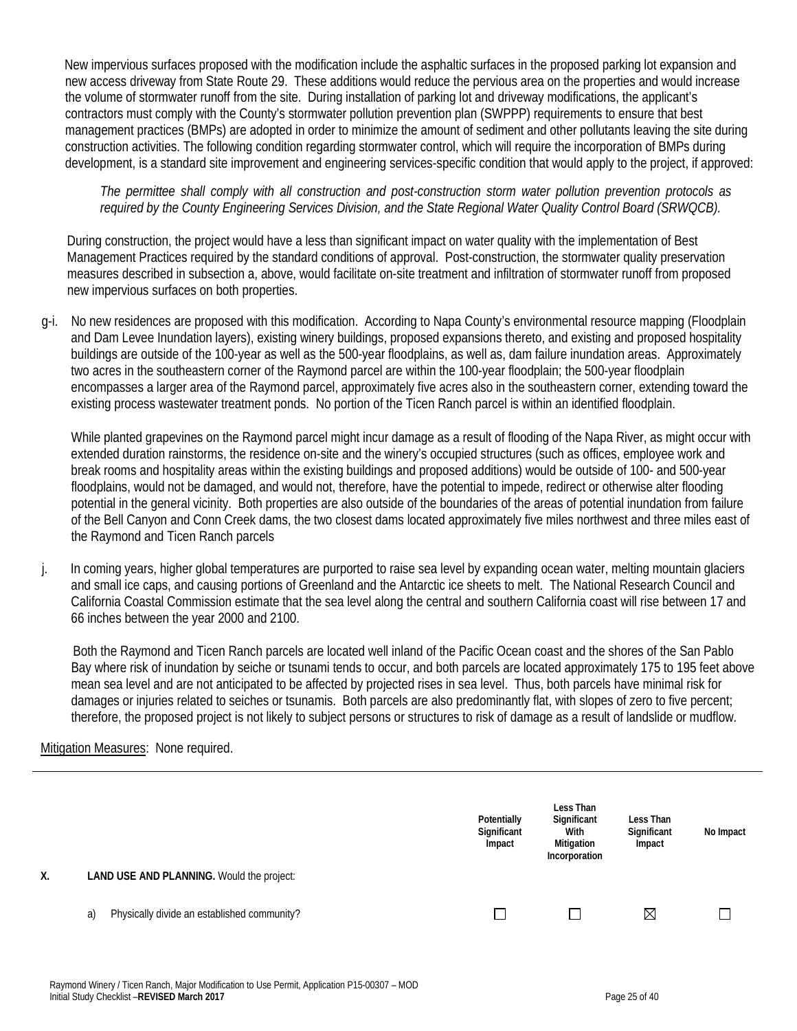New impervious surfaces proposed with the modification include the asphaltic surfaces in the proposed parking lot expansion and new access driveway from State Route 29. These additions would reduce the pervious area on the properties and would increase the volume of stormwater runoff from the site. During installation of parking lot and driveway modifications, the applicant's contractors must comply with the County's stormwater pollution prevention plan (SWPPP) requirements to ensure that best management practices (BMPs) are adopted in order to minimize the amount of sediment and other pollutants leaving the site during construction activities. The following condition regarding stormwater control, which will require the incorporation of BMPs during development, is a standard site improvement and engineering services-specific condition that would apply to the project, if approved:

*The permittee shall comply with all construction and post-construction storm water pollution prevention protocols as required by the County Engineering Services Division, and the State Regional Water Quality Control Board (SRWQCB).*

During construction, the project would have a less than significant impact on water quality with the implementation of Best Management Practices required by the standard conditions of approval. Post-construction, the stormwater quality preservation measures described in subsection a, above, would facilitate on-site treatment and infiltration of stormwater runoff from proposed new impervious surfaces on both properties.

g-i. No new residences are proposed with this modification. According to Napa County's environmental resource mapping (Floodplain and Dam Levee Inundation layers), existing winery buildings, proposed expansions thereto, and existing and proposed hospitality buildings are outside of the 100-year as well as the 500-year floodplains, as well as, dam failure inundation areas. Approximately two acres in the southeastern corner of the Raymond parcel are within the 100-year floodplain; the 500-year floodplain encompasses a larger area of the Raymond parcel, approximately five acres also in the southeastern corner, extending toward the existing process wastewater treatment ponds. No portion of the Ticen Ranch parcel is within an identified floodplain.

While planted grapevines on the Raymond parcel might incur damage as a result of flooding of the Napa River, as might occur with extended duration rainstorms, the residence on-site and the winery's occupied structures (such as offices, employee work and break rooms and hospitality areas within the existing buildings and proposed additions) would be outside of 100- and 500-year floodplains, would not be damaged, and would not, therefore, have the potential to impede, redirect or otherwise alter flooding potential in the general vicinity. Both properties are also outside of the boundaries of the areas of potential inundation from failure of the Bell Canyon and Conn Creek dams, the two closest dams located approximately five miles northwest and three miles east of the Raymond and Ticen Ranch parcels

j. In coming years, higher global temperatures are purported to raise sea level by expanding ocean water, melting mountain glaciers and small ice caps, and causing portions of Greenland and the Antarctic ice sheets to melt. The National Research Council and California Coastal Commission estimate that the sea level along the central and southern California coast will rise between 17 and 66 inches between the year 2000 and 2100.

Both the Raymond and Ticen Ranch parcels are located well inland of the Pacific Ocean coast and the shores of the San Pablo Bay where risk of inundation by seiche or tsunami tends to occur, and both parcels are located approximately 175 to 195 feet above mean sea level and are not anticipated to be affected by projected rises in sea level. Thus, both parcels have minimal risk for damages or injuries related to seiches or tsunamis. Both parcels are also predominantly flat, with slopes of zero to five percent; therefore, the proposed project is not likely to subject persons or structures to risk of damage as a result of landslide or mudflow.

Mitigation Measures: None required.

---

| | | Potentially Significant Impact | Less Than Significant With Mitigation Incorporation | Less Than Significant Impact | No Impact |
|---|---|---|---|---|---|
| **X.** | **LAND USE AND PLANNING.** Would the project: | | | | |
| | a) Physically divide an established community? | ☐ | ☐ | ☒ | ☐ |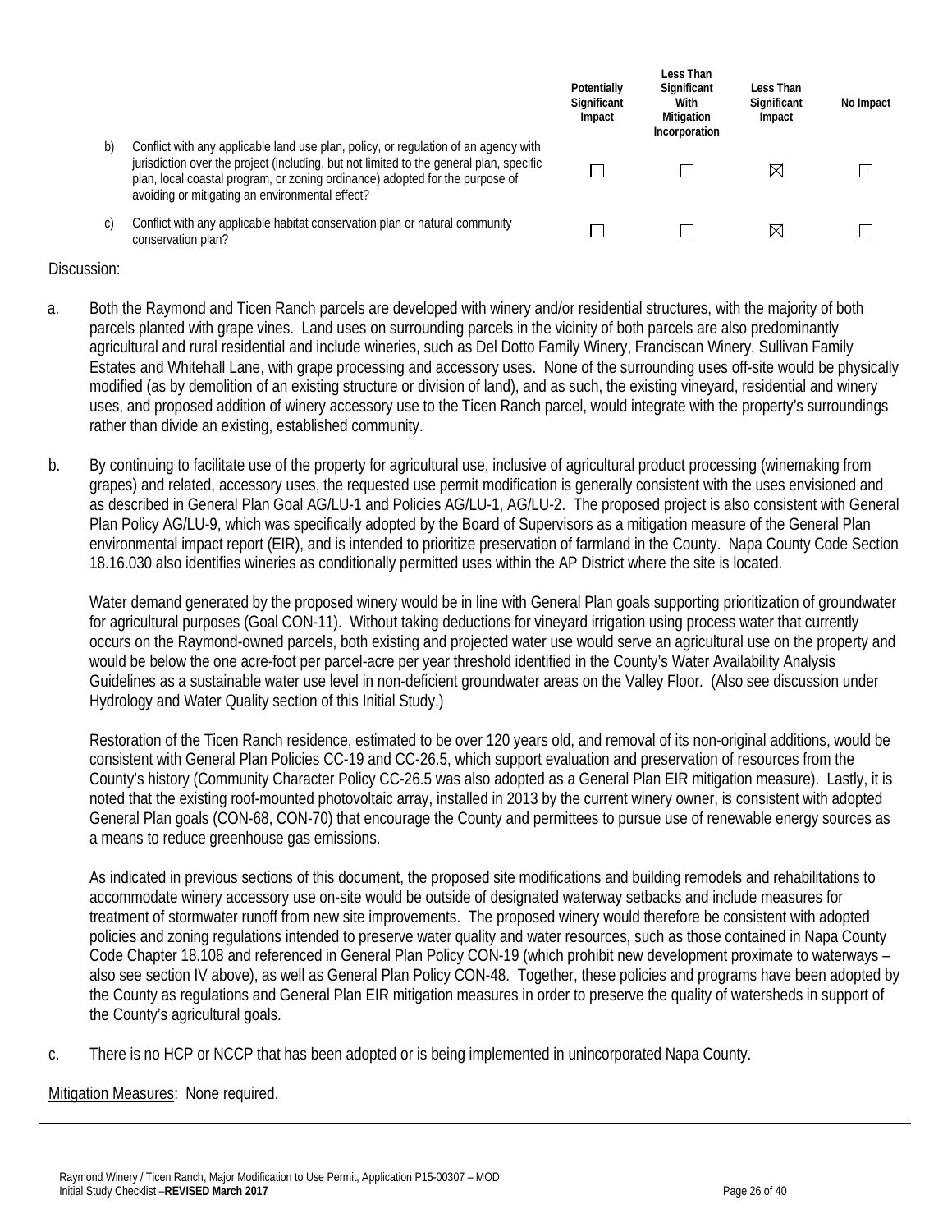| | | Potentially Significant Impact | Less Than Significant With Mitigation Incorporation | Less Than Significant Impact | No Impact |
|---|---|---|---|---|---|
| b) | Conflict with any applicable land use plan, policy, or regulation of an agency with jurisdiction over the project (including, but not limited to the general plan, specific plan, local coastal program, or zoning ordinance) adopted for the purpose of avoiding or mitigating an environmental effect? | ☐ | ☐ | ☒ | ☐ |
| c) | Conflict with any applicable habitat conservation plan or natural community conservation plan? | ☐ | ☐ | ☒ | ☐ |

Discussion:

a. Both the Raymond and Ticen Ranch parcels are developed with winery and/or residential structures, with the majority of both parcels planted with grape vines. Land uses on surrounding parcels in the vicinity of both parcels are also predominantly agricultural and rural residential and include wineries, such as Del Dotto Family Winery, Franciscan Winery, Sullivan Family Estates and Whitehall Lane, with grape processing and accessory uses. None of the surrounding uses off-site would be physically modified (as by demolition of an existing structure or division of land), and as such, the existing vineyard, residential and winery uses, and proposed addition of winery accessory use to the Ticen Ranch parcel, would integrate with the property's surroundings rather than divide an existing, established community.

b. By continuing to facilitate use of the property for agricultural use, inclusive of agricultural product processing (winemaking from grapes) and related, accessory uses, the requested use permit modification is generally consistent with the uses envisioned and as described in General Plan Goal AG/LU-1 and Policies AG/LU-1, AG/LU-2. The proposed project is also consistent with General Plan Policy AG/LU-9, which was specifically adopted by the Board of Supervisors as a mitigation measure of the General Plan environmental impact report (EIR), and is intended to prioritize preservation of farmland in the County. Napa County Code Section 18.16.030 also identifies wineries as conditionally permitted uses within the AP District where the site is located.

   Water demand generated by the proposed winery would be in line with General Plan goals supporting prioritization of groundwater for agricultural purposes (Goal CON-11). Without taking deductions for vineyard irrigation using process water that currently occurs on the Raymond-owned parcels, both existing and projected water use would serve an agricultural use on the property and would be below the one acre-foot per parcel-acre per year threshold identified in the County's Water Availability Analysis Guidelines as a sustainable water use level in non-deficient groundwater areas on the Valley Floor. (Also see discussion under Hydrology and Water Quality section of this Initial Study.)

   Restoration of the Ticen Ranch residence, estimated to be over 120 years old, and removal of its non-original additions, would be consistent with General Plan Policies CC-19 and CC-26.5, which support evaluation and preservation of resources from the County's history (Community Character Policy CC-26.5 was also adopted as a General Plan EIR mitigation measure). Lastly, it is noted that the existing roof-mounted photovoltaic array, installed in 2013 by the current winery owner, is consistent with adopted General Plan goals (CON-68, CON-70) that encourage the County and permittees to pursue use of renewable energy sources as a means to reduce greenhouse gas emissions.

   As indicated in previous sections of this document, the proposed site modifications and building remodels and rehabilitations to accommodate winery accessory use on-site would be outside of designated waterway setbacks and include measures for treatment of stormwater runoff from new site improvements. The proposed winery would therefore be consistent with adopted policies and zoning regulations intended to preserve water quality and water resources, such as those contained in Napa County Code Chapter 18.108 and referenced in General Plan Policy CON-19 (which prohibit new development proximate to waterways – also see section IV above), as well as General Plan Policy CON-48. Together, these policies and programs have been adopted by the County as regulations and General Plan EIR mitigation measures in order to preserve the quality of watersheds in support of the County's agricultural goals.

c. There is no HCP or NCCP that has been adopted or is being implemented in unincorporated Napa County.

Mitigation Measures: None required.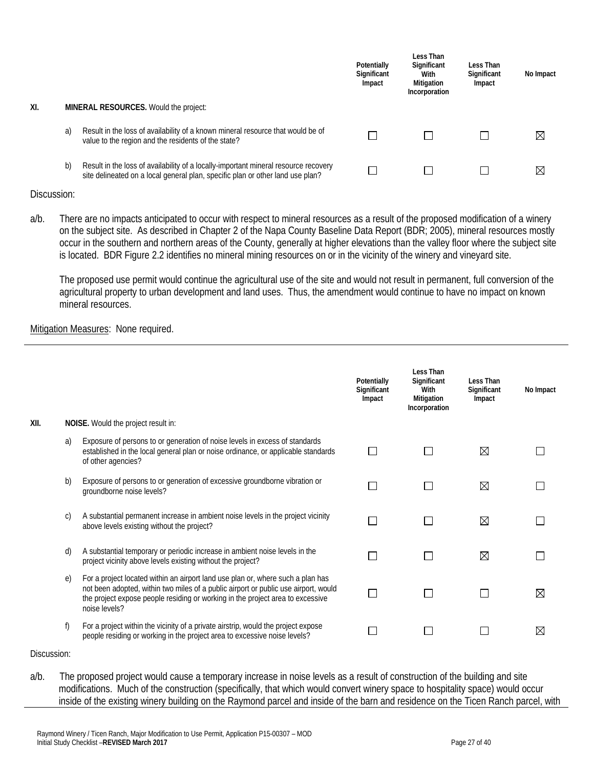| | | | Potentially Significant Impact | Less Than Significant With Mitigation Incorporation | Less Than Significant Impact | No Impact |
|---|---|---|---|---|---|---|
| **XI.** | | **MINERAL RESOURCES.** Would the project: | | | | |
| | a) | Result in the loss of availability of a known mineral resource that would be of value to the region and the residents of the state? | ☐ | ☐ | ☐ | ☒ |
| | b) | Result in the loss of availability of a locally-important mineral resource recovery site delineated on a local general plan, specific plan or other land use plan? | ☐ | ☐ | ☐ | ☒ |

Discussion:

a/b. There are no impacts anticipated to occur with respect to mineral resources as a result of the proposed modification of a winery on the subject site. As described in Chapter 2 of the Napa County Baseline Data Report (BDR; 2005), mineral resources mostly occur in the southern and northern areas of the County, generally at higher elevations than the valley floor where the subject site is located. BDR Figure 2.2 identifies no mineral mining resources on or in the vicinity of the winery and vineyard site.

The proposed use permit would continue the agricultural use of the site and would not result in permanent, full conversion of the agricultural property to urban development and land uses. Thus, the amendment would continue to have no impact on known mineral resources.

Mitigation Measures: None required.

---

| | | | Potentially Significant Impact | Less Than Significant With Mitigation Incorporation | Less Than Significant Impact | No Impact |
|---|---|---|---|---|---|---|
| **XII.** | | **NOISE.** Would the project result in: | | | | |
| | a) | Exposure of persons to or generation of noise levels in excess of standards established in the local general plan or noise ordinance, or applicable standards of other agencies? | ☐ | ☐ | ☒ | ☐ |
| | b) | Exposure of persons to or generation of excessive groundborne vibration or groundborne noise levels? | ☐ | ☐ | ☒ | ☐ |
| | c) | A substantial permanent increase in ambient noise levels in the project vicinity above levels existing without the project? | ☐ | ☐ | ☒ | ☐ |
| | d) | A substantial temporary or periodic increase in ambient noise levels in the project vicinity above levels existing without the project? | ☐ | ☐ | ☒ | ☐ |
| | e) | For a project located within an airport land use plan or, where such a plan has not been adopted, within two miles of a public airport or public use airport, would the project expose people residing or working in the project area to excessive noise levels? | ☐ | ☐ | ☐ | ☒ |
| | f) | For a project within the vicinity of a private airstrip, would the project expose people residing or working in the project area to excessive noise levels? | ☐ | ☐ | ☐ | ☒ |

Discussion:

a/b. The proposed project would cause a temporary increase in noise levels as a result of construction of the building and site modifications. Much of the construction (specifically, that which would convert winery space to hospitality space) would occur inside of the existing winery building on the Raymond parcel and inside of the barn and residence on the Ticen Ranch parcel, with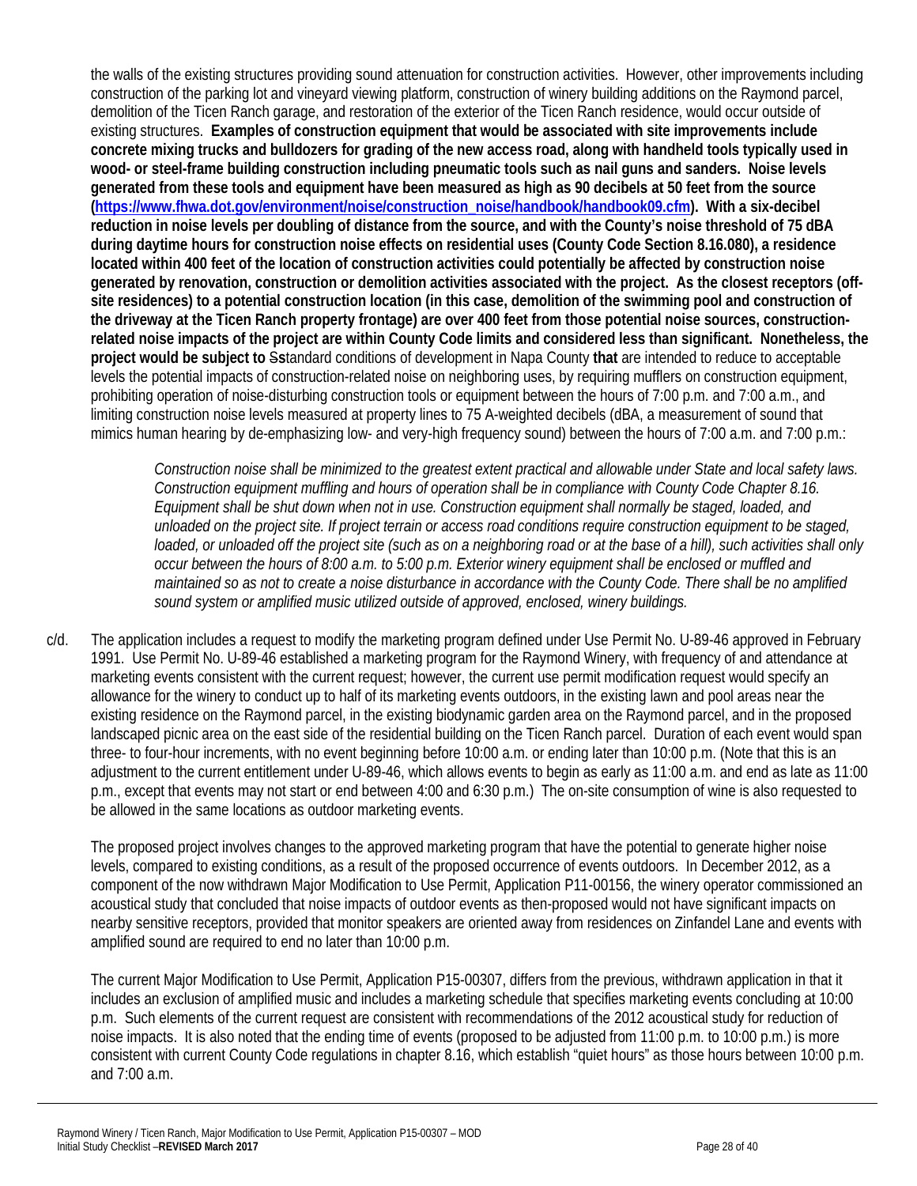the walls of the existing structures providing sound attenuation for construction activities. However, other improvements including construction of the parking lot and vineyard viewing platform, construction of winery building additions on the Raymond parcel, demolition of the Ticen Ranch garage, and restoration of the exterior of the Ticen Ranch residence, would occur outside of existing structures. **Examples of construction equipment that would be associated with site improvements include concrete mixing trucks and bulldozers for grading of the new access road, along with handheld tools typically used in wood- or steel-frame building construction including pneumatic tools such as nail guns and sanders. Noise levels generated from these tools and equipment have been measured as high as 90 decibels at 50 feet from the source ([https://www.fhwa.dot.gov/environment/noise/construction_noise/handbook/handbook09.cfm](https://www.fhwa.dot.gov/environment/noise/construction_noise/handbook/handbook09.cfm)). With a six-decibel reduction in noise levels per doubling of distance from the source, and with the County's noise threshold of 75 dBA during daytime hours for construction noise effects on residential uses (County Code Section 8.16.080), a residence located within 400 feet of the location of construction activities could potentially be affected by construction noise generated by renovation, construction or demolition activities associated with the project. As the closest receptors (off-site residences) to a potential construction location (in this case, demolition of the swimming pool and construction of the driveway at the Ticen Ranch property frontage) are over 400 feet from those potential noise sources, construction-related noise impacts of the project are within County Code limits and considered less than significant. Nonetheless, the project would be subject to** ~~S~~**s**tandard conditions of development in Napa County **that** are intended to reduce to acceptable levels the potential impacts of construction-related noise on neighboring uses, by requiring mufflers on construction equipment, prohibiting operation of noise-disturbing construction tools or equipment between the hours of 7:00 p.m. and 7:00 a.m., and limiting construction noise levels measured at property lines to 75 A-weighted decibels (dBA, a measurement of sound that mimics human hearing by de-emphasizing low- and very-high frequency sound) between the hours of 7:00 a.m. and 7:00 p.m.:

> *Construction noise shall be minimized to the greatest extent practical and allowable under State and local safety laws. Construction equipment muffling and hours of operation shall be in compliance with County Code Chapter 8.16. Equipment shall be shut down when not in use. Construction equipment shall normally be staged, loaded, and unloaded on the project site. If project terrain or access road conditions require construction equipment to be staged, loaded, or unloaded off the project site (such as on a neighboring road or at the base of a hill), such activities shall only occur between the hours of 8:00 a.m. to 5:00 p.m. Exterior winery equipment shall be enclosed or muffled and maintained so as not to create a noise disturbance in accordance with the County Code. There shall be no amplified sound system or amplified music utilized outside of approved, enclosed, winery buildings.*

c/d. The application includes a request to modify the marketing program defined under Use Permit No. U-89-46 approved in February 1991. Use Permit No. U-89-46 established a marketing program for the Raymond Winery, with frequency of and attendance at marketing events consistent with the current request; however, the current use permit modification request would specify an allowance for the winery to conduct up to half of its marketing events outdoors, in the existing lawn and pool areas near the existing residence on the Raymond parcel, in the existing biodynamic garden area on the Raymond parcel, and in the proposed landscaped picnic area on the east side of the residential building on the Ticen Ranch parcel. Duration of each event would span three- to four-hour increments, with no event beginning before 10:00 a.m. or ending later than 10:00 p.m. (Note that this is an adjustment to the current entitlement under U-89-46, which allows events to begin as early as 11:00 a.m. and end as late as 11:00 p.m., except that events may not start or end between 4:00 and 6:30 p.m.) The on-site consumption of wine is also requested to be allowed in the same locations as outdoor marketing events.

The proposed project involves changes to the approved marketing program that have the potential to generate higher noise levels, compared to existing conditions, as a result of the proposed occurrence of events outdoors. In December 2012, as a component of the now withdrawn Major Modification to Use Permit, Application P11-00156, the winery operator commissioned an acoustical study that concluded that noise impacts of outdoor events as then-proposed would not have significant impacts on nearby sensitive receptors, provided that monitor speakers are oriented away from residences on Zinfandel Lane and events with amplified sound are required to end no later than 10:00 p.m.

The current Major Modification to Use Permit, Application P15-00307, differs from the previous, withdrawn application in that it includes an exclusion of amplified music and includes a marketing schedule that specifies marketing events concluding at 10:00 p.m. Such elements of the current request are consistent with recommendations of the 2012 acoustical study for reduction of noise impacts. It is also noted that the ending time of events (proposed to be adjusted from 11:00 p.m. to 10:00 p.m.) is more consistent with current County Code regulations in chapter 8.16, which establish "quiet hours" as those hours between 10:00 p.m. and 7:00 a.m.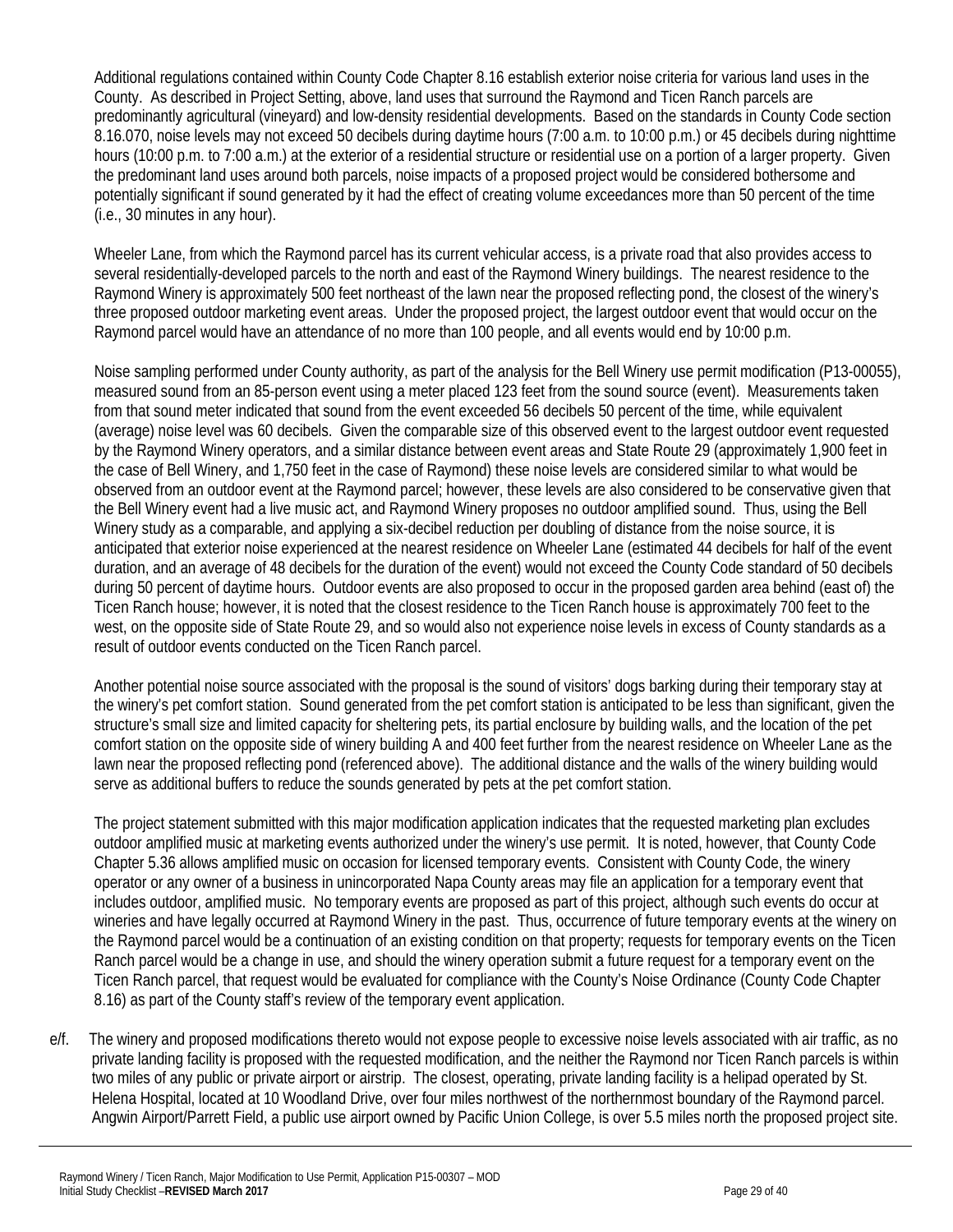Additional regulations contained within County Code Chapter 8.16 establish exterior noise criteria for various land uses in the County. As described in Project Setting, above, land uses that surround the Raymond and Ticen Ranch parcels are predominantly agricultural (vineyard) and low-density residential developments. Based on the standards in County Code section 8.16.070, noise levels may not exceed 50 decibels during daytime hours (7:00 a.m. to 10:00 p.m.) or 45 decibels during nighttime hours (10:00 p.m. to 7:00 a.m.) at the exterior of a residential structure or residential use on a portion of a larger property. Given the predominant land uses around both parcels, noise impacts of a proposed project would be considered bothersome and potentially significant if sound generated by it had the effect of creating volume exceedances more than 50 percent of the time (i.e., 30 minutes in any hour).

Wheeler Lane, from which the Raymond parcel has its current vehicular access, is a private road that also provides access to several residentially-developed parcels to the north and east of the Raymond Winery buildings. The nearest residence to the Raymond Winery is approximately 500 feet northeast of the lawn near the proposed reflecting pond, the closest of the winery's three proposed outdoor marketing event areas. Under the proposed project, the largest outdoor event that would occur on the Raymond parcel would have an attendance of no more than 100 people, and all events would end by 10:00 p.m.

Noise sampling performed under County authority, as part of the analysis for the Bell Winery use permit modification (P13-00055), measured sound from an 85-person event using a meter placed 123 feet from the sound source (event). Measurements taken from that sound meter indicated that sound from the event exceeded 56 decibels 50 percent of the time, while equivalent (average) noise level was 60 decibels. Given the comparable size of this observed event to the largest outdoor event requested by the Raymond Winery operators, and a similar distance between event areas and State Route 29 (approximately 1,900 feet in the case of Bell Winery, and 1,750 feet in the case of Raymond) these noise levels are considered similar to what would be observed from an outdoor event at the Raymond parcel; however, these levels are also considered to be conservative given that the Bell Winery event had a live music act, and Raymond Winery proposes no outdoor amplified sound. Thus, using the Bell Winery study as a comparable, and applying a six-decibel reduction per doubling of distance from the noise source, it is anticipated that exterior noise experienced at the nearest residence on Wheeler Lane (estimated 44 decibels for half of the event duration, and an average of 48 decibels for the duration of the event) would not exceed the County Code standard of 50 decibels during 50 percent of daytime hours. Outdoor events are also proposed to occur in the proposed garden area behind (east of) the Ticen Ranch house; however, it is noted that the closest residence to the Ticen Ranch house is approximately 700 feet to the west, on the opposite side of State Route 29, and so would also not experience noise levels in excess of County standards as a result of outdoor events conducted on the Ticen Ranch parcel.

Another potential noise source associated with the proposal is the sound of visitors' dogs barking during their temporary stay at the winery's pet comfort station. Sound generated from the pet comfort station is anticipated to be less than significant, given the structure's small size and limited capacity for sheltering pets, its partial enclosure by building walls, and the location of the pet comfort station on the opposite side of winery building A and 400 feet further from the nearest residence on Wheeler Lane as the lawn near the proposed reflecting pond (referenced above). The additional distance and the walls of the winery building would serve as additional buffers to reduce the sounds generated by pets at the pet comfort station.

The project statement submitted with this major modification application indicates that the requested marketing plan excludes outdoor amplified music at marketing events authorized under the winery's use permit. It is noted, however, that County Code Chapter 5.36 allows amplified music on occasion for licensed temporary events. Consistent with County Code, the winery operator or any owner of a business in unincorporated Napa County areas may file an application for a temporary event that includes outdoor, amplified music. No temporary events are proposed as part of this project, although such events do occur at wineries and have legally occurred at Raymond Winery in the past. Thus, occurrence of future temporary events at the winery on the Raymond parcel would be a continuation of an existing condition on that property; requests for temporary events on the Ticen Ranch parcel would be a change in use, and should the winery operation submit a future request for a temporary event on the Ticen Ranch parcel, that request would be evaluated for compliance with the County's Noise Ordinance (County Code Chapter 8.16) as part of the County staff's review of the temporary event application.

e/f. The winery and proposed modifications thereto would not expose people to excessive noise levels associated with air traffic, as no private landing facility is proposed with the requested modification, and the neither the Raymond nor Ticen Ranch parcels is within two miles of any public or private airport or airstrip. The closest, operating, private landing facility is a helipad operated by St. Helena Hospital, located at 10 Woodland Drive, over four miles northwest of the northernmost boundary of the Raymond parcel. Angwin Airport/Parrett Field, a public use airport owned by Pacific Union College, is over 5.5 miles north the proposed project site.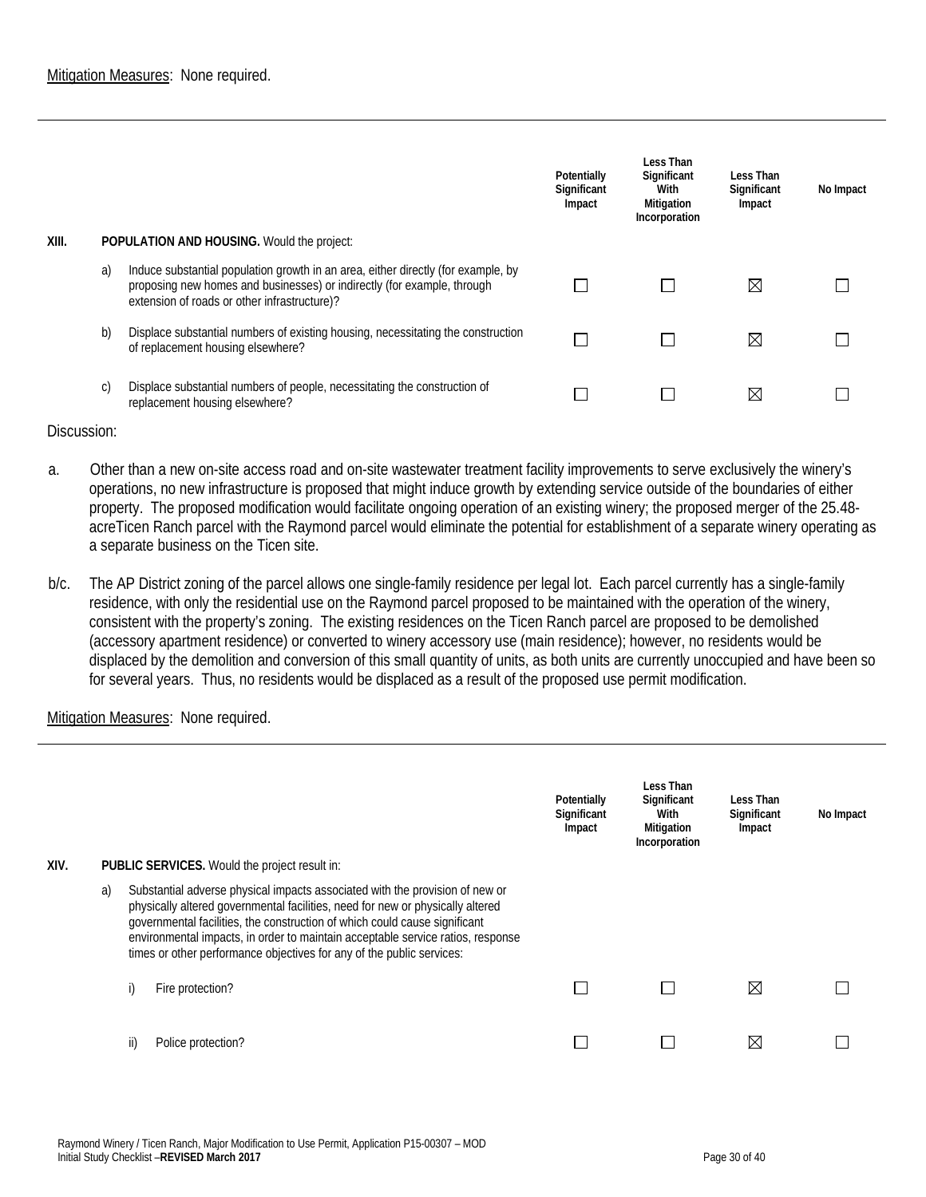Mitigation Measures: None required.

---

| | | | Potentially Significant Impact | Less Than Significant With Mitigation Incorporation | Less Than Significant Impact | No Impact |
|---|---|---|---|---|---|---|
| **XIII.** | | **POPULATION AND HOUSING.** Would the project: | | | | |
| | a) | Induce substantial population growth in an area, either directly (for example, by proposing new homes and businesses) or indirectly (for example, through extension of roads or other infrastructure)? | ☐ | ☐ | ☒ | ☐ |
| | b) | Displace substantial numbers of existing housing, necessitating the construction of replacement housing elsewhere? | ☐ | ☐ | ☒ | ☐ |
| | c) | Displace substantial numbers of people, necessitating the construction of replacement housing elsewhere? | ☐ | ☐ | ☒ | ☐ |

Discussion:

a. Other than a new on-site access road and on-site wastewater treatment facility improvements to serve exclusively the winery's operations, no new infrastructure is proposed that might induce growth by extending service outside of the boundaries of either property. The proposed modification would facilitate ongoing operation of an existing winery; the proposed merger of the 25.48-acreTicen Ranch parcel with the Raymond parcel would eliminate the potential for establishment of a separate winery operating as a separate business on the Ticen site.

b/c. The AP District zoning of the parcel allows one single-family residence per legal lot. Each parcel currently has a single-family residence, with only the residential use on the Raymond parcel proposed to be maintained with the operation of the winery, consistent with the property's zoning. The existing residences on the Ticen Ranch parcel are proposed to be demolished (accessory apartment residence) or converted to winery accessory use (main residence); however, no residents would be displaced by the demolition and conversion of this small quantity of units, as both units are currently unoccupied and have been so for several years. Thus, no residents would be displaced as a result of the proposed use permit modification.

Mitigation Measures: None required.

---

| | | | Potentially Significant Impact | Less Than Significant With Mitigation Incorporation | Less Than Significant Impact | No Impact |
|---|---|---|---|---|---|---|
| **XIV.** | | **PUBLIC SERVICES.** Would the project result in: | | | | |
| | a) | Substantial adverse physical impacts associated with the provision of new or physically altered governmental facilities, need for new or physically altered governmental facilities, the construction of which could cause significant environmental impacts, in order to maintain acceptable service ratios, response times or other performance objectives for any of the public services: | | | | |
| | | i) Fire protection? | ☐ | ☐ | ☒ | ☐ |
| | | ii) Police protection? | ☐ | ☐ | ☒ | ☐ |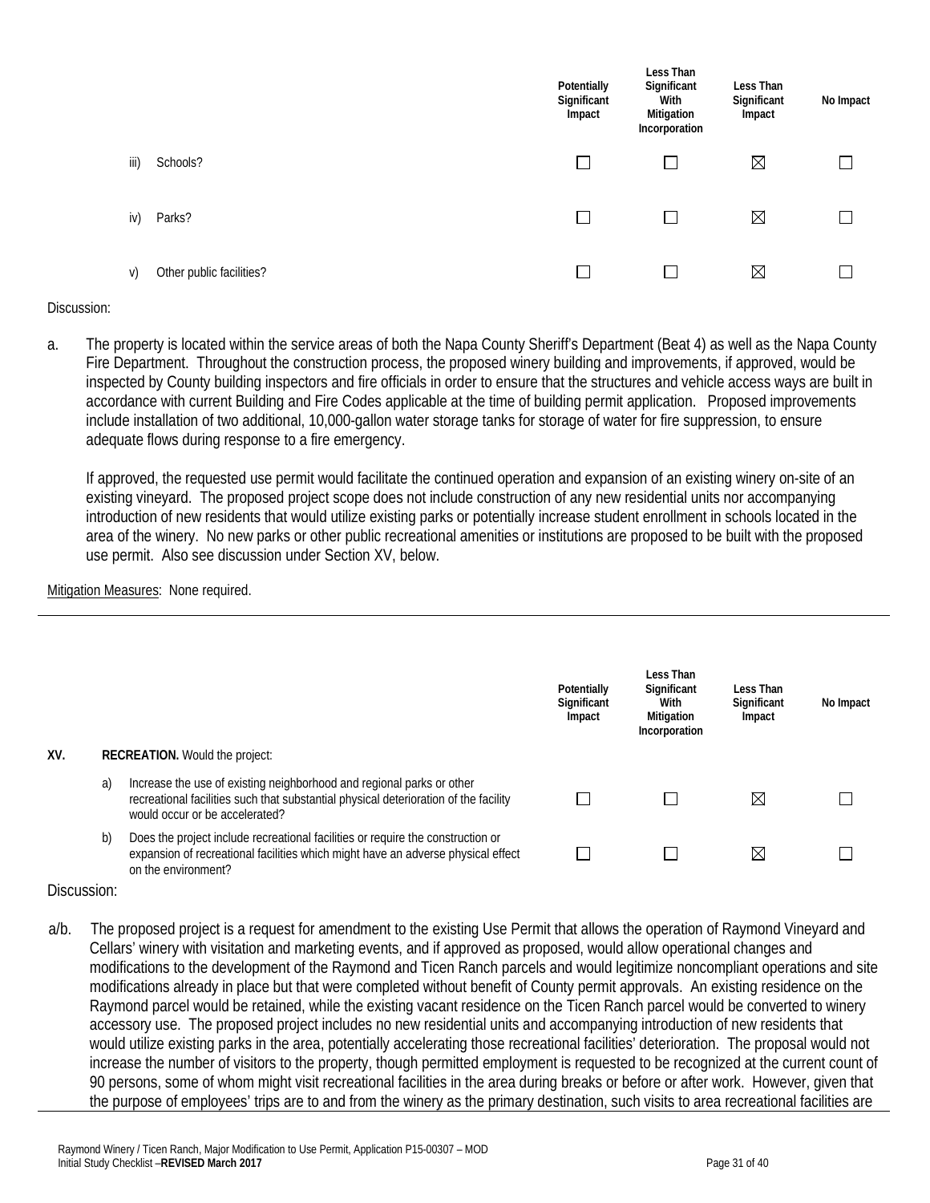| | Potentially Significant Impact | Less Than Significant With Mitigation Incorporation | Less Than Significant Impact | No Impact |
|---|---|---|---|---|
| iii) Schools? | ☐ | ☐ | ☒ | ☐ |
| iv) Parks? | ☐ | ☐ | ☒ | ☐ |
| v) Other public facilities? | ☐ | ☐ | ☒ | ☐ |

Discussion:

a. The property is located within the service areas of both the Napa County Sheriff's Department (Beat 4) as well as the Napa County Fire Department. Throughout the construction process, the proposed winery building and improvements, if approved, would be inspected by County building inspectors and fire officials in order to ensure that the structures and vehicle access ways are built in accordance with current Building and Fire Codes applicable at the time of building permit application. Proposed improvements include installation of two additional, 10,000-gallon water storage tanks for storage of water for fire suppression, to ensure adequate flows during response to a fire emergency.

If approved, the requested use permit would facilitate the continued operation and expansion of an existing winery on-site of an existing vineyard. The proposed project scope does not include construction of any new residential units nor accompanying introduction of new residents that would utilize existing parks or potentially increase student enrollment in schools located in the area of the winery. No new parks or other public recreational amenities or institutions are proposed to be built with the proposed use permit. Also see discussion under Section XV, below.

Mitigation Measures: None required.

---

| | Potentially Significant Impact | Less Than Significant With Mitigation Incorporation | Less Than Significant Impact | No Impact |
|---|---|---|---|---|
| **XV. RECREATION.** Would the project: | | | | |
| a) Increase the use of existing neighborhood and regional parks or other recreational facilities such that substantial physical deterioration of the facility would occur or be accelerated? | ☐ | ☐ | ☒ | ☐ |
| b) Does the project include recreational facilities or require the construction or expansion of recreational facilities which might have an adverse physical effect on the environment? | ☐ | ☐ | ☒ | ☐ |

Discussion:

a/b. The proposed project is a request for amendment to the existing Use Permit that allows the operation of Raymond Vineyard and Cellars' winery with visitation and marketing events, and if approved as proposed, would allow operational changes and modifications to the development of the Raymond and Ticen Ranch parcels and would legitimize noncompliant operations and site modifications already in place but that were completed without benefit of County permit approvals. An existing residence on the Raymond parcel would be retained, while the existing vacant residence on the Ticen Ranch parcel would be converted to winery accessory use. The proposed project includes no new residential units and accompanying introduction of new residents that would utilize existing parks in the area, potentially accelerating those recreational facilities' deterioration. The proposal would not increase the number of visitors to the property, though permitted employment is requested to be recognized at the current count of 90 persons, some of whom might visit recreational facilities in the area during breaks or before or after work. However, given that the purpose of employees' trips are to and from the winery as the primary destination, such visits to area recreational facilities are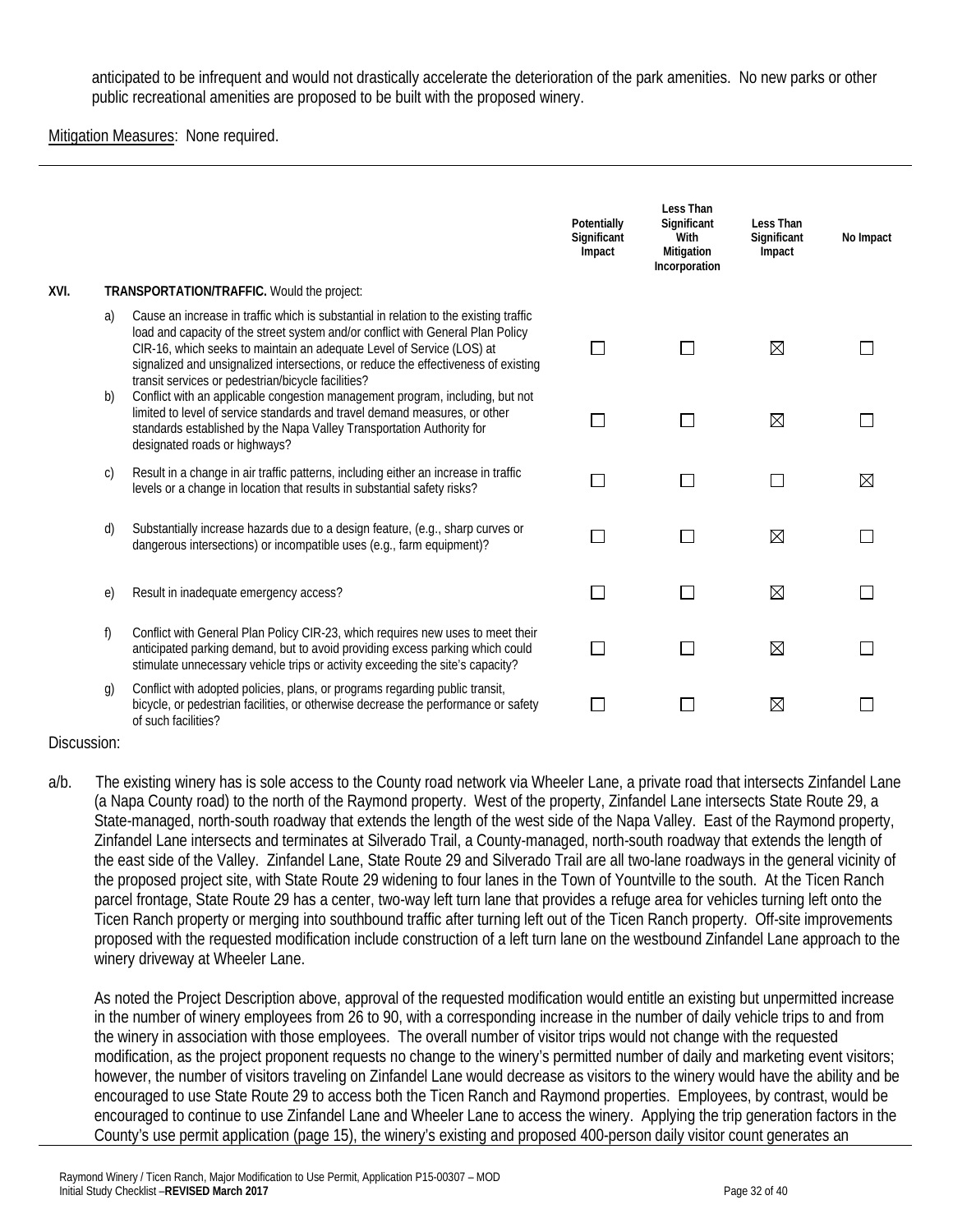anticipated to be infrequent and would not drastically accelerate the deterioration of the park amenities. No new parks or other public recreational amenities are proposed to be built with the proposed winery.

Mitigation Measures: None required.

| | | | Potentially Significant Impact | Less Than Significant With Mitigation Incorporation | Less Than Significant Impact | No Impact |
|---|---|---|---|---|---|---|
| **XVI.** | | **TRANSPORTATION/TRAFFIC.** Would the project: | | | | |
| | a) | Cause an increase in traffic which is substantial in relation to the existing traffic load and capacity of the street system and/or conflict with General Plan Policy CIR-16, which seeks to maintain an adequate Level of Service (LOS) at signalized and unsignalized intersections, or reduce the effectiveness of existing transit services or pedestrian/bicycle facilities? | ☐ | ☐ | ☒ | ☐ |
| | b) | Conflict with an applicable congestion management program, including, but not limited to level of service standards and travel demand measures, or other standards established by the Napa Valley Transportation Authority for designated roads or highways? | ☐ | ☐ | ☒ | ☐ |
| | c) | Result in a change in air traffic patterns, including either an increase in traffic levels or a change in location that results in substantial safety risks? | ☐ | ☐ | ☐ | ☒ |
| | d) | Substantially increase hazards due to a design feature, (e.g., sharp curves or dangerous intersections) or incompatible uses (e.g., farm equipment)? | ☐ | ☐ | ☒ | ☐ |
| | e) | Result in inadequate emergency access? | ☐ | ☐ | ☒ | ☐ |
| | f) | Conflict with General Plan Policy CIR-23, which requires new uses to meet their anticipated parking demand, but to avoid providing excess parking which could stimulate unnecessary vehicle trips or activity exceeding the site's capacity? | ☐ | ☐ | ☒ | ☐ |
| | g) | Conflict with adopted policies, plans, or programs regarding public transit, bicycle, or pedestrian facilities, or otherwise decrease the performance or safety of such facilities? | ☐ | ☐ | ☒ | ☐ |

Discussion:

a/b. The existing winery has is sole access to the County road network via Wheeler Lane, a private road that intersects Zinfandel Lane (a Napa County road) to the north of the Raymond property. West of the property, Zinfandel Lane intersects State Route 29, a State-managed, north-south roadway that extends the length of the west side of the Napa Valley. East of the Raymond property, Zinfandel Lane intersects and terminates at Silverado Trail, a County-managed, north-south roadway that extends the length of the east side of the Valley. Zinfandel Lane, State Route 29 and Silverado Trail are all two-lane roadways in the general vicinity of the proposed project site, with State Route 29 widening to four lanes in the Town of Yountville to the south. At the Ticen Ranch parcel frontage, State Route 29 has a center, two-way left turn lane that provides a refuge area for vehicles turning left onto the Ticen Ranch property or merging into southbound traffic after turning left out of the Ticen Ranch property. Off-site improvements proposed with the requested modification include construction of a left turn lane on the westbound Zinfandel Lane approach to the winery driveway at Wheeler Lane.

As noted the Project Description above, approval of the requested modification would entitle an existing but unpermitted increase in the number of winery employees from 26 to 90, with a corresponding increase in the number of daily vehicle trips to and from the winery in association with those employees. The overall number of visitor trips would not change with the requested modification, as the project proponent requests no change to the winery's permitted number of daily and marketing event visitors; however, the number of visitors traveling on Zinfandel Lane would decrease as visitors to the winery would have the ability and be encouraged to use State Route 29 to access both the Ticen Ranch and Raymond properties. Employees, by contrast, would be encouraged to continue to use Zinfandel Lane and Wheeler Lane to access the winery. Applying the trip generation factors in the County's use permit application (page 15), the winery's existing and proposed 400-person daily visitor count generates an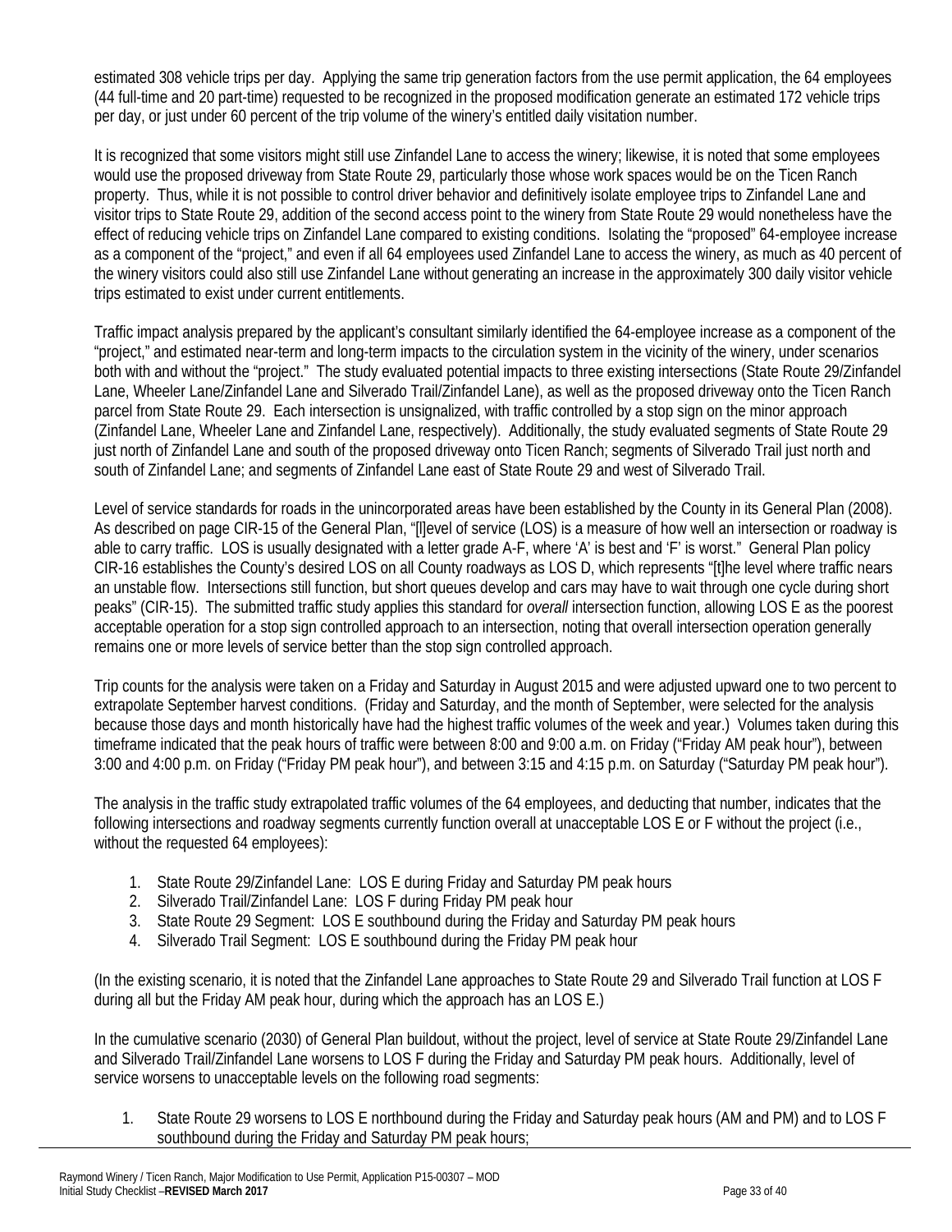estimated 308 vehicle trips per day. Applying the same trip generation factors from the use permit application, the 64 employees (44 full-time and 20 part-time) requested to be recognized in the proposed modification generate an estimated 172 vehicle trips per day, or just under 60 percent of the trip volume of the winery's entitled daily visitation number.

It is recognized that some visitors might still use Zinfandel Lane to access the winery; likewise, it is noted that some employees would use the proposed driveway from State Route 29, particularly those whose work spaces would be on the Ticen Ranch property. Thus, while it is not possible to control driver behavior and definitively isolate employee trips to Zinfandel Lane and visitor trips to State Route 29, addition of the second access point to the winery from State Route 29 would nonetheless have the effect of reducing vehicle trips on Zinfandel Lane compared to existing conditions. Isolating the "proposed" 64-employee increase as a component of the "project," and even if all 64 employees used Zinfandel Lane to access the winery, as much as 40 percent of the winery visitors could also still use Zinfandel Lane without generating an increase in the approximately 300 daily visitor vehicle trips estimated to exist under current entitlements.

Traffic impact analysis prepared by the applicant's consultant similarly identified the 64-employee increase as a component of the "project," and estimated near-term and long-term impacts to the circulation system in the vicinity of the winery, under scenarios both with and without the "project." The study evaluated potential impacts to three existing intersections (State Route 29/Zinfandel Lane, Wheeler Lane/Zinfandel Lane and Silverado Trail/Zinfandel Lane), as well as the proposed driveway onto the Ticen Ranch parcel from State Route 29. Each intersection is unsignalized, with traffic controlled by a stop sign on the minor approach (Zinfandel Lane, Wheeler Lane and Zinfandel Lane, respectively). Additionally, the study evaluated segments of State Route 29 just north of Zinfandel Lane and south of the proposed driveway onto Ticen Ranch; segments of Silverado Trail just north and south of Zinfandel Lane; and segments of Zinfandel Lane east of State Route 29 and west of Silverado Trail.

Level of service standards for roads in the unincorporated areas have been established by the County in its General Plan (2008). As described on page CIR-15 of the General Plan, "[l]evel of service (LOS) is a measure of how well an intersection or roadway is able to carry traffic. LOS is usually designated with a letter grade A-F, where 'A' is best and 'F' is worst." General Plan policy CIR-16 establishes the County's desired LOS on all County roadways as LOS D, which represents "[t]he level where traffic nears an unstable flow. Intersections still function, but short queues develop and cars may have to wait through one cycle during short peaks" (CIR-15). The submitted traffic study applies this standard for *overall* intersection function, allowing LOS E as the poorest acceptable operation for a stop sign controlled approach to an intersection, noting that overall intersection operation generally remains one or more levels of service better than the stop sign controlled approach.

Trip counts for the analysis were taken on a Friday and Saturday in August 2015 and were adjusted upward one to two percent to extrapolate September harvest conditions. (Friday and Saturday, and the month of September, were selected for the analysis because those days and month historically have had the highest traffic volumes of the week and year.) Volumes taken during this timeframe indicated that the peak hours of traffic were between 8:00 and 9:00 a.m. on Friday ("Friday AM peak hour"), between 3:00 and 4:00 p.m. on Friday ("Friday PM peak hour"), and between 3:15 and 4:15 p.m. on Saturday ("Saturday PM peak hour").

The analysis in the traffic study extrapolated traffic volumes of the 64 employees, and deducting that number, indicates that the following intersections and roadway segments currently function overall at unacceptable LOS E or F without the project (i.e., without the requested 64 employees):

1. State Route 29/Zinfandel Lane: LOS E during Friday and Saturday PM peak hours
2. Silverado Trail/Zinfandel Lane: LOS F during Friday PM peak hour
3. State Route 29 Segment: LOS E southbound during the Friday and Saturday PM peak hours
4. Silverado Trail Segment: LOS E southbound during the Friday PM peak hour

(In the existing scenario, it is noted that the Zinfandel Lane approaches to State Route 29 and Silverado Trail function at LOS F during all but the Friday AM peak hour, during which the approach has an LOS E.)

In the cumulative scenario (2030) of General Plan buildout, without the project, level of service at State Route 29/Zinfandel Lane and Silverado Trail/Zinfandel Lane worsens to LOS F during the Friday and Saturday PM peak hours. Additionally, level of service worsens to unacceptable levels on the following road segments:

1. State Route 29 worsens to LOS E northbound during the Friday and Saturday peak hours (AM and PM) and to LOS F southbound during the Friday and Saturday PM peak hours;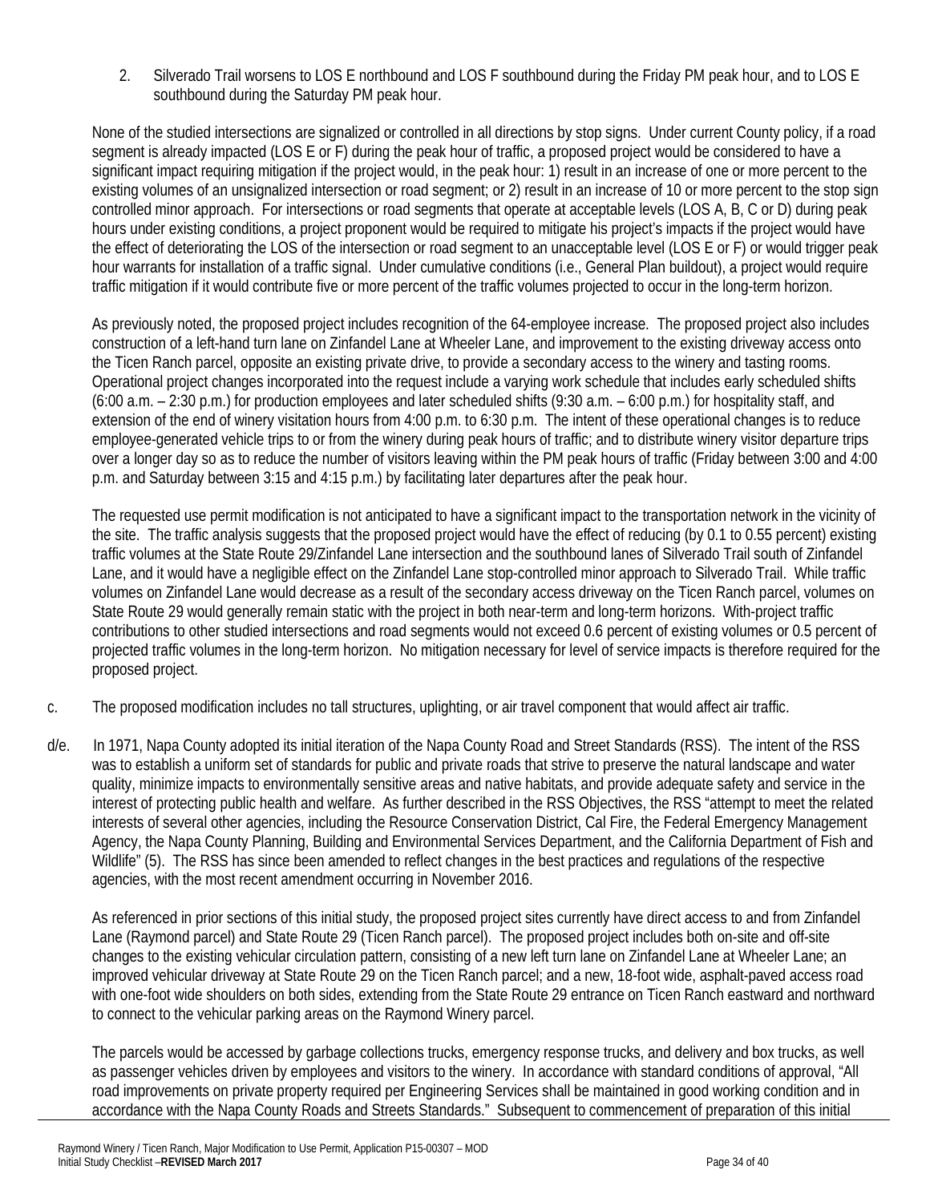2. Silverado Trail worsens to LOS E northbound and LOS F southbound during the Friday PM peak hour, and to LOS E southbound during the Saturday PM peak hour.

None of the studied intersections are signalized or controlled in all directions by stop signs. Under current County policy, if a road segment is already impacted (LOS E or F) during the peak hour of traffic, a proposed project would be considered to have a significant impact requiring mitigation if the project would, in the peak hour: 1) result in an increase of one or more percent to the existing volumes of an unsignalized intersection or road segment; or 2) result in an increase of 10 or more percent to the stop sign controlled minor approach. For intersections or road segments that operate at acceptable levels (LOS A, B, C or D) during peak hours under existing conditions, a project proponent would be required to mitigate his project's impacts if the project would have the effect of deteriorating the LOS of the intersection or road segment to an unacceptable level (LOS E or F) or would trigger peak hour warrants for installation of a traffic signal. Under cumulative conditions (i.e., General Plan buildout), a project would require traffic mitigation if it would contribute five or more percent of the traffic volumes projected to occur in the long-term horizon.

As previously noted, the proposed project includes recognition of the 64-employee increase. The proposed project also includes construction of a left-hand turn lane on Zinfandel Lane at Wheeler Lane, and improvement to the existing driveway access onto the Ticen Ranch parcel, opposite an existing private drive, to provide a secondary access to the winery and tasting rooms. Operational project changes incorporated into the request include a varying work schedule that includes early scheduled shifts (6:00 a.m. – 2:30 p.m.) for production employees and later scheduled shifts (9:30 a.m. – 6:00 p.m.) for hospitality staff, and extension of the end of winery visitation hours from 4:00 p.m. to 6:30 p.m. The intent of these operational changes is to reduce employee-generated vehicle trips to or from the winery during peak hours of traffic; and to distribute winery visitor departure trips over a longer day so as to reduce the number of visitors leaving within the PM peak hours of traffic (Friday between 3:00 and 4:00 p.m. and Saturday between 3:15 and 4:15 p.m.) by facilitating later departures after the peak hour.

The requested use permit modification is not anticipated to have a significant impact to the transportation network in the vicinity of the site. The traffic analysis suggests that the proposed project would have the effect of reducing (by 0.1 to 0.55 percent) existing traffic volumes at the State Route 29/Zinfandel Lane intersection and the southbound lanes of Silverado Trail south of Zinfandel Lane, and it would have a negligible effect on the Zinfandel Lane stop-controlled minor approach to Silverado Trail. While traffic volumes on Zinfandel Lane would decrease as a result of the secondary access driveway on the Ticen Ranch parcel, volumes on State Route 29 would generally remain static with the project in both near-term and long-term horizons. With-project traffic contributions to other studied intersections and road segments would not exceed 0.6 percent of existing volumes or 0.5 percent of projected traffic volumes in the long-term horizon. No mitigation necessary for level of service impacts is therefore required for the proposed project.

c. The proposed modification includes no tall structures, uplighting, or air travel component that would affect air traffic.

d/e. In 1971, Napa County adopted its initial iteration of the Napa County Road and Street Standards (RSS). The intent of the RSS was to establish a uniform set of standards for public and private roads that strive to preserve the natural landscape and water quality, minimize impacts to environmentally sensitive areas and native habitats, and provide adequate safety and service in the interest of protecting public health and welfare. As further described in the RSS Objectives, the RSS "attempt to meet the related interests of several other agencies, including the Resource Conservation District, Cal Fire, the Federal Emergency Management Agency, the Napa County Planning, Building and Environmental Services Department, and the California Department of Fish and Wildlife" (5). The RSS has since been amended to reflect changes in the best practices and regulations of the respective agencies, with the most recent amendment occurring in November 2016.

As referenced in prior sections of this initial study, the proposed project sites currently have direct access to and from Zinfandel Lane (Raymond parcel) and State Route 29 (Ticen Ranch parcel). The proposed project includes both on-site and off-site changes to the existing vehicular circulation pattern, consisting of a new left turn lane on Zinfandel Lane at Wheeler Lane; an improved vehicular driveway at State Route 29 on the Ticen Ranch parcel; and a new, 18-foot wide, asphalt-paved access road with one-foot wide shoulders on both sides, extending from the State Route 29 entrance on Ticen Ranch eastward and northward to connect to the vehicular parking areas on the Raymond Winery parcel.

The parcels would be accessed by garbage collections trucks, emergency response trucks, and delivery and box trucks, as well as passenger vehicles driven by employees and visitors to the winery. In accordance with standard conditions of approval, "All road improvements on private property required per Engineering Services shall be maintained in good working condition and in accordance with the Napa County Roads and Streets Standards." Subsequent to commencement of preparation of this initial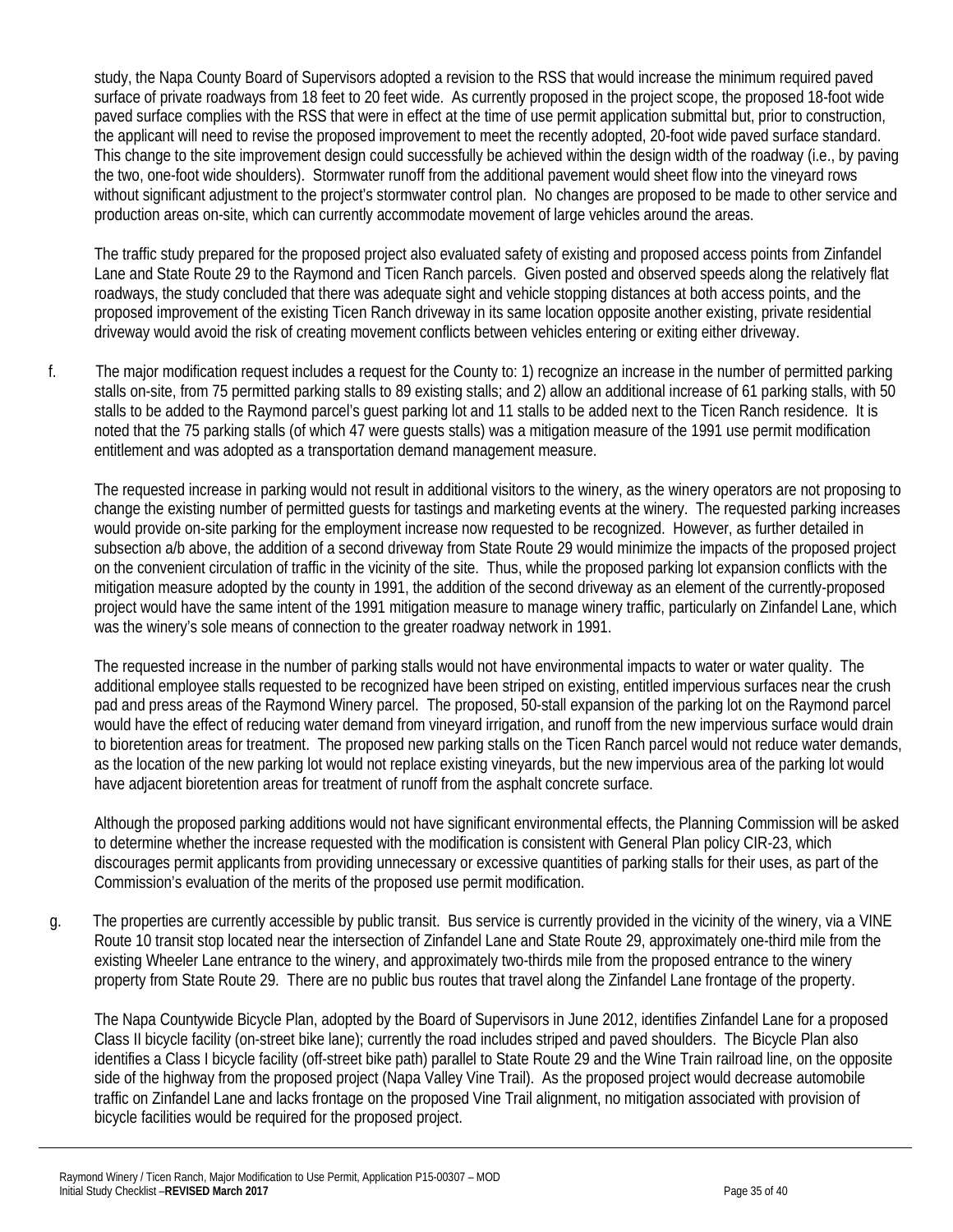study, the Napa County Board of Supervisors adopted a revision to the RSS that would increase the minimum required paved surface of private roadways from 18 feet to 20 feet wide. As currently proposed in the project scope, the proposed 18-foot wide paved surface complies with the RSS that were in effect at the time of use permit application submittal but, prior to construction, the applicant will need to revise the proposed improvement to meet the recently adopted, 20-foot wide paved surface standard. This change to the site improvement design could successfully be achieved within the design width of the roadway (i.e., by paving the two, one-foot wide shoulders). Stormwater runoff from the additional pavement would sheet flow into the vineyard rows without significant adjustment to the project's stormwater control plan. No changes are proposed to be made to other service and production areas on-site, which can currently accommodate movement of large vehicles around the areas.

The traffic study prepared for the proposed project also evaluated safety of existing and proposed access points from Zinfandel Lane and State Route 29 to the Raymond and Ticen Ranch parcels. Given posted and observed speeds along the relatively flat roadways, the study concluded that there was adequate sight and vehicle stopping distances at both access points, and the proposed improvement of the existing Ticen Ranch driveway in its same location opposite another existing, private residential driveway would avoid the risk of creating movement conflicts between vehicles entering or exiting either driveway.

f. The major modification request includes a request for the County to: 1) recognize an increase in the number of permitted parking stalls on-site, from 75 permitted parking stalls to 89 existing stalls; and 2) allow an additional increase of 61 parking stalls, with 50 stalls to be added to the Raymond parcel's guest parking lot and 11 stalls to be added next to the Ticen Ranch residence. It is noted that the 75 parking stalls (of which 47 were guests stalls) was a mitigation measure of the 1991 use permit modification entitlement and was adopted as a transportation demand management measure.

The requested increase in parking would not result in additional visitors to the winery, as the winery operators are not proposing to change the existing number of permitted guests for tastings and marketing events at the winery. The requested parking increases would provide on-site parking for the employment increase now requested to be recognized. However, as further detailed in subsection a/b above, the addition of a second driveway from State Route 29 would minimize the impacts of the proposed project on the convenient circulation of traffic in the vicinity of the site. Thus, while the proposed parking lot expansion conflicts with the mitigation measure adopted by the county in 1991, the addition of the second driveway as an element of the currently-proposed project would have the same intent of the 1991 mitigation measure to manage winery traffic, particularly on Zinfandel Lane, which was the winery's sole means of connection to the greater roadway network in 1991.

The requested increase in the number of parking stalls would not have environmental impacts to water or water quality. The additional employee stalls requested to be recognized have been striped on existing, entitled impervious surfaces near the crush pad and press areas of the Raymond Winery parcel. The proposed, 50-stall expansion of the parking lot on the Raymond parcel would have the effect of reducing water demand from vineyard irrigation, and runoff from the new impervious surface would drain to bioretention areas for treatment. The proposed new parking stalls on the Ticen Ranch parcel would not reduce water demands, as the location of the new parking lot would not replace existing vineyards, but the new impervious area of the parking lot would have adjacent bioretention areas for treatment of runoff from the asphalt concrete surface.

Although the proposed parking additions would not have significant environmental effects, the Planning Commission will be asked to determine whether the increase requested with the modification is consistent with General Plan policy CIR-23, which discourages permit applicants from providing unnecessary or excessive quantities of parking stalls for their uses, as part of the Commission's evaluation of the merits of the proposed use permit modification.

g. The properties are currently accessible by public transit. Bus service is currently provided in the vicinity of the winery, via a VINE Route 10 transit stop located near the intersection of Zinfandel Lane and State Route 29, approximately one-third mile from the existing Wheeler Lane entrance to the winery, and approximately two-thirds mile from the proposed entrance to the winery property from State Route 29. There are no public bus routes that travel along the Zinfandel Lane frontage of the property.

The Napa Countywide Bicycle Plan, adopted by the Board of Supervisors in June 2012, identifies Zinfandel Lane for a proposed Class II bicycle facility (on-street bike lane); currently the road includes striped and paved shoulders. The Bicycle Plan also identifies a Class I bicycle facility (off-street bike path) parallel to State Route 29 and the Wine Train railroad line, on the opposite side of the highway from the proposed project (Napa Valley Vine Trail). As the proposed project would decrease automobile traffic on Zinfandel Lane and lacks frontage on the proposed Vine Trail alignment, no mitigation associated with provision of bicycle facilities would be required for the proposed project.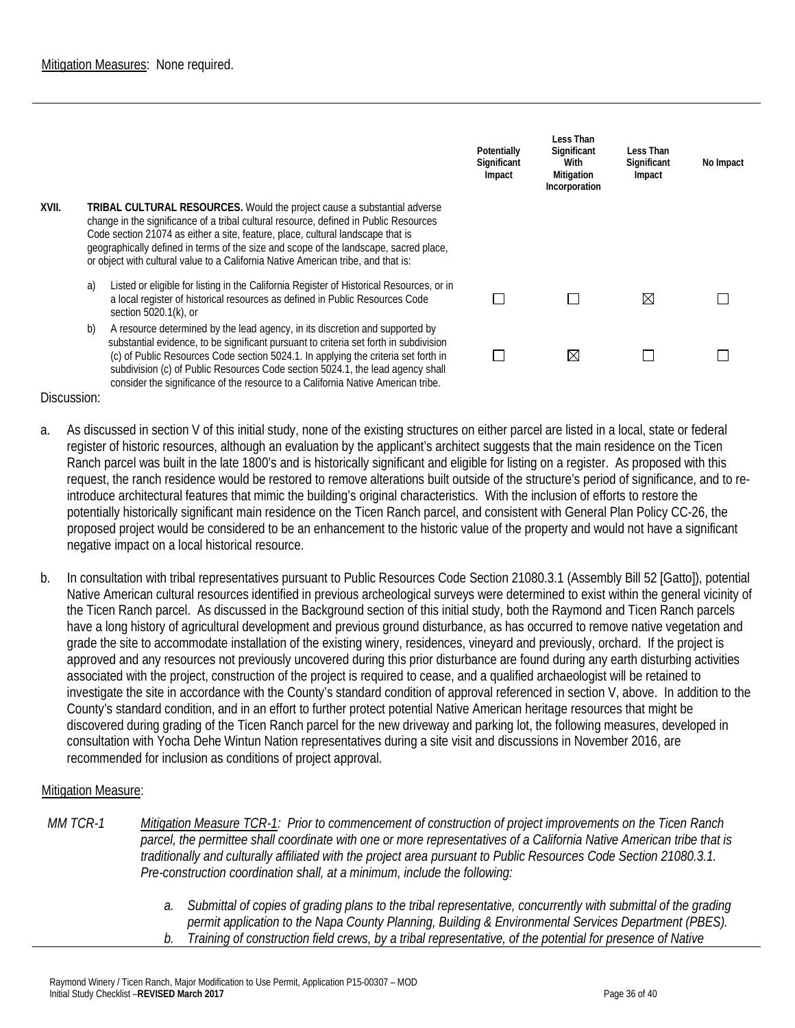Mitigation Measures: None required.

| | | Potentially Significant Impact | Less Than Significant With Mitigation Incorporation | Less Than Significant Impact | No Impact |
|---|---|---|---|---|---|
| **XVII.** | **TRIBAL CULTURAL RESOURCES.** Would the project cause a substantial adverse change in the significance of a tribal cultural resource, defined in Public Resources Code section 21074 as either a site, feature, place, cultural landscape that is geographically defined in terms of the size and scope of the landscape, sacred place, or object with cultural value to a California Native American tribe, and that is: | | | | |
| a) | Listed or eligible for listing in the California Register of Historical Resources, or in a local register of historical resources as defined in Public Resources Code section 5020.1(k), or | ☐ | ☐ | ☒ | ☐ |
| b) | A resource determined by the lead agency, in its discretion and supported by substantial evidence, to be significant pursuant to criteria set forth in subdivision (c) of Public Resources Code section 5024.1. In applying the criteria set forth in subdivision (c) of Public Resources Code section 5024.1, the lead agency shall consider the significance of the resource to a California Native American tribe. | ☐ | ☒ | ☐ | ☐ |

Discussion:

a. As discussed in section V of this initial study, none of the existing structures on either parcel are listed in a local, state or federal register of historic resources, although an evaluation by the applicant's architect suggests that the main residence on the Ticen Ranch parcel was built in the late 1800's and is historically significant and eligible for listing on a register. As proposed with this request, the ranch residence would be restored to remove alterations built outside of the structure's period of significance, and to re-introduce architectural features that mimic the building's original characteristics. With the inclusion of efforts to restore the potentially historically significant main residence on the Ticen Ranch parcel, and consistent with General Plan Policy CC-26, the proposed project would be considered to be an enhancement to the historic value of the property and would not have a significant negative impact on a local historical resource.

b. In consultation with tribal representatives pursuant to Public Resources Code Section 21080.3.1 (Assembly Bill 52 [Gatto]), potential Native American cultural resources identified in previous archeological surveys were determined to exist within the general vicinity of the Ticen Ranch parcel. As discussed in the Background section of this initial study, both the Raymond and Ticen Ranch parcels have a long history of agricultural development and previous ground disturbance, as has occurred to remove native vegetation and grade the site to accommodate installation of the existing winery, residences, vineyard and previously, orchard. If the project is approved and any resources not previously uncovered during this prior disturbance are found during any earth disturbing activities associated with the project, construction of the project is required to cease, and a qualified archaeologist will be retained to investigate the site in accordance with the County's standard condition of approval referenced in section V, above. In addition to the County's standard condition, and in an effort to further protect potential Native American heritage resources that might be discovered during grading of the Ticen Ranch parcel for the new driveway and parking lot, the following measures, developed in consultation with Yocha Dehe Wintun Nation representatives during a site visit and discussions in November 2016, are recommended for inclusion as conditions of project approval.

Mitigation Measure:

*MM TCR-1* *Mitigation Measure TCR-1: Prior to commencement of construction of project improvements on the Ticen Ranch parcel, the permittee shall coordinate with one or more representatives of a California Native American tribe that is traditionally and culturally affiliated with the project area pursuant to Public Resources Code Section 21080.3.1. Pre-construction coordination shall, at a minimum, include the following:*

*a. Submittal of copies of grading plans to the tribal representative, concurrently with submittal of the grading permit application to the Napa County Planning, Building & Environmental Services Department (PBES).*

*b. Training of construction field crews, by a tribal representative, of the potential for presence of Native*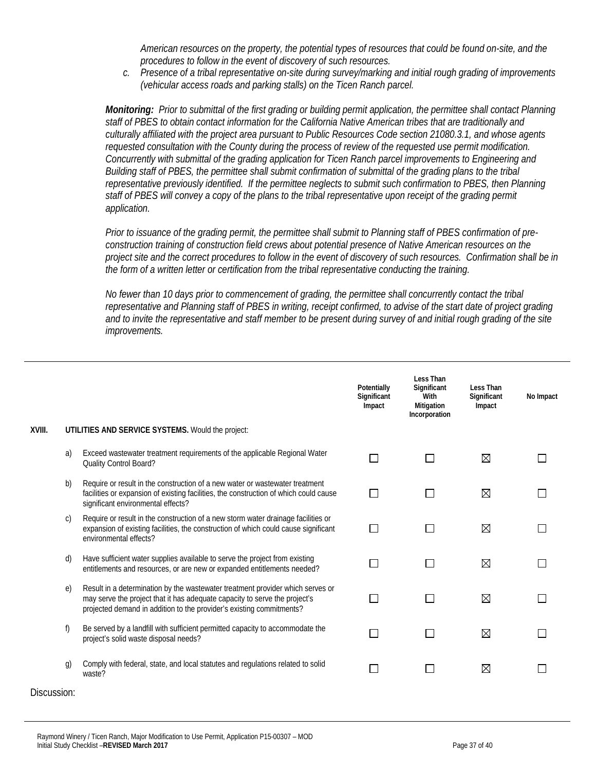*American resources on the property, the potential types of resources that could be found on-site, and the procedures to follow in the event of discovery of such resources.*

c. *Presence of a tribal representative on-site during survey/marking and initial rough grading of improvements (vehicular access roads and parking stalls) on the Ticen Ranch parcel.*

***Monitoring:*** *Prior to submittal of the first grading or building permit application, the permittee shall contact Planning staff of PBES to obtain contact information for the California Native American tribes that are traditionally and culturally affiliated with the project area pursuant to Public Resources Code section 21080.3.1, and whose agents requested consultation with the County during the process of review of the requested use permit modification. Concurrently with submittal of the grading application for Ticen Ranch parcel improvements to Engineering and Building staff of PBES, the permittee shall submit confirmation of submittal of the grading plans to the tribal representative previously identified. If the permittee neglects to submit such confirmation to PBES, then Planning staff of PBES will convey a copy of the plans to the tribal representative upon receipt of the grading permit application.*

*Prior to issuance of the grading permit, the permittee shall submit to Planning staff of PBES confirmation of pre-construction training of construction field crews about potential presence of Native American resources on the project site and the correct procedures to follow in the event of discovery of such resources. Confirmation shall be in the form of a written letter or certification from the tribal representative conducting the training.*

*No fewer than 10 days prior to commencement of grading, the permittee shall concurrently contact the tribal representative and Planning staff of PBES in writing, receipt confirmed, to advise of the start date of project grading and to invite the representative and staff member to be present during survey of and initial rough grading of the site improvements.*

| | | | Potentially Significant Impact | Less Than Significant With Mitigation Incorporation | Less Than Significant Impact | No Impact |
|---|---|---|---|---|---|---|
| **XVIII.** | | **UTILITIES AND SERVICE SYSTEMS.** Would the project: | | | | |
| | a) | Exceed wastewater treatment requirements of the applicable Regional Water Quality Control Board? | ☐ | ☐ | ☒ | ☐ |
| | b) | Require or result in the construction of a new water or wastewater treatment facilities or expansion of existing facilities, the construction of which could cause significant environmental effects? | ☐ | ☐ | ☒ | ☐ |
| | c) | Require or result in the construction of a new storm water drainage facilities or expansion of existing facilities, the construction of which could cause significant environmental effects? | ☐ | ☐ | ☒ | ☐ |
| | d) | Have sufficient water supplies available to serve the project from existing entitlements and resources, or are new or expanded entitlements needed? | ☐ | ☐ | ☒ | ☐ |
| | e) | Result in a determination by the wastewater treatment provider which serves or may serve the project that it has adequate capacity to serve the project's projected demand in addition to the provider's existing commitments? | ☐ | ☐ | ☒ | ☐ |
| | f) | Be served by a landfill with sufficient permitted capacity to accommodate the project's solid waste disposal needs? | ☐ | ☐ | ☒ | ☐ |
| | g) | Comply with federal, state, and local statutes and regulations related to solid waste? | ☐ | ☐ | ☒ | ☐ |

Discussion: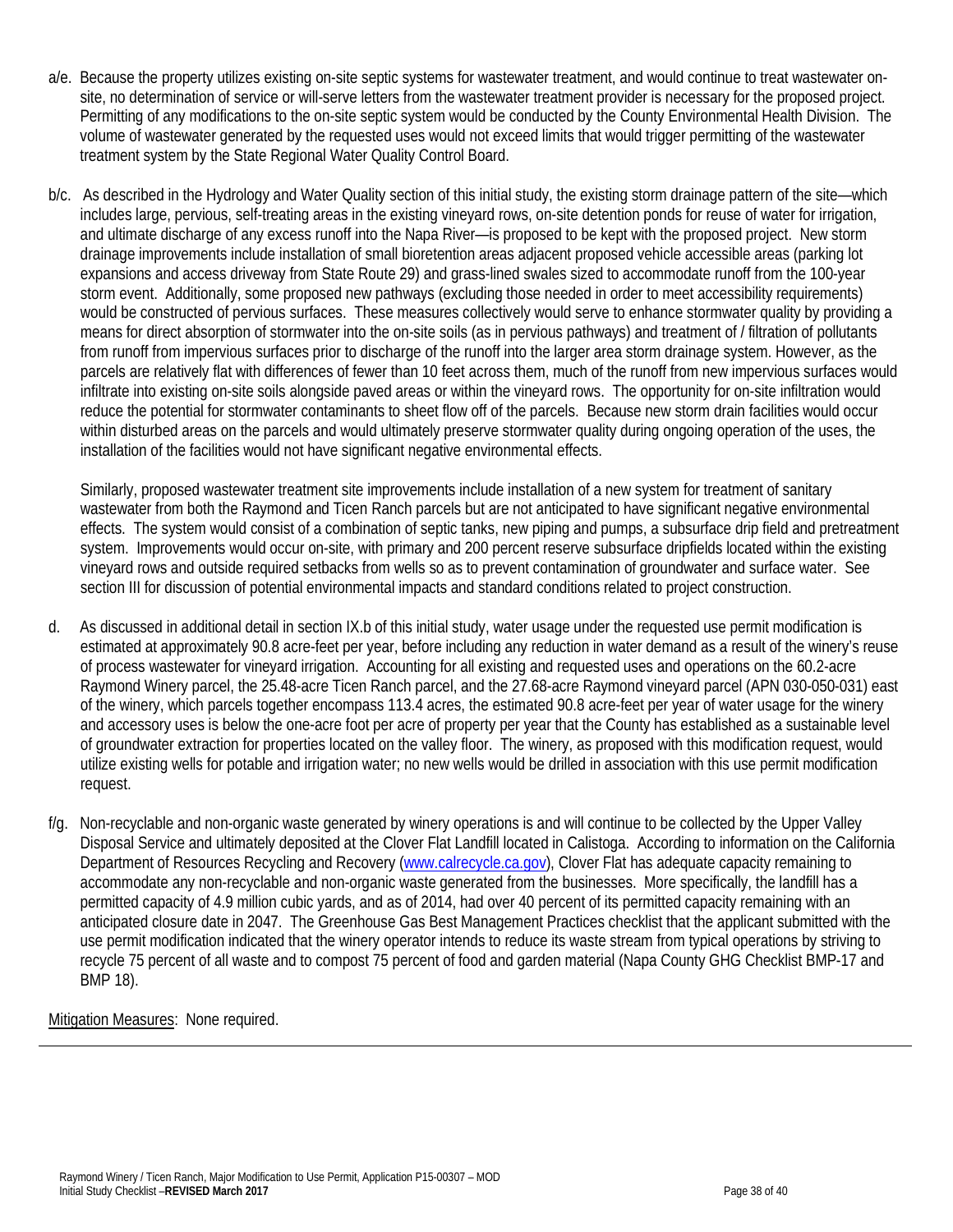a/e. Because the property utilizes existing on-site septic systems for wastewater treatment, and would continue to treat wastewater on-site, no determination of service or will-serve letters from the wastewater treatment provider is necessary for the proposed project. Permitting of any modifications to the on-site septic system would be conducted by the County Environmental Health Division. The volume of wastewater generated by the requested uses would not exceed limits that would trigger permitting of the wastewater treatment system by the State Regional Water Quality Control Board.

b/c. As described in the Hydrology and Water Quality section of this initial study, the existing storm drainage pattern of the site—which includes large, pervious, self-treating areas in the existing vineyard rows, on-site detention ponds for reuse of water for irrigation, and ultimate discharge of any excess runoff into the Napa River—is proposed to be kept with the proposed project. New storm drainage improvements include installation of small bioretention areas adjacent proposed vehicle accessible areas (parking lot expansions and access driveway from State Route 29) and grass-lined swales sized to accommodate runoff from the 100-year storm event. Additionally, some proposed new pathways (excluding those needed in order to meet accessibility requirements) would be constructed of pervious surfaces. These measures collectively would serve to enhance stormwater quality by providing a means for direct absorption of stormwater into the on-site soils (as in pervious pathways) and treatment of / filtration of pollutants from runoff from impervious surfaces prior to discharge of the runoff into the larger area storm drainage system. However, as the parcels are relatively flat with differences of fewer than 10 feet across them, much of the runoff from new impervious surfaces would infiltrate into existing on-site soils alongside paved areas or within the vineyard rows. The opportunity for on-site infiltration would reduce the potential for stormwater contaminants to sheet flow off of the parcels. Because new storm drain facilities would occur within disturbed areas on the parcels and would ultimately preserve stormwater quality during ongoing operation of the uses, the installation of the facilities would not have significant negative environmental effects.

Similarly, proposed wastewater treatment site improvements include installation of a new system for treatment of sanitary wastewater from both the Raymond and Ticen Ranch parcels but are not anticipated to have significant negative environmental effects. The system would consist of a combination of septic tanks, new piping and pumps, a subsurface drip field and pretreatment system. Improvements would occur on-site, with primary and 200 percent reserve subsurface dripfields located within the existing vineyard rows and outside required setbacks from wells so as to prevent contamination of groundwater and surface water. See section III for discussion of potential environmental impacts and standard conditions related to project construction.

d. As discussed in additional detail in section IX.b of this initial study, water usage under the requested use permit modification is estimated at approximately 90.8 acre-feet per year, before including any reduction in water demand as a result of the winery's reuse of process wastewater for vineyard irrigation. Accounting for all existing and requested uses and operations on the 60.2-acre Raymond Winery parcel, the 25.48-acre Ticen Ranch parcel, and the 27.68-acre Raymond vineyard parcel (APN 030-050-031) east of the winery, which parcels together encompass 113.4 acres, the estimated 90.8 acre-feet per year of water usage for the winery and accessory uses is below the one-acre foot per acre of property per year that the County has established as a sustainable level of groundwater extraction for properties located on the valley floor. The winery, as proposed with this modification request, would utilize existing wells for potable and irrigation water; no new wells would be drilled in association with this use permit modification request.

f/g. Non-recyclable and non-organic waste generated by winery operations is and will continue to be collected by the Upper Valley Disposal Service and ultimately deposited at the Clover Flat Landfill located in Calistoga. According to information on the California Department of Resources Recycling and Recovery (www.calrecycle.ca.gov), Clover Flat has adequate capacity remaining to accommodate any non-recyclable and non-organic waste generated from the businesses. More specifically, the landfill has a permitted capacity of 4.9 million cubic yards, and as of 2014, had over 40 percent of its permitted capacity remaining with an anticipated closure date in 2047. The Greenhouse Gas Best Management Practices checklist that the applicant submitted with the use permit modification indicated that the winery operator intends to reduce its waste stream from typical operations by striving to recycle 75 percent of all waste and to compost 75 percent of food and garden material (Napa County GHG Checklist BMP-17 and BMP 18).

Mitigation Measures: None required.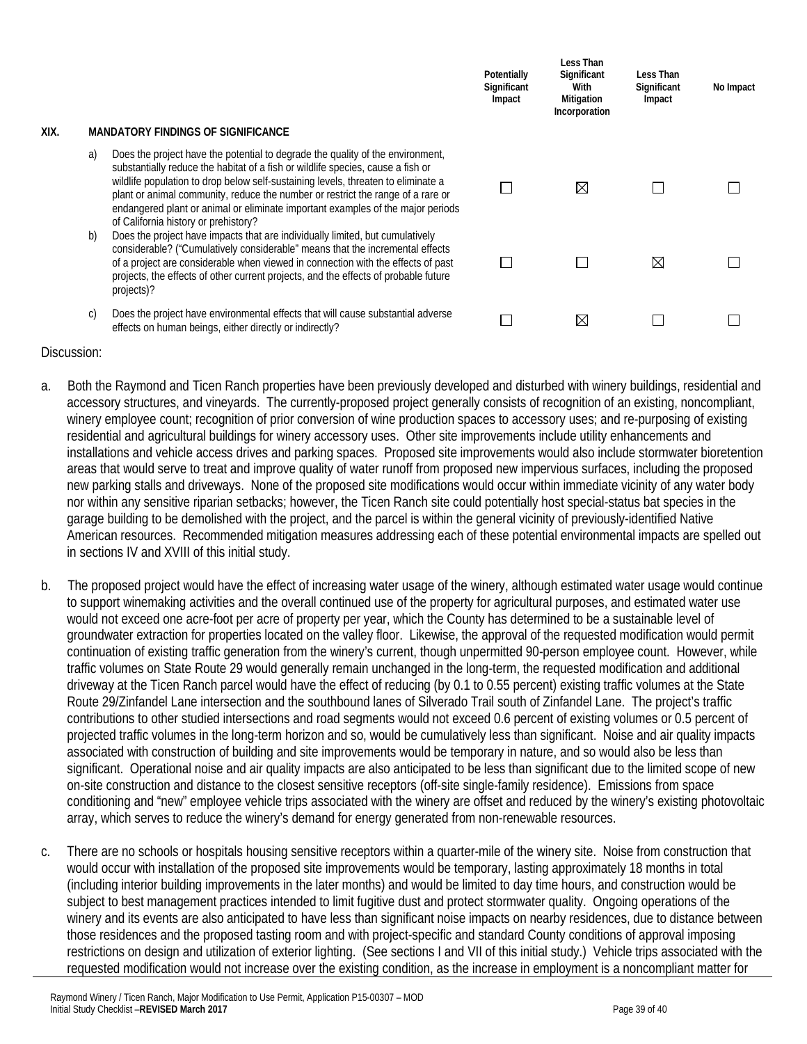| | | Potentially Significant Impact | Less Than Significant With Mitigation Incorporation | Less Than Significant Impact | No Impact |
|---|---|---|---|---|---|
| **XIX.** | **MANDATORY FINDINGS OF SIGNIFICANCE** | | | | |
| a) | Does the project have the potential to degrade the quality of the environment, substantially reduce the habitat of a fish or wildlife species, cause a fish or wildlife population to drop below self-sustaining levels, threaten to eliminate a plant or animal community, reduce the number or restrict the range of a rare or endangered plant or animal or eliminate important examples of the major periods of California history or prehistory? | ☐ | ☒ | ☐ | ☐ |
| b) | Does the project have impacts that are individually limited, but cumulatively considerable? ("Cumulatively considerable" means that the incremental effects of a project are considerable when viewed in connection with the effects of past projects, the effects of other current projects, and the effects of probable future projects)? | ☐ | ☐ | ☒ | ☐ |
| c) | Does the project have environmental effects that will cause substantial adverse effects on human beings, either directly or indirectly? | ☐ | ☒ | ☐ | ☐ |

Discussion:

a. Both the Raymond and Ticen Ranch properties have been previously developed and disturbed with winery buildings, residential and accessory structures, and vineyards. The currently-proposed project generally consists of recognition of an existing, noncompliant, winery employee count; recognition of prior conversion of wine production spaces to accessory uses; and re-purposing of existing residential and agricultural buildings for winery accessory uses. Other site improvements include utility enhancements and installations and vehicle access drives and parking spaces. Proposed site improvements would also include stormwater bioretention areas that would serve to treat and improve quality of water runoff from proposed new impervious surfaces, including the proposed new parking stalls and driveways. None of the proposed site modifications would occur within immediate vicinity of any water body nor within any sensitive riparian setbacks; however, the Ticen Ranch site could potentially host special-status bat species in the garage building to be demolished with the project, and the parcel is within the general vicinity of previously-identified Native American resources. Recommended mitigation measures addressing each of these potential environmental impacts are spelled out in sections IV and XVIII of this initial study.

b. The proposed project would have the effect of increasing water usage of the winery, although estimated water usage would continue to support winemaking activities and the overall continued use of the property for agricultural purposes, and estimated water use would not exceed one acre-foot per acre of property per year, which the County has determined to be a sustainable level of groundwater extraction for properties located on the valley floor. Likewise, the approval of the requested modification would permit continuation of existing traffic generation from the winery's current, though unpermitted 90-person employee count. However, while traffic volumes on State Route 29 would generally remain unchanged in the long-term, the requested modification and additional driveway at the Ticen Ranch parcel would have the effect of reducing (by 0.1 to 0.55 percent) existing traffic volumes at the State Route 29/Zinfandel Lane intersection and the southbound lanes of Silverado Trail south of Zinfandel Lane. The project's traffic contributions to other studied intersections and road segments would not exceed 0.6 percent of existing volumes or 0.5 percent of projected traffic volumes in the long-term horizon and so, would be cumulatively less than significant. Noise and air quality impacts associated with construction of building and site improvements would be temporary in nature, and so would also be less than significant. Operational noise and air quality impacts are also anticipated to be less than significant due to the limited scope of new on-site construction and distance to the closest sensitive receptors (off-site single-family residence). Emissions from space conditioning and "new" employee vehicle trips associated with the winery are offset and reduced by the winery's existing photovoltaic array, which serves to reduce the winery's demand for energy generated from non-renewable resources.

c. There are no schools or hospitals housing sensitive receptors within a quarter-mile of the winery site. Noise from construction that would occur with installation of the proposed site improvements would be temporary, lasting approximately 18 months in total (including interior building improvements in the later months) and would be limited to day time hours, and construction would be subject to best management practices intended to limit fugitive dust and protect stormwater quality. Ongoing operations of the winery and its events are also anticipated to have less than significant noise impacts on nearby residences, due to distance between those residences and the proposed tasting room and with project-specific and standard County conditions of approval imposing restrictions on design and utilization of exterior lighting. (See sections I and VII of this initial study.) Vehicle trips associated with the requested modification would not increase over the existing condition, as the increase in employment is a noncompliant matter for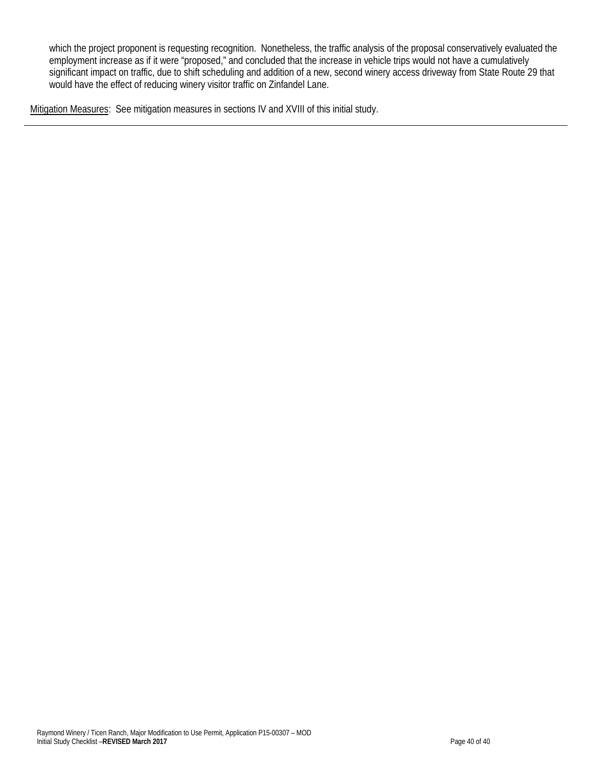which the project proponent is requesting recognition. Nonetheless, the traffic analysis of the proposal conservatively evaluated the employment increase as if it were "proposed," and concluded that the increase in vehicle trips would not have a cumulatively significant impact on traffic, due to shift scheduling and addition of a new, second winery access driveway from State Route 29 that would have the effect of reducing winery visitor traffic on Zinfandel Lane.

<u>Mitigation Measures</u>: See mitigation measures in sections IV and XVIII of this initial study.

---